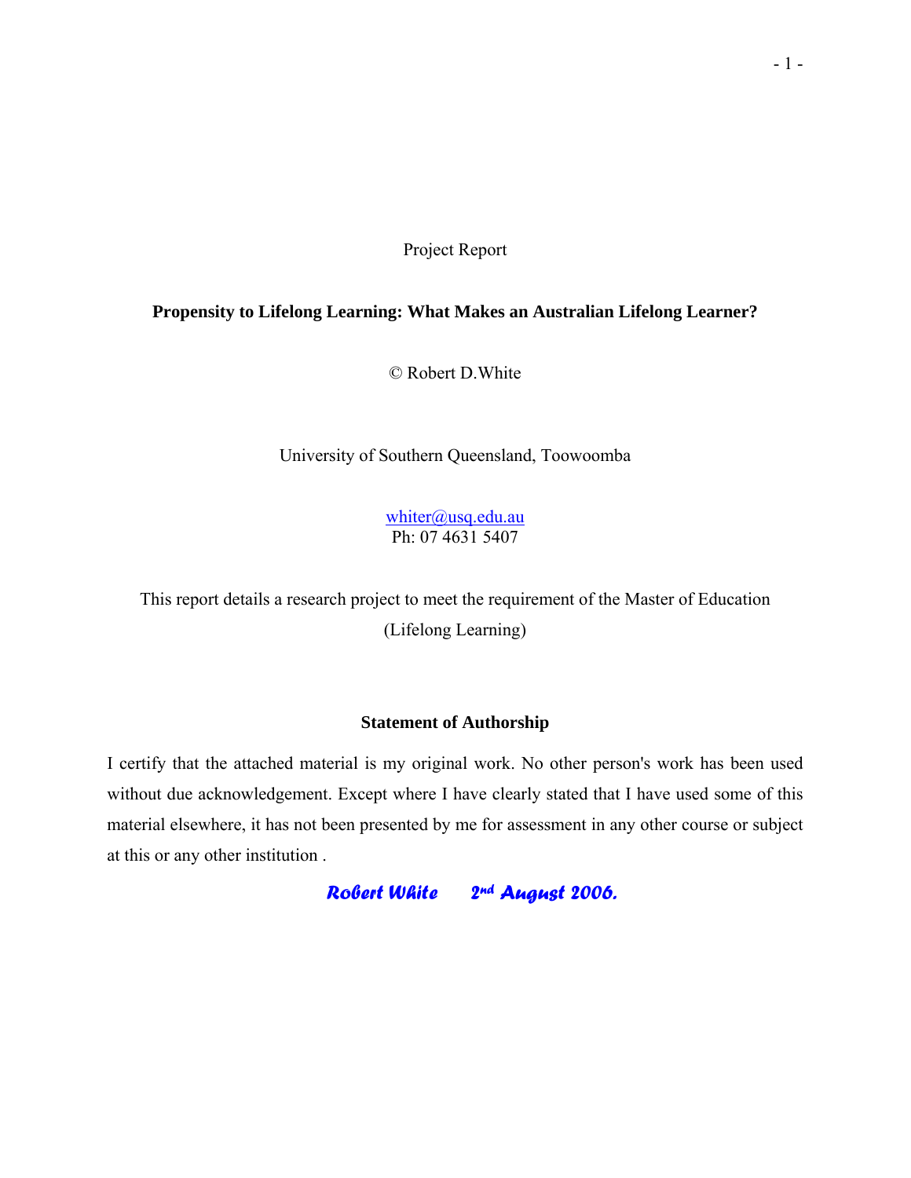Project Report

# Propensity to Lifelong Learning: What Makes an Australian Lifelong Learner?

© Robert D.White

University of Southern Queensland, Toowoomba

whiter@usq.edu.au
Ph: 07 4631 5407

This report details a research project to meet the requirement of the Master of Education (Lifelong Learning)

## Statement of Authorship

I certify that the attached material is my original work. No other person's work has been used without due acknowledgement. Except where I have clearly stated that I have used some of this material elsewhere, it has not been presented by me for assessment in any other course or subject at this or any other institution .

*Robert White 2nd August 2006.*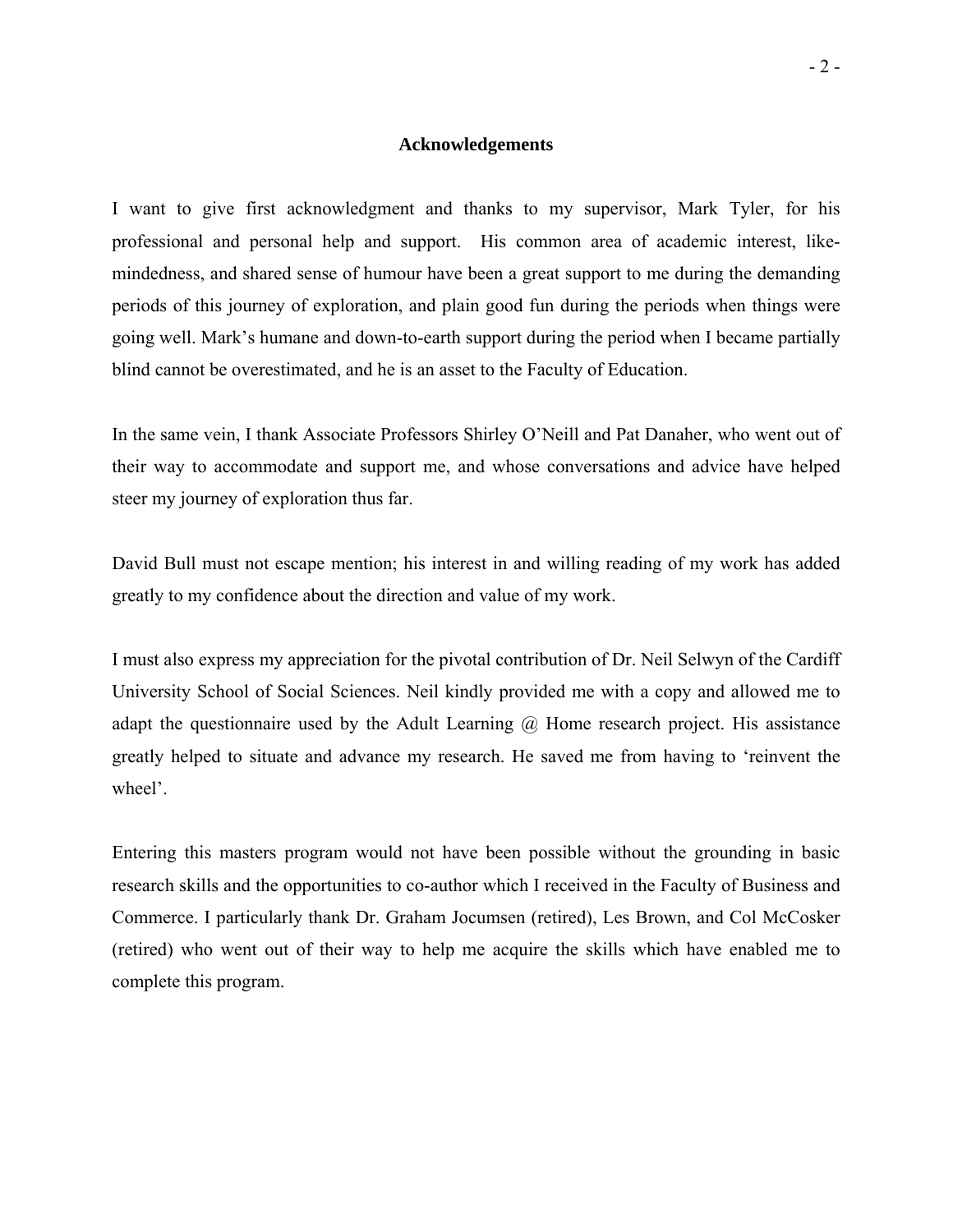## Acknowledgements

I want to give first acknowledgment and thanks to my supervisor, Mark Tyler, for his professional and personal help and support. His common area of academic interest, like-mindedness, and shared sense of humour have been a great support to me during the demanding periods of this journey of exploration, and plain good fun during the periods when things were going well. Mark's humane and down-to-earth support during the period when I became partially blind cannot be overestimated, and he is an asset to the Faculty of Education.

In the same vein, I thank Associate Professors Shirley O'Neill and Pat Danaher, who went out of their way to accommodate and support me, and whose conversations and advice have helped steer my journey of exploration thus far.

David Bull must not escape mention; his interest in and willing reading of my work has added greatly to my confidence about the direction and value of my work.

I must also express my appreciation for the pivotal contribution of Dr. Neil Selwyn of the Cardiff University School of Social Sciences. Neil kindly provided me with a copy and allowed me to adapt the questionnaire used by the Adult Learning @ Home research project. His assistance greatly helped to situate and advance my research. He saved me from having to 'reinvent the wheel'.

Entering this masters program would not have been possible without the grounding in basic research skills and the opportunities to co-author which I received in the Faculty of Business and Commerce. I particularly thank Dr. Graham Jocumsen (retired), Les Brown, and Col McCosker (retired) who went out of their way to help me acquire the skills which have enabled me to complete this program.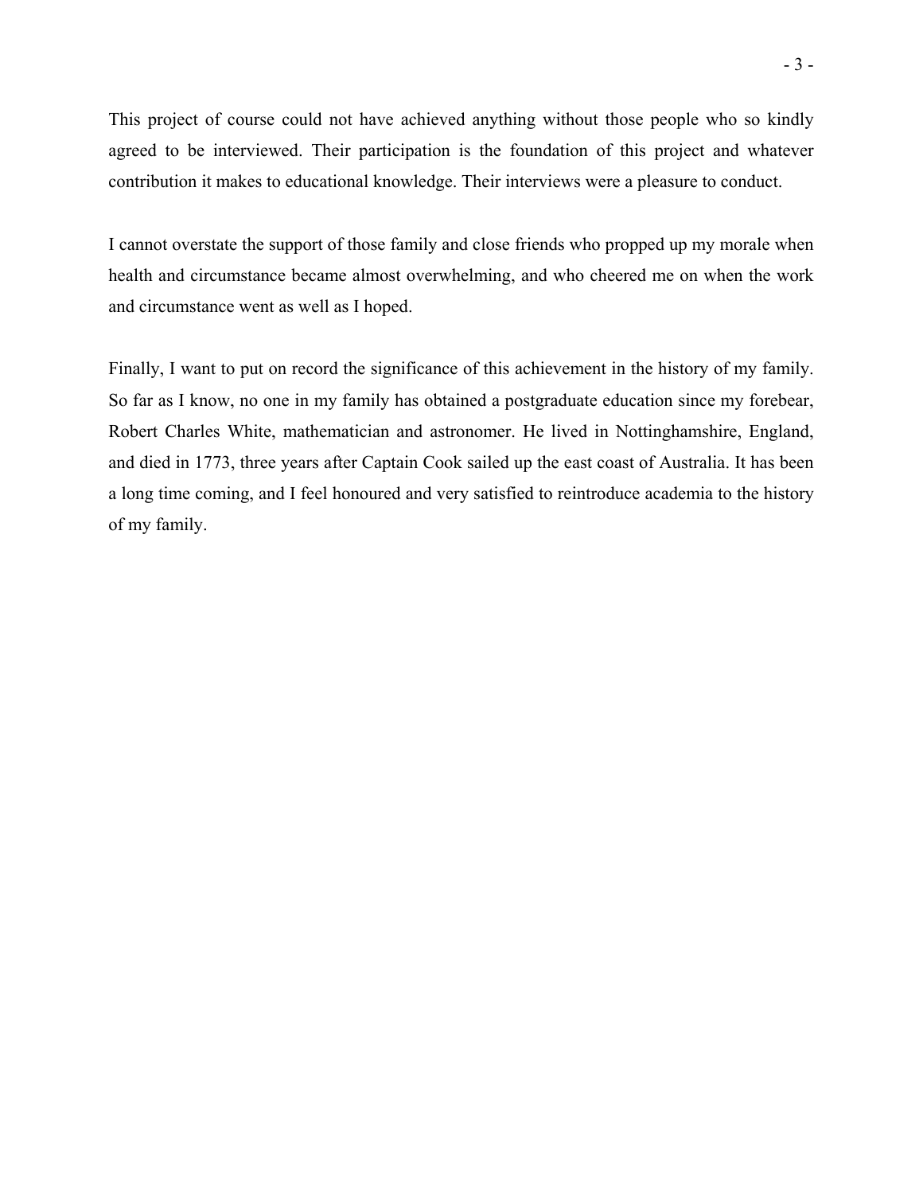This project of course could not have achieved anything without those people who so kindly agreed to be interviewed. Their participation is the foundation of this project and whatever contribution it makes to educational knowledge. Their interviews were a pleasure to conduct.

I cannot overstate the support of those family and close friends who propped up my morale when health and circumstance became almost overwhelming, and who cheered me on when the work and circumstance went as well as I hoped.

Finally, I want to put on record the significance of this achievement in the history of my family. So far as I know, no one in my family has obtained a postgraduate education since my forebear, Robert Charles White, mathematician and astronomer. He lived in Nottinghamshire, England, and died in 1773, three years after Captain Cook sailed up the east coast of Australia. It has been a long time coming, and I feel honoured and very satisfied to reintroduce academia to the history of my family.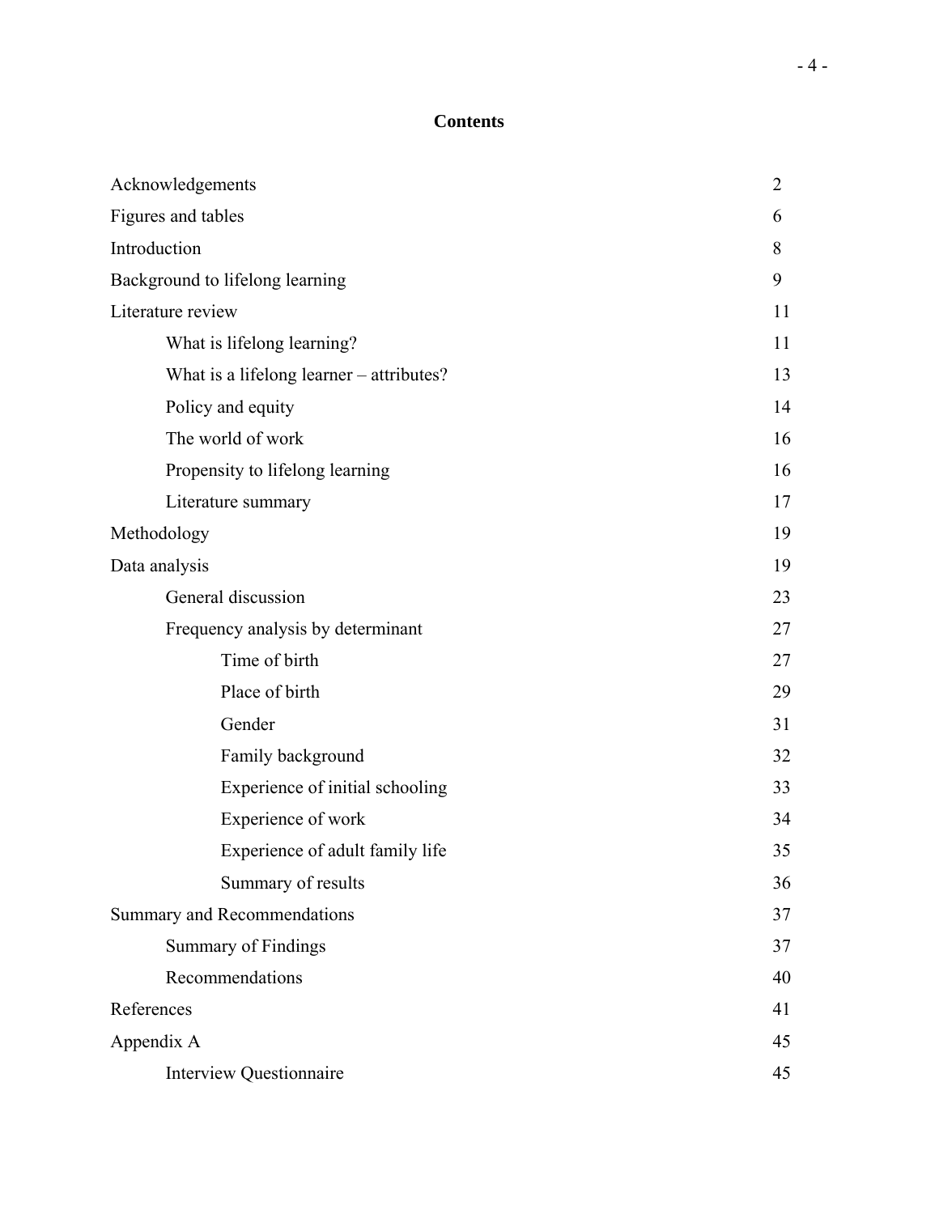# Contents

| | |
|---|---|
| Acknowledgements | 2 |
| Figures and tables | 6 |
| Introduction | 8 |
| Background to lifelong learning | 9 |
| Literature review | 11 |
| &nbsp;&nbsp;&nbsp;&nbsp;What is lifelong learning? | 11 |
| &nbsp;&nbsp;&nbsp;&nbsp;What is a lifelong learner – attributes? | 13 |
| &nbsp;&nbsp;&nbsp;&nbsp;Policy and equity | 14 |
| &nbsp;&nbsp;&nbsp;&nbsp;The world of work | 16 |
| &nbsp;&nbsp;&nbsp;&nbsp;Propensity to lifelong learning | 16 |
| &nbsp;&nbsp;&nbsp;&nbsp;Literature summary | 17 |
| Methodology | 19 |
| Data analysis | 19 |
| &nbsp;&nbsp;&nbsp;&nbsp;General discussion | 23 |
| &nbsp;&nbsp;&nbsp;&nbsp;Frequency analysis by determinant | 27 |
| &nbsp;&nbsp;&nbsp;&nbsp;&nbsp;&nbsp;&nbsp;&nbsp;Time of birth | 27 |
| &nbsp;&nbsp;&nbsp;&nbsp;&nbsp;&nbsp;&nbsp;&nbsp;Place of birth | 29 |
| &nbsp;&nbsp;&nbsp;&nbsp;&nbsp;&nbsp;&nbsp;&nbsp;Gender | 31 |
| &nbsp;&nbsp;&nbsp;&nbsp;&nbsp;&nbsp;&nbsp;&nbsp;Family background | 32 |
| &nbsp;&nbsp;&nbsp;&nbsp;&nbsp;&nbsp;&nbsp;&nbsp;Experience of initial schooling | 33 |
| &nbsp;&nbsp;&nbsp;&nbsp;&nbsp;&nbsp;&nbsp;&nbsp;Experience of work | 34 |
| &nbsp;&nbsp;&nbsp;&nbsp;&nbsp;&nbsp;&nbsp;&nbsp;Experience of adult family life | 35 |
| &nbsp;&nbsp;&nbsp;&nbsp;&nbsp;&nbsp;&nbsp;&nbsp;Summary of results | 36 |
| Summary and Recommendations | 37 |
| &nbsp;&nbsp;&nbsp;&nbsp;Summary of Findings | 37 |
| &nbsp;&nbsp;&nbsp;&nbsp;Recommendations | 40 |
| References | 41 |
| Appendix A | 45 |
| &nbsp;&nbsp;&nbsp;&nbsp;Interview Questionnaire | 45 |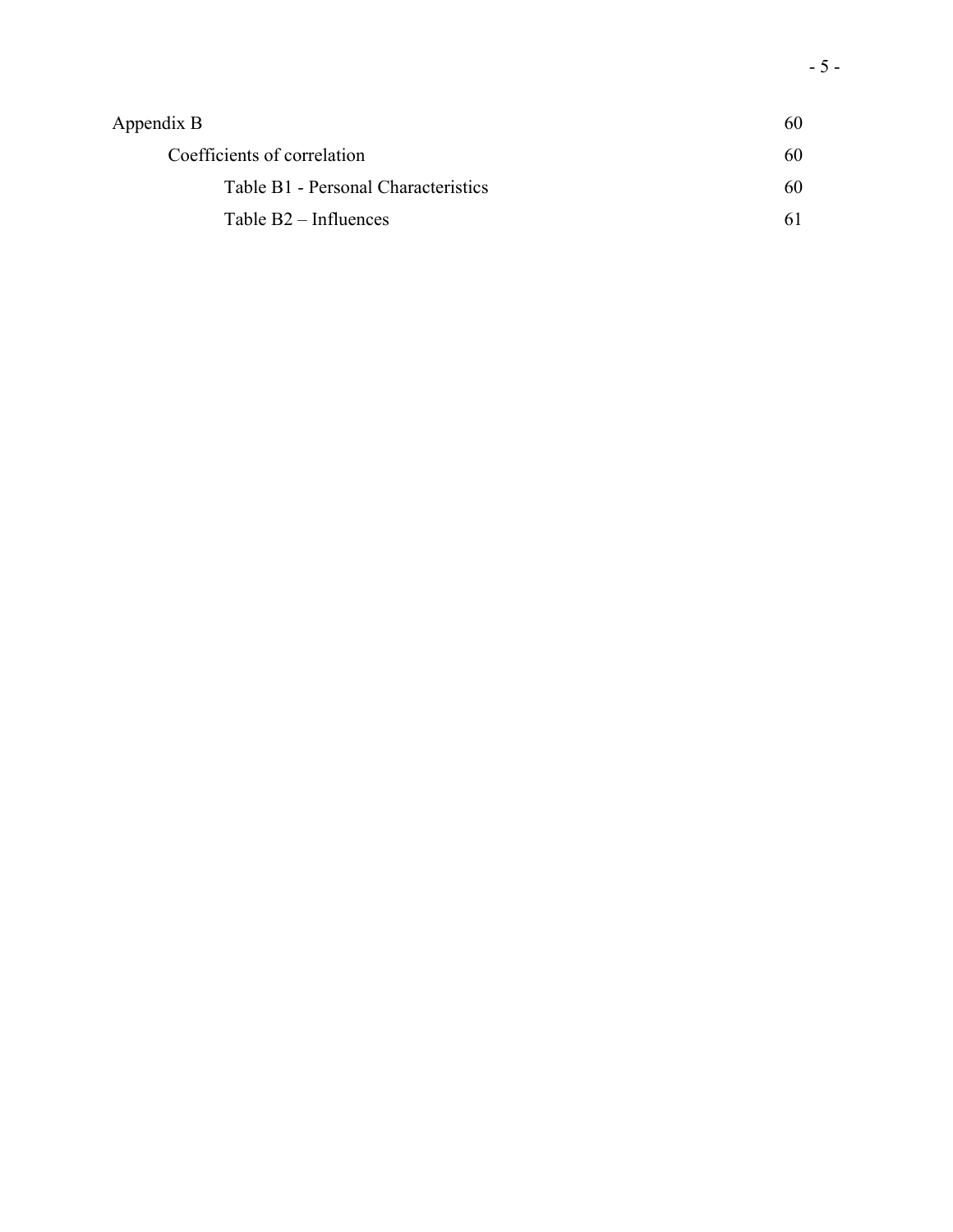| | |
|---|---|
| Appendix B | 60 |
| Coefficients of correlation | 60 |
| Table B1 - Personal Characteristics | 60 |
| Table B2 – Influences | 61 |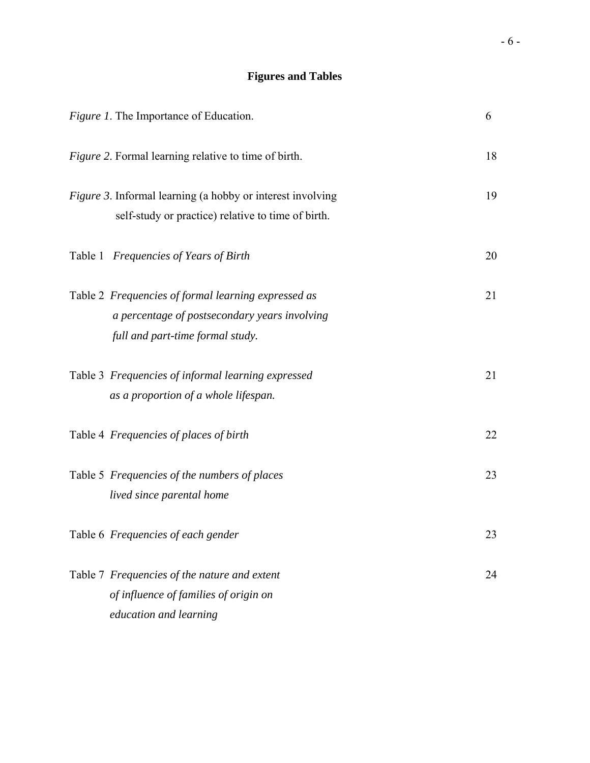# Figures and Tables

| | |
|---|---|
| *Figure 1*. The Importance of Education. | 6 |
| *Figure 2*. Formal learning relative to time of birth. | 18 |
| *Figure 3*. Informal learning (a hobby or interest involving self-study or practice) relative to time of birth. | 19 |
| Table 1 *Frequencies of Years of Birth* | 20 |
| Table 2 *Frequencies of formal learning expressed as a percentage of postsecondary years involving full and part-time formal study.* | 21 |
| Table 3 *Frequencies of informal learning expressed as a proportion of a whole lifespan.* | 21 |
| Table 4 *Frequencies of places of birth* | 22 |
| Table 5 *Frequencies of the numbers of places lived since parental home* | 23 |
| Table 6 *Frequencies of each gender* | 23 |
| Table 7 *Frequencies of the nature and extent of influence of families of origin on education and learning* | 24 |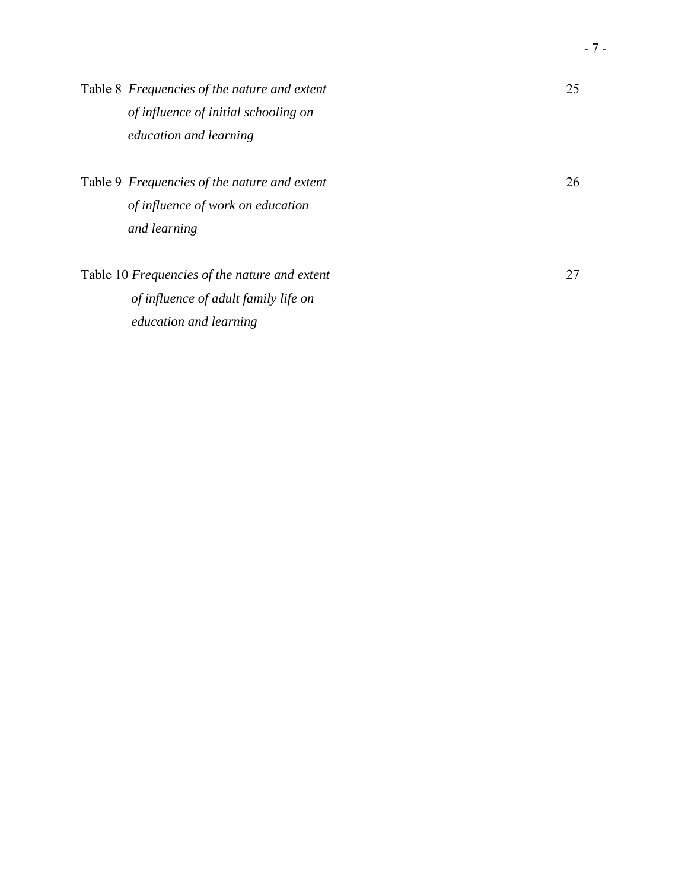Table 8 *Frequencies of the nature and extent of influence of initial schooling on education and learning* 25

Table 9 *Frequencies of the nature and extent of influence of work on education and learning* 26

Table 10 *Frequencies of the nature and extent of influence of adult family life on education and learning* 27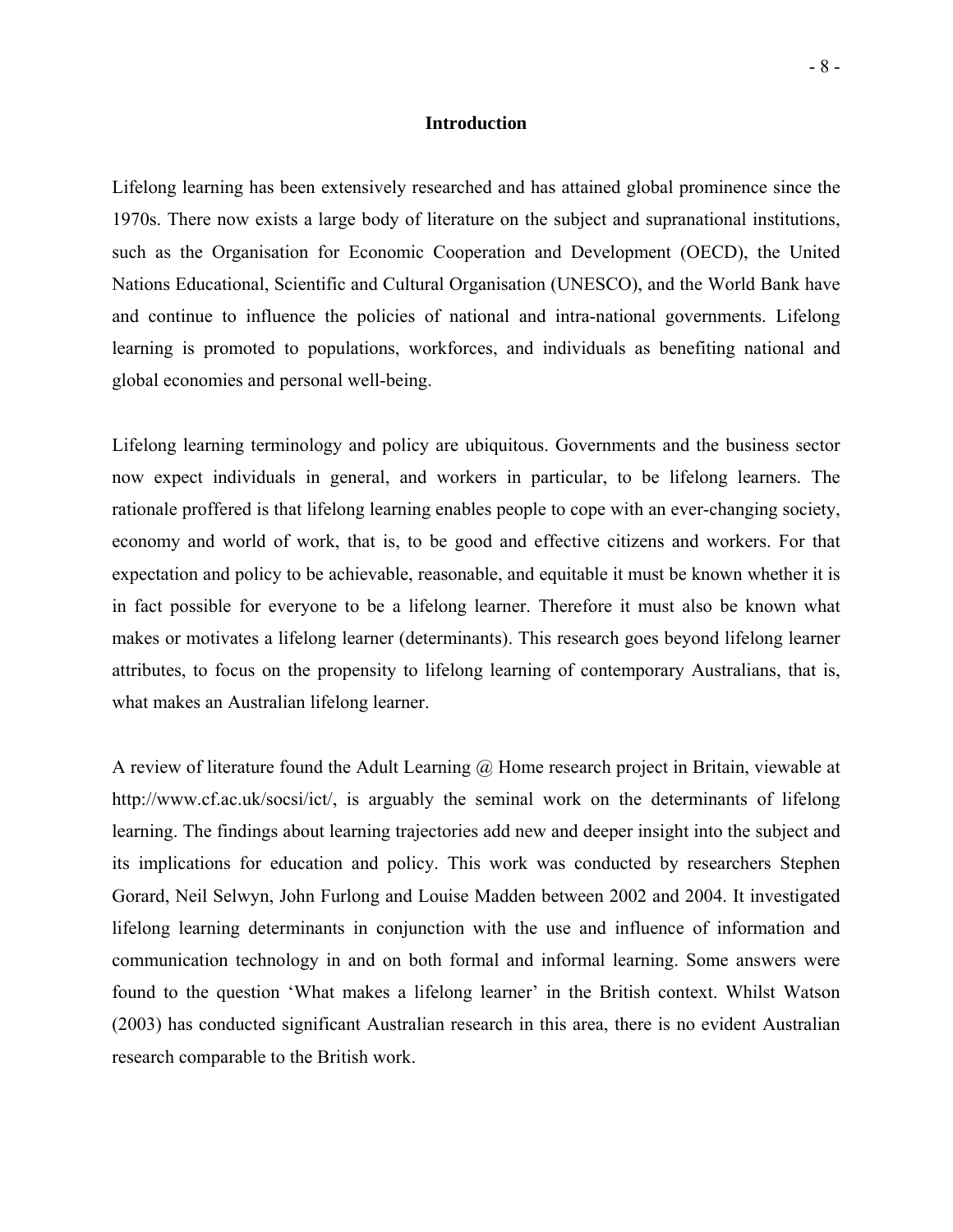# Introduction

Lifelong learning has been extensively researched and has attained global prominence since the 1970s. There now exists a large body of literature on the subject and supranational institutions, such as the Organisation for Economic Cooperation and Development (OECD), the United Nations Educational, Scientific and Cultural Organisation (UNESCO), and the World Bank have and continue to influence the policies of national and intra-national governments. Lifelong learning is promoted to populations, workforces, and individuals as benefiting national and global economies and personal well-being.

Lifelong learning terminology and policy are ubiquitous. Governments and the business sector now expect individuals in general, and workers in particular, to be lifelong learners. The rationale proffered is that lifelong learning enables people to cope with an ever-changing society, economy and world of work, that is, to be good and effective citizens and workers. For that expectation and policy to be achievable, reasonable, and equitable it must be known whether it is in fact possible for everyone to be a lifelong learner. Therefore it must also be known what makes or motivates a lifelong learner (determinants). This research goes beyond lifelong learner attributes, to focus on the propensity to lifelong learning of contemporary Australians, that is, what makes an Australian lifelong learner.

A review of literature found the Adult Learning @ Home research project in Britain, viewable at http://www.cf.ac.uk/socsi/ict/, is arguably the seminal work on the determinants of lifelong learning. The findings about learning trajectories add new and deeper insight into the subject and its implications for education and policy. This work was conducted by researchers Stephen Gorard, Neil Selwyn, John Furlong and Louise Madden between 2002 and 2004. It investigated lifelong learning determinants in conjunction with the use and influence of information and communication technology in and on both formal and informal learning. Some answers were found to the question 'What makes a lifelong learner' in the British context. Whilst Watson (2003) has conducted significant Australian research in this area, there is no evident Australian research comparable to the British work.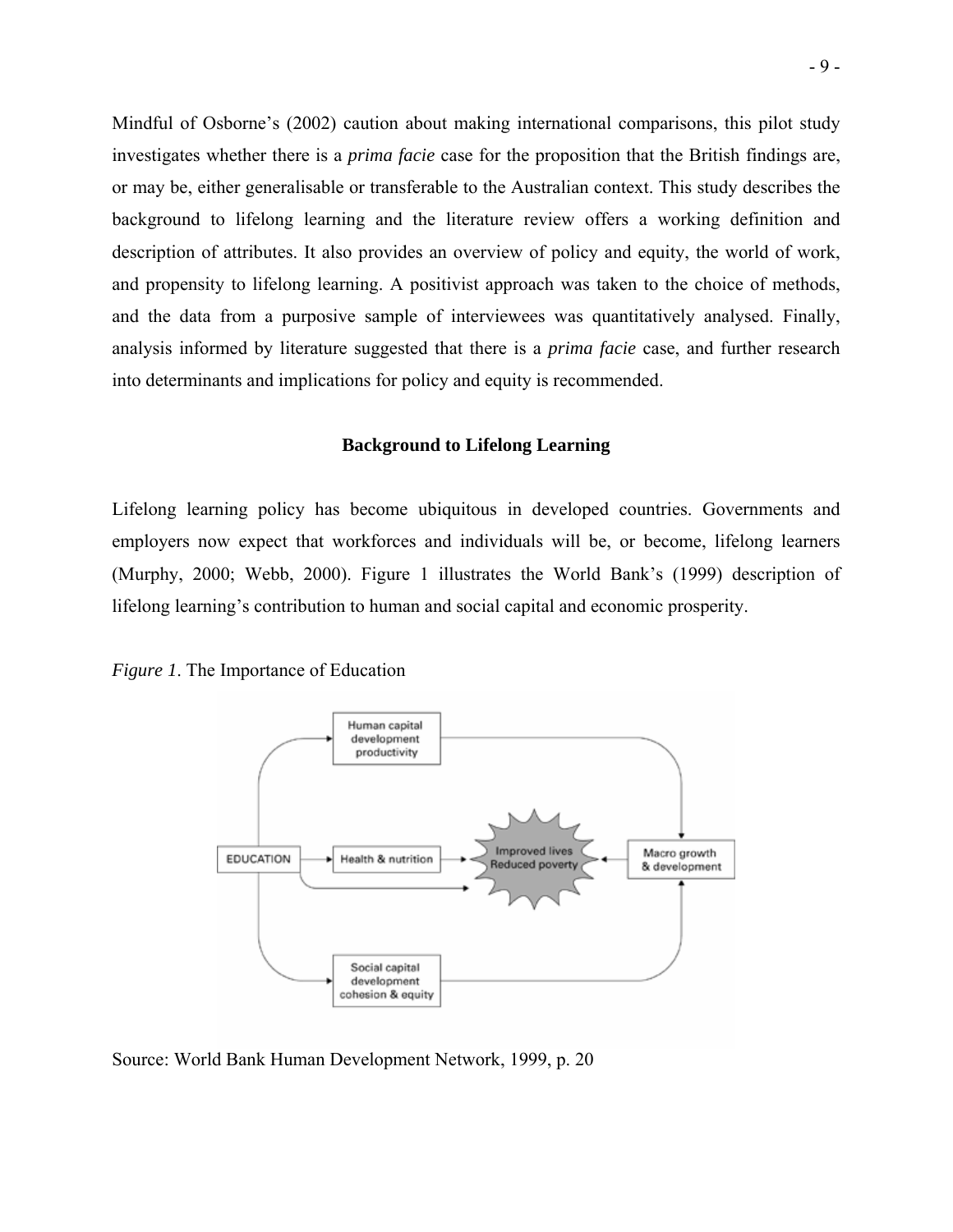Mindful of Osborne's (2002) caution about making international comparisons, this pilot study investigates whether there is a *prima facie* case for the proposition that the British findings are, or may be, either generalisable or transferable to the Australian context. This study describes the background to lifelong learning and the literature review offers a working definition and description of attributes. It also provides an overview of policy and equity, the world of work, and propensity to lifelong learning. A positivist approach was taken to the choice of methods, and the data from a purposive sample of interviewees was quantitatively analysed. Finally, analysis informed by literature suggested that there is a *prima facie* case, and further research into determinants and implications for policy and equity is recommended.

## Background to Lifelong Learning

Lifelong learning policy has become ubiquitous in developed countries. Governments and employers now expect that workforces and individuals will be, or become, lifelong learners (Murphy, 2000; Webb, 2000). Figure 1 illustrates the World Bank's (1999) description of lifelong learning's contribution to human and social capital and economic prosperity.

*Figure 1*. The Importance of Education

Source: World Bank Human Development Network, 1999, p. 20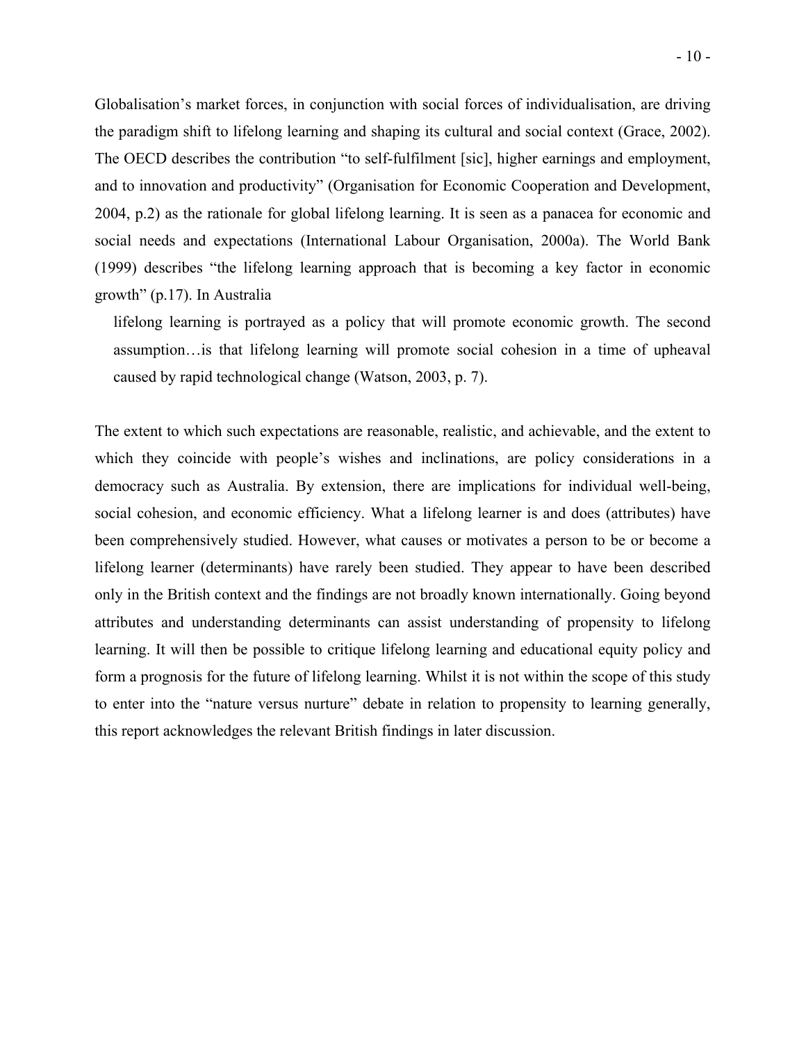Globalisation's market forces, in conjunction with social forces of individualisation, are driving the paradigm shift to lifelong learning and shaping its cultural and social context (Grace, 2002). The OECD describes the contribution "to self-fulfilment [sic], higher earnings and employment, and to innovation and productivity" (Organisation for Economic Cooperation and Development, 2004, p.2) as the rationale for global lifelong learning. It is seen as a panacea for economic and social needs and expectations (International Labour Organisation, 2000a). The World Bank (1999) describes "the lifelong learning approach that is becoming a key factor in economic growth" (p.17). In Australia

> lifelong learning is portrayed as a policy that will promote economic growth. The second assumption…is that lifelong learning will promote social cohesion in a time of upheaval caused by rapid technological change (Watson, 2003, p. 7).

The extent to which such expectations are reasonable, realistic, and achievable, and the extent to which they coincide with people's wishes and inclinations, are policy considerations in a democracy such as Australia. By extension, there are implications for individual well-being, social cohesion, and economic efficiency. What a lifelong learner is and does (attributes) have been comprehensively studied. However, what causes or motivates a person to be or become a lifelong learner (determinants) have rarely been studied. They appear to have been described only in the British context and the findings are not broadly known internationally. Going beyond attributes and understanding determinants can assist understanding of propensity to lifelong learning. It will then be possible to critique lifelong learning and educational equity policy and form a prognosis for the future of lifelong learning. Whilst it is not within the scope of this study to enter into the "nature versus nurture" debate in relation to propensity to learning generally, this report acknowledges the relevant British findings in later discussion.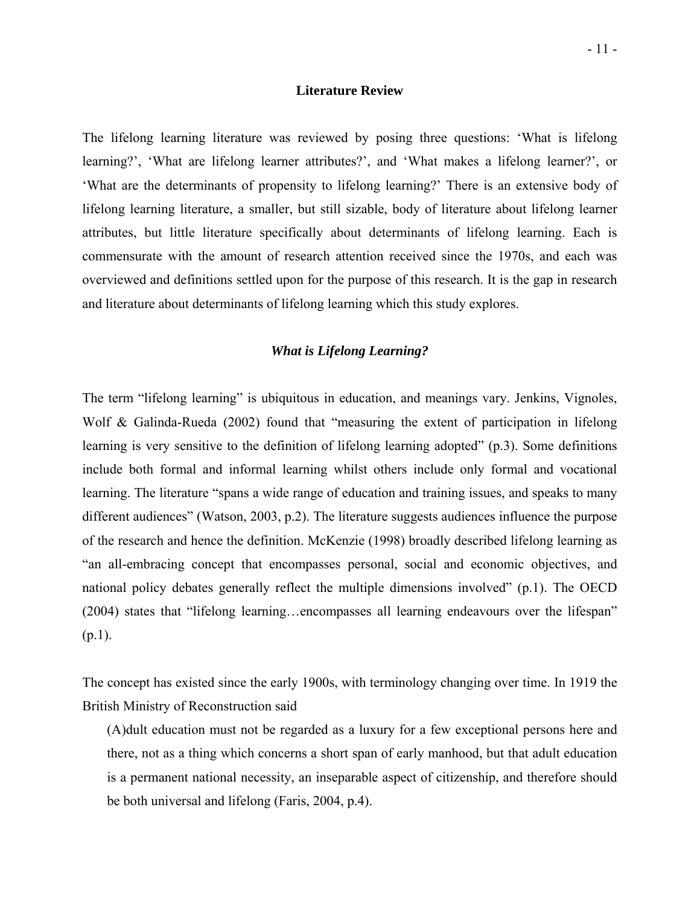## Literature Review

The lifelong learning literature was reviewed by posing three questions: 'What is lifelong learning?', 'What are lifelong learner attributes?', and 'What makes a lifelong learner?', or 'What are the determinants of propensity to lifelong learning?' There is an extensive body of lifelong learning literature, a smaller, but still sizable, body of literature about lifelong learner attributes, but little literature specifically about determinants of lifelong learning. Each is commensurate with the amount of research attention received since the 1970s, and each was overviewed and definitions settled upon for the purpose of this research. It is the gap in research and literature about determinants of lifelong learning which this study explores.

### *What is Lifelong Learning?*

The term "lifelong learning" is ubiquitous in education, and meanings vary. Jenkins, Vignoles, Wolf & Galinda-Rueda (2002) found that "measuring the extent of participation in lifelong learning is very sensitive to the definition of lifelong learning adopted" (p.3). Some definitions include both formal and informal learning whilst others include only formal and vocational learning. The literature "spans a wide range of education and training issues, and speaks to many different audiences" (Watson, 2003, p.2). The literature suggests audiences influence the purpose of the research and hence the definition. McKenzie (1998) broadly described lifelong learning as "an all-embracing concept that encompasses personal, social and economic objectives, and national policy debates generally reflect the multiple dimensions involved" (p.1). The OECD (2004) states that "lifelong learning…encompasses all learning endeavours over the lifespan" (p.1).

The concept has existed since the early 1900s, with terminology changing over time. In 1919 the British Ministry of Reconstruction said

> (A)dult education must not be regarded as a luxury for a few exceptional persons here and there, not as a thing which concerns a short span of early manhood, but that adult education is a permanent national necessity, an inseparable aspect of citizenship, and therefore should be both universal and lifelong (Faris, 2004, p.4).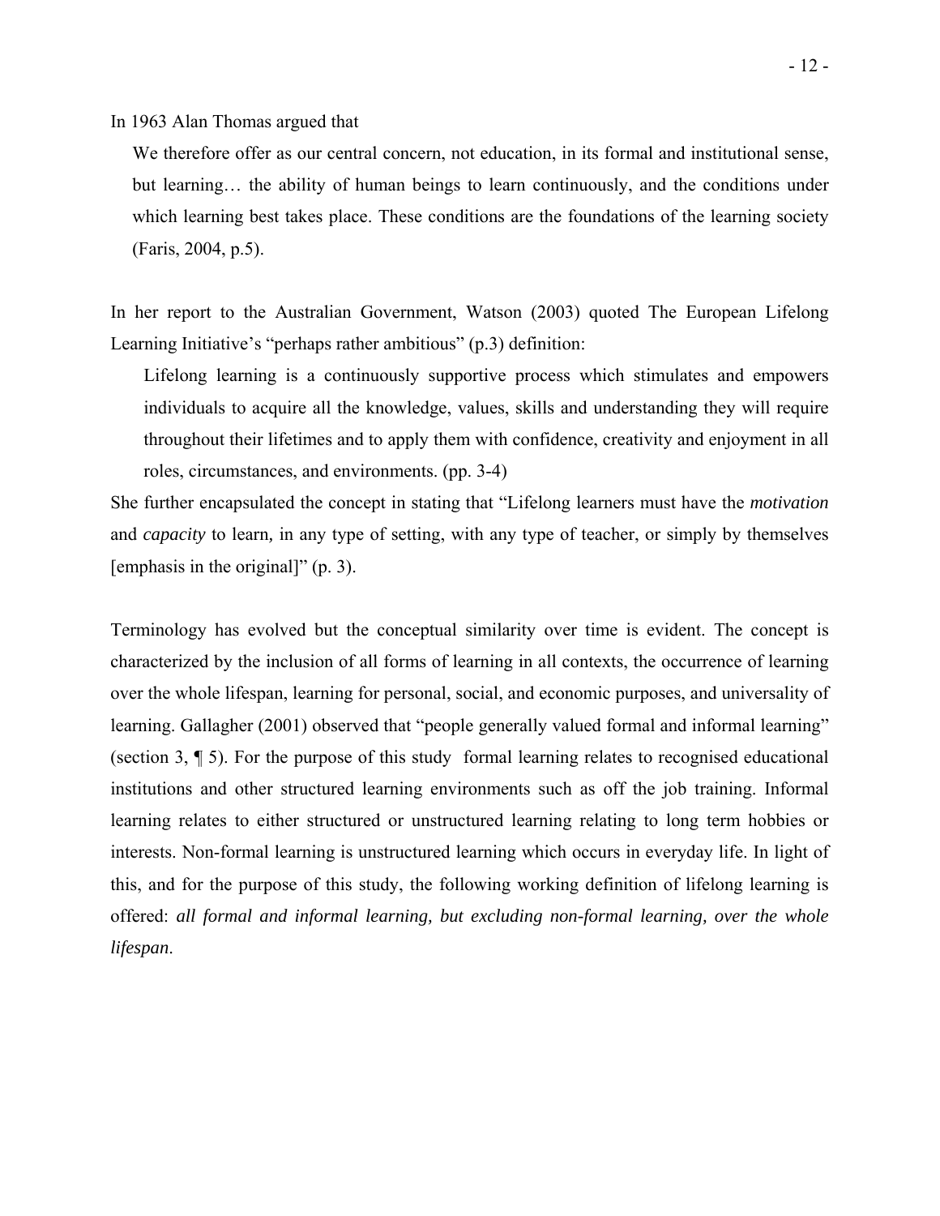In 1963 Alan Thomas argued that

> We therefore offer as our central concern, not education, in its formal and institutional sense, but learning… the ability of human beings to learn continuously, and the conditions under which learning best takes place. These conditions are the foundations of the learning society (Faris, 2004, p.5).

In her report to the Australian Government, Watson (2003) quoted The European Lifelong Learning Initiative's "perhaps rather ambitious" (p.3) definition:

> Lifelong learning is a continuously supportive process which stimulates and empowers individuals to acquire all the knowledge, values, skills and understanding they will require throughout their lifetimes and to apply them with confidence, creativity and enjoyment in all roles, circumstances, and environments. (pp. 3-4)

She further encapsulated the concept in stating that "Lifelong learners must have the *motivation* and *capacity* to learn, in any type of setting, with any type of teacher, or simply by themselves [emphasis in the original]" (p. 3).

Terminology has evolved but the conceptual similarity over time is evident. The concept is characterized by the inclusion of all forms of learning in all contexts, the occurrence of learning over the whole lifespan, learning for personal, social, and economic purposes, and universality of learning. Gallagher (2001) observed that "people generally valued formal and informal learning" (section 3, ¶ 5). For the purpose of this study formal learning relates to recognised educational institutions and other structured learning environments such as off the job training. Informal learning relates to either structured or unstructured learning relating to long term hobbies or interests. Non-formal learning is unstructured learning which occurs in everyday life. In light of this, and for the purpose of this study, the following working definition of lifelong learning is offered: *all formal and informal learning, but excluding non-formal learning, over the whole lifespan*.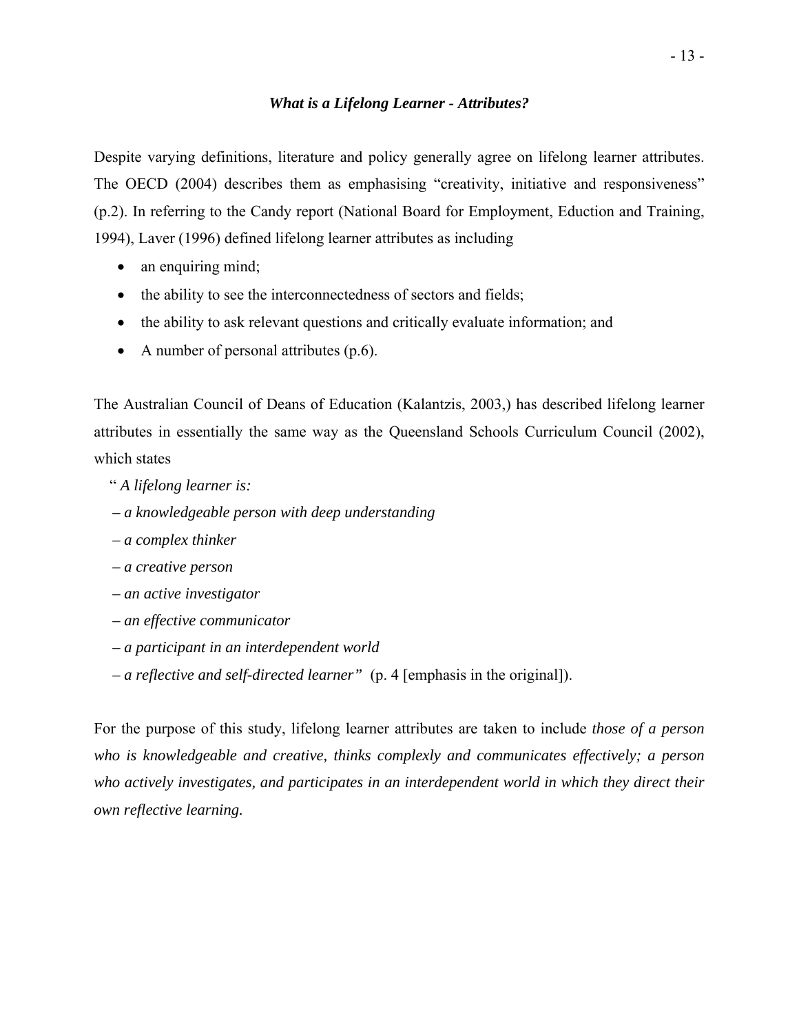### *What is a Lifelong Learner - Attributes?*

Despite varying definitions, literature and policy generally agree on lifelong learner attributes. The OECD (2004) describes them as emphasising "creativity, initiative and responsiveness" (p.2). In referring to the Candy report (National Board for Employment, Eduction and Training, 1994), Laver (1996) defined lifelong learner attributes as including

- an enquiring mind;
- the ability to see the interconnectedness of sectors and fields;
- the ability to ask relevant questions and critically evaluate information; and
- A number of personal attributes (p.6).

The Australian Council of Deans of Education (Kalantzis, 2003,) has described lifelong learner attributes in essentially the same way as the Queensland Schools Curriculum Council (2002), which states

" *A lifelong learner is:*

*– a knowledgeable person with deep understanding*

*– a complex thinker*

*– a creative person*

*– an active investigator*

*– an effective communicator*

*– a participant in an interdependent world*

*– a reflective and self-directed learner"* (p. 4 [emphasis in the original]).

For the purpose of this study, lifelong learner attributes are taken to include *those of a person who is knowledgeable and creative, thinks complexly and communicates effectively; a person who actively investigates, and participates in an interdependent world in which they direct their own reflective learning.*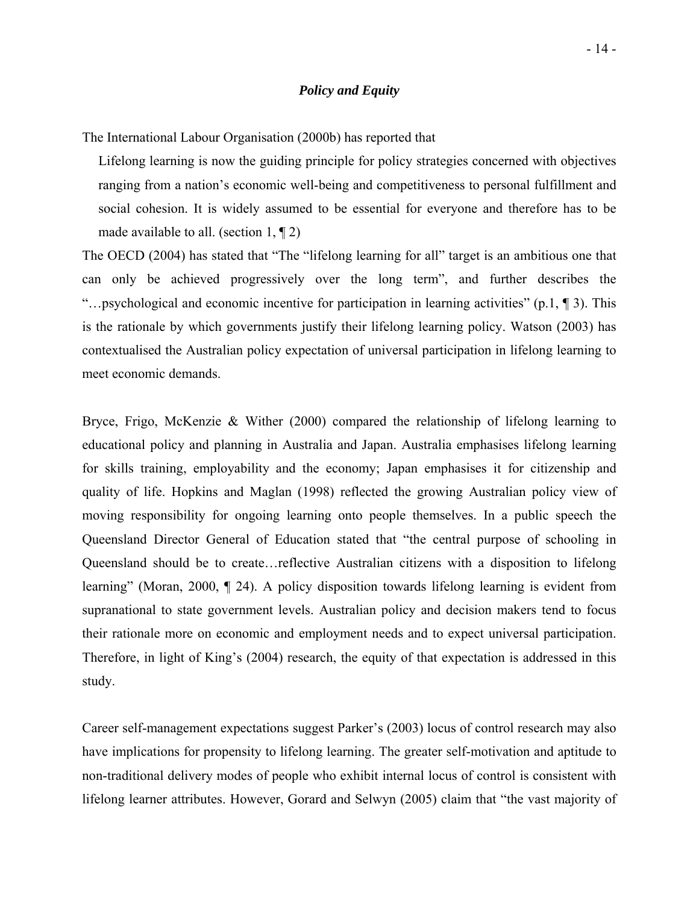### *Policy and Equity*

The International Labour Organisation (2000b) has reported that

> Lifelong learning is now the guiding principle for policy strategies concerned with objectives ranging from a nation's economic well-being and competitiveness to personal fulfillment and social cohesion. It is widely assumed to be essential for everyone and therefore has to be made available to all. (section 1, ¶ 2)

The OECD (2004) has stated that "The "lifelong learning for all" target is an ambitious one that can only be achieved progressively over the long term", and further describes the "…psychological and economic incentive for participation in learning activities" (p.1, ¶ 3). This is the rationale by which governments justify their lifelong learning policy. Watson (2003) has contextualised the Australian policy expectation of universal participation in lifelong learning to meet economic demands.

Bryce, Frigo, McKenzie & Wither (2000) compared the relationship of lifelong learning to educational policy and planning in Australia and Japan. Australia emphasises lifelong learning for skills training, employability and the economy; Japan emphasises it for citizenship and quality of life. Hopkins and Maglan (1998) reflected the growing Australian policy view of moving responsibility for ongoing learning onto people themselves. In a public speech the Queensland Director General of Education stated that "the central purpose of schooling in Queensland should be to create…reflective Australian citizens with a disposition to lifelong learning" (Moran, 2000, ¶ 24). A policy disposition towards lifelong learning is evident from supranational to state government levels. Australian policy and decision makers tend to focus their rationale more on economic and employment needs and to expect universal participation. Therefore, in light of King's (2004) research, the equity of that expectation is addressed in this study.

Career self-management expectations suggest Parker's (2003) locus of control research may also have implications for propensity to lifelong learning. The greater self-motivation and aptitude to non-traditional delivery modes of people who exhibit internal locus of control is consistent with lifelong learner attributes. However, Gorard and Selwyn (2005) claim that "the vast majority of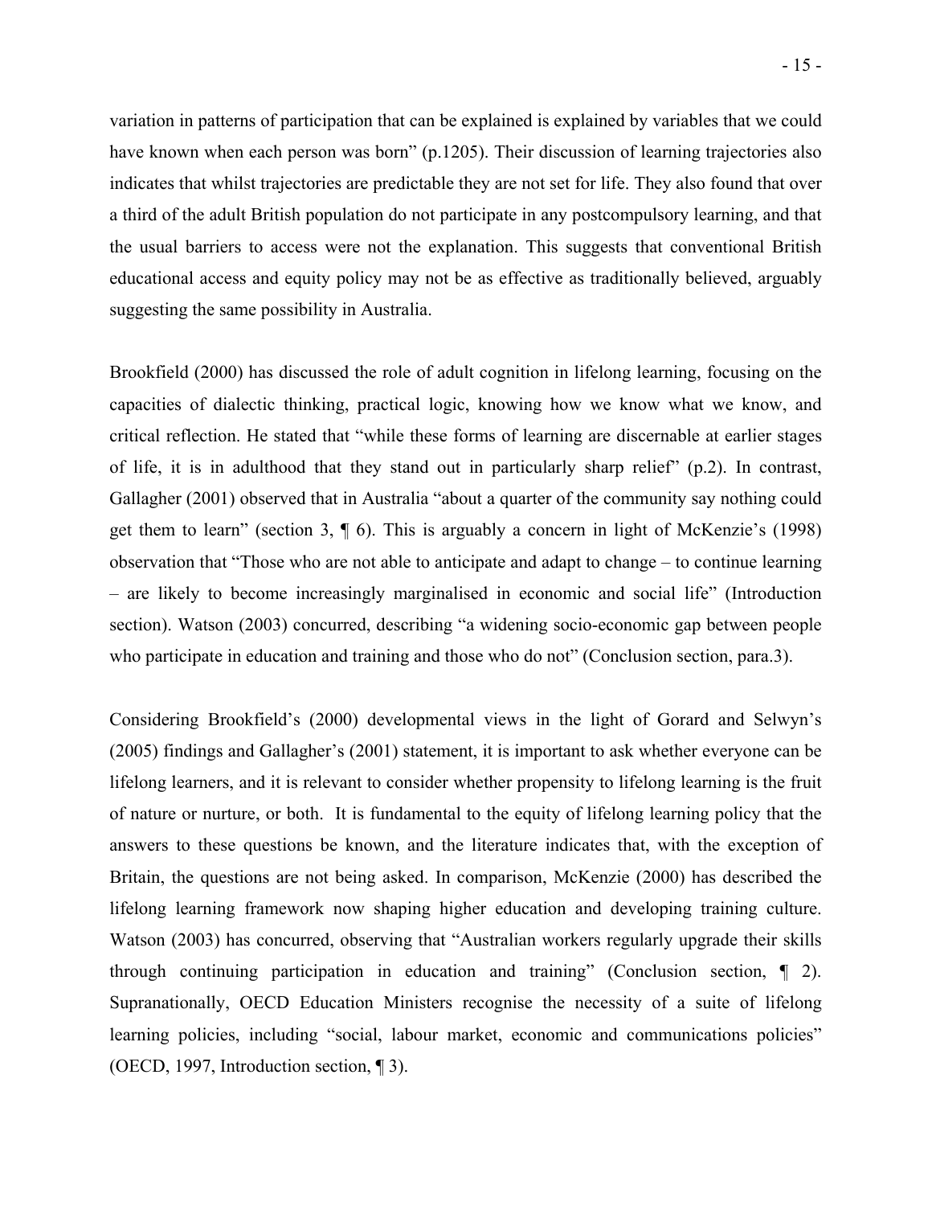variation in patterns of participation that can be explained is explained by variables that we could have known when each person was born" (p.1205). Their discussion of learning trajectories also indicates that whilst trajectories are predictable they are not set for life. They also found that over a third of the adult British population do not participate in any postcompulsory learning, and that the usual barriers to access were not the explanation. This suggests that conventional British educational access and equity policy may not be as effective as traditionally believed, arguably suggesting the same possibility in Australia.

Brookfield (2000) has discussed the role of adult cognition in lifelong learning, focusing on the capacities of dialectic thinking, practical logic, knowing how we know what we know, and critical reflection. He stated that "while these forms of learning are discernable at earlier stages of life, it is in adulthood that they stand out in particularly sharp relief" (p.2). In contrast, Gallagher (2001) observed that in Australia "about a quarter of the community say nothing could get them to learn" (section 3, ¶ 6). This is arguably a concern in light of McKenzie's (1998) observation that "Those who are not able to anticipate and adapt to change – to continue learning – are likely to become increasingly marginalised in economic and social life" (Introduction section). Watson (2003) concurred, describing "a widening socio-economic gap between people who participate in education and training and those who do not" (Conclusion section, para.3).

Considering Brookfield's (2000) developmental views in the light of Gorard and Selwyn's (2005) findings and Gallagher's (2001) statement, it is important to ask whether everyone can be lifelong learners, and it is relevant to consider whether propensity to lifelong learning is the fruit of nature or nurture, or both. It is fundamental to the equity of lifelong learning policy that the answers to these questions be known, and the literature indicates that, with the exception of Britain, the questions are not being asked. In comparison, McKenzie (2000) has described the lifelong learning framework now shaping higher education and developing training culture. Watson (2003) has concurred, observing that "Australian workers regularly upgrade their skills through continuing participation in education and training" (Conclusion section, ¶ 2). Supranationally, OECD Education Ministers recognise the necessity of a suite of lifelong learning policies, including "social, labour market, economic and communications policies" (OECD, 1997, Introduction section, ¶ 3).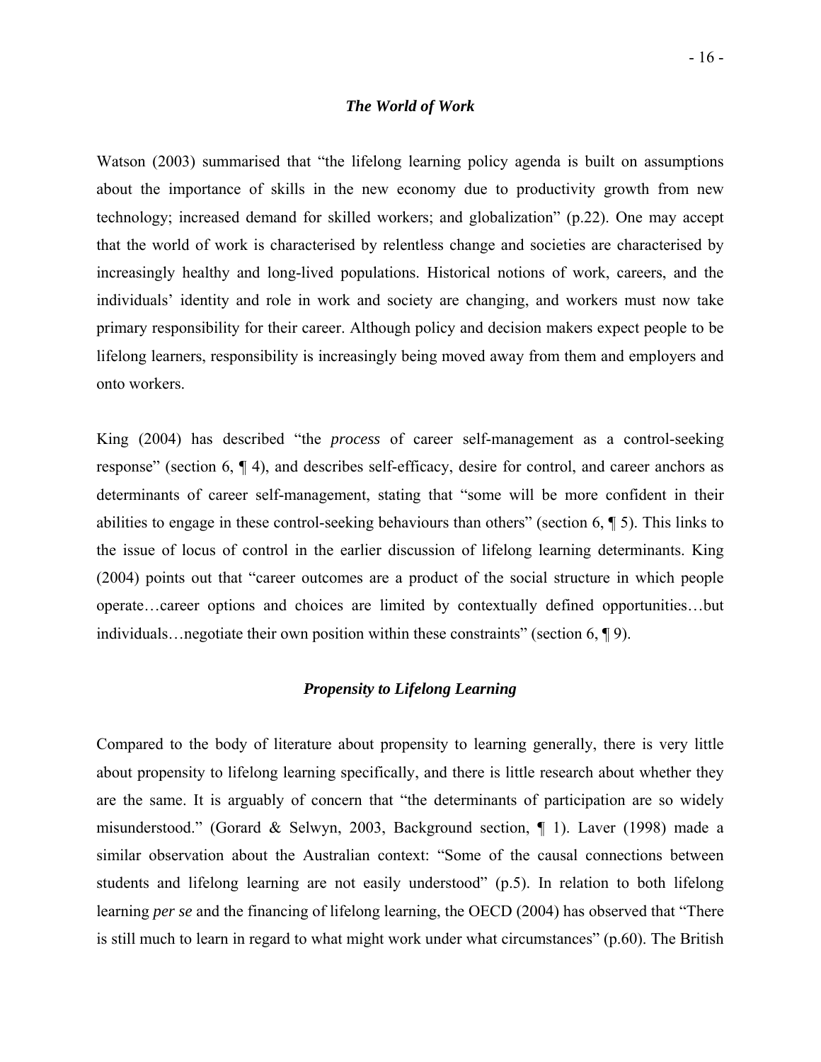### *The World of Work*

Watson (2003) summarised that "the lifelong learning policy agenda is built on assumptions about the importance of skills in the new economy due to productivity growth from new technology; increased demand for skilled workers; and globalization" (p.22). One may accept that the world of work is characterised by relentless change and societies are characterised by increasingly healthy and long-lived populations. Historical notions of work, careers, and the individuals' identity and role in work and society are changing, and workers must now take primary responsibility for their career. Although policy and decision makers expect people to be lifelong learners, responsibility is increasingly being moved away from them and employers and onto workers.

King (2004) has described "the *process* of career self-management as a control-seeking response" (section 6, ¶ 4), and describes self-efficacy, desire for control, and career anchors as determinants of career self-management, stating that "some will be more confident in their abilities to engage in these control-seeking behaviours than others" (section 6, ¶ 5). This links to the issue of locus of control in the earlier discussion of lifelong learning determinants. King (2004) points out that "career outcomes are a product of the social structure in which people operate…career options and choices are limited by contextually defined opportunities…but individuals…negotiate their own position within these constraints" (section 6, ¶ 9).

### *Propensity to Lifelong Learning*

Compared to the body of literature about propensity to learning generally, there is very little about propensity to lifelong learning specifically, and there is little research about whether they are the same. It is arguably of concern that "the determinants of participation are so widely misunderstood." (Gorard & Selwyn, 2003, Background section, ¶ 1). Laver (1998) made a similar observation about the Australian context: "Some of the causal connections between students and lifelong learning are not easily understood" (p.5). In relation to both lifelong learning *per se* and the financing of lifelong learning, the OECD (2004) has observed that "There is still much to learn in regard to what might work under what circumstances" (p.60). The British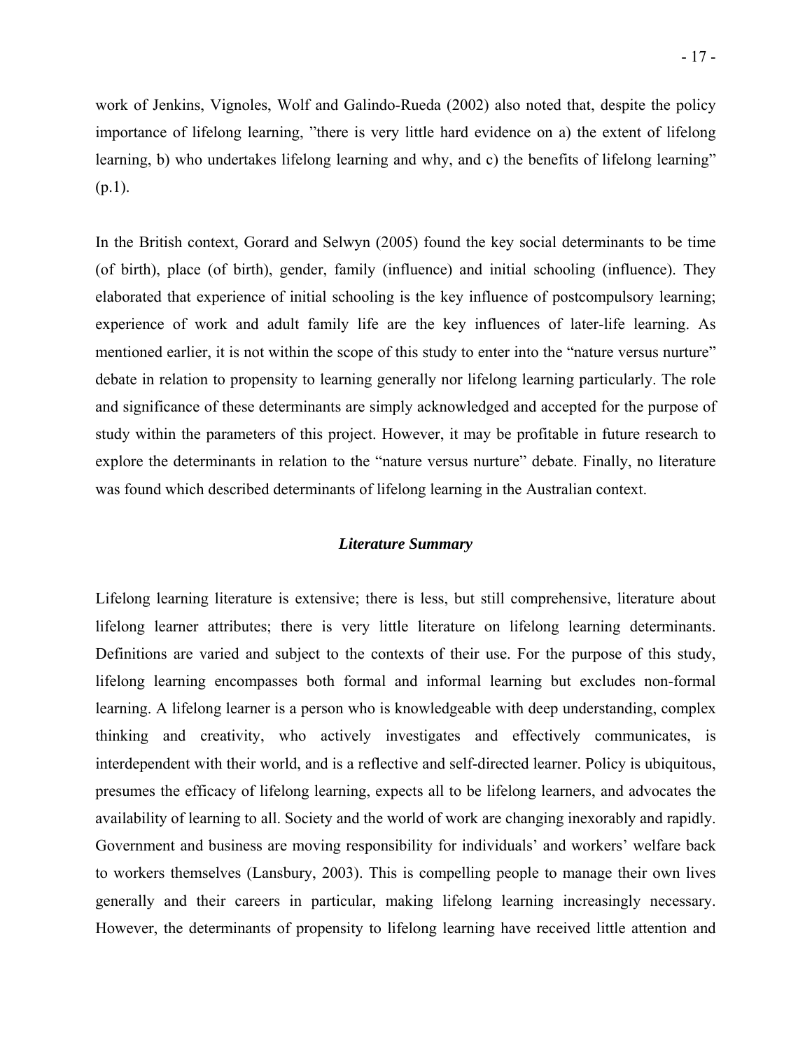work of Jenkins, Vignoles, Wolf and Galindo-Rueda (2002) also noted that, despite the policy importance of lifelong learning, "there is very little hard evidence on a) the extent of lifelong learning, b) who undertakes lifelong learning and why, and c) the benefits of lifelong learning" (p.1).

In the British context, Gorard and Selwyn (2005) found the key social determinants to be time (of birth), place (of birth), gender, family (influence) and initial schooling (influence). They elaborated that experience of initial schooling is the key influence of postcompulsory learning; experience of work and adult family life are the key influences of later-life learning. As mentioned earlier, it is not within the scope of this study to enter into the "nature versus nurture" debate in relation to propensity to learning generally nor lifelong learning particularly. The role and significance of these determinants are simply acknowledged and accepted for the purpose of study within the parameters of this project. However, it may be profitable in future research to explore the determinants in relation to the "nature versus nurture" debate. Finally, no literature was found which described determinants of lifelong learning in the Australian context.

### *Literature Summary*

Lifelong learning literature is extensive; there is less, but still comprehensive, literature about lifelong learner attributes; there is very little literature on lifelong learning determinants. Definitions are varied and subject to the contexts of their use. For the purpose of this study, lifelong learning encompasses both formal and informal learning but excludes non-formal learning. A lifelong learner is a person who is knowledgeable with deep understanding, complex thinking and creativity, who actively investigates and effectively communicates, is interdependent with their world, and is a reflective and self-directed learner. Policy is ubiquitous, presumes the efficacy of lifelong learning, expects all to be lifelong learners, and advocates the availability of learning to all. Society and the world of work are changing inexorably and rapidly. Government and business are moving responsibility for individuals' and workers' welfare back to workers themselves (Lansbury, 2003). This is compelling people to manage their own lives generally and their careers in particular, making lifelong learning increasingly necessary. However, the determinants of propensity to lifelong learning have received little attention and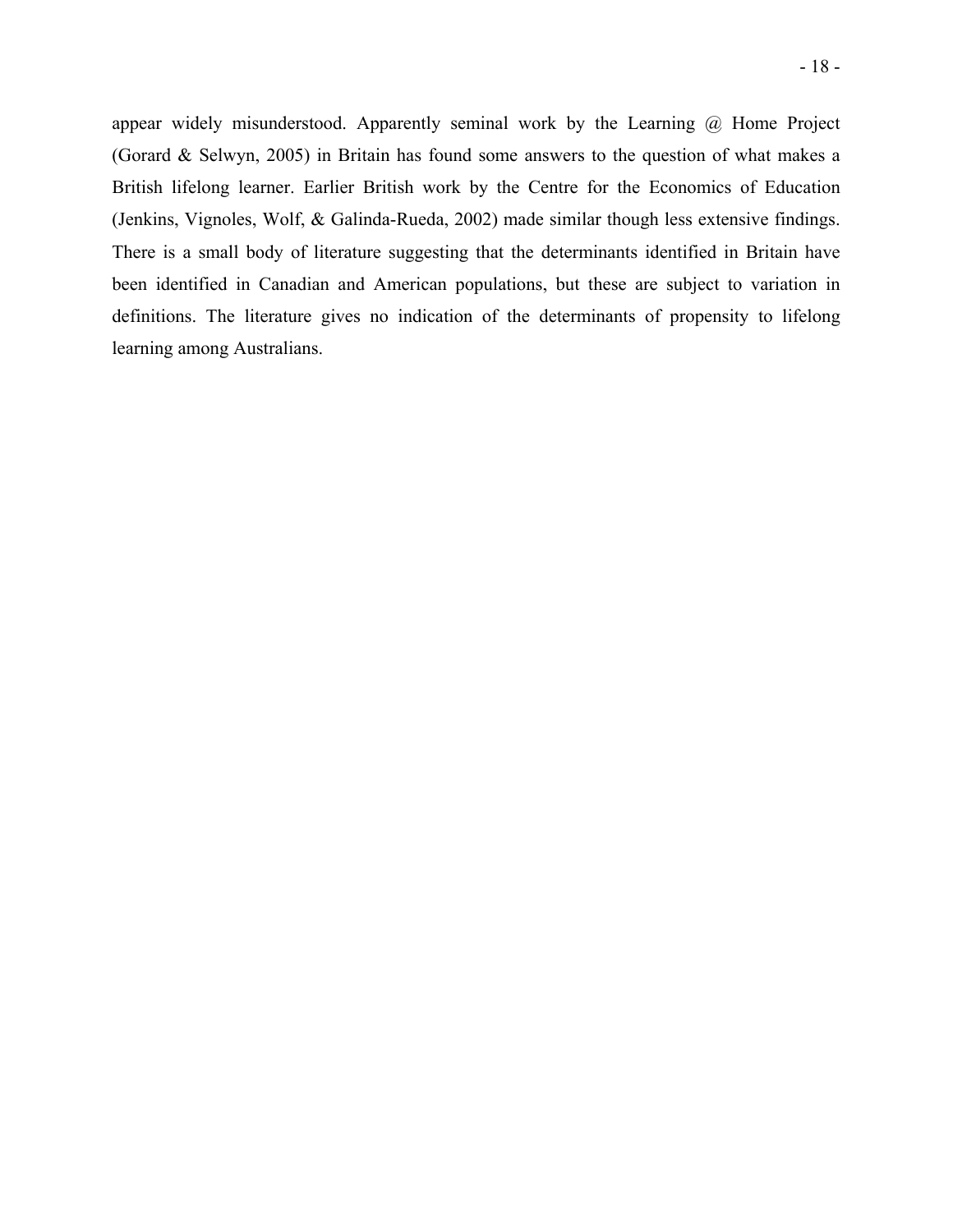appear widely misunderstood. Apparently seminal work by the Learning @ Home Project (Gorard & Selwyn, 2005) in Britain has found some answers to the question of what makes a British lifelong learner. Earlier British work by the Centre for the Economics of Education (Jenkins, Vignoles, Wolf, & Galinda-Rueda, 2002) made similar though less extensive findings. There is a small body of literature suggesting that the determinants identified in Britain have been identified in Canadian and American populations, but these are subject to variation in definitions. The literature gives no indication of the determinants of propensity to lifelong learning among Australians.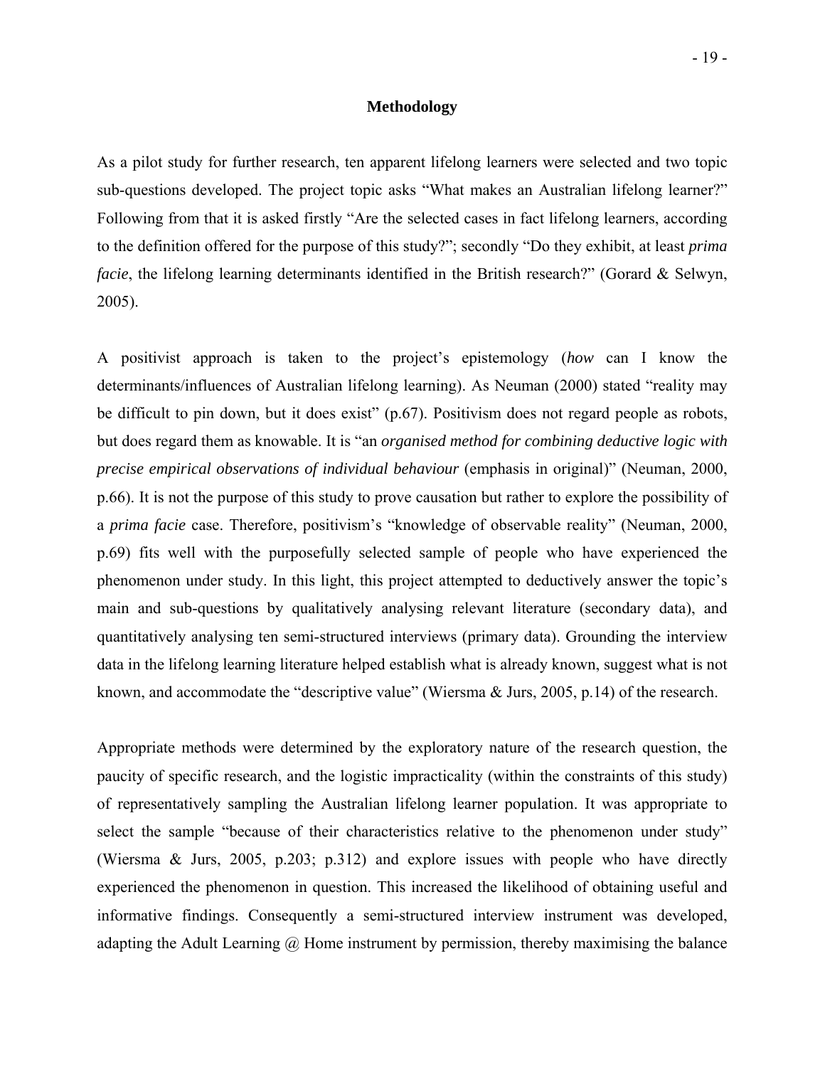## Methodology

As a pilot study for further research, ten apparent lifelong learners were selected and two topic sub-questions developed. The project topic asks "What makes an Australian lifelong learner?" Following from that it is asked firstly "Are the selected cases in fact lifelong learners, according to the definition offered for the purpose of this study?"; secondly "Do they exhibit, at least *prima facie*, the lifelong learning determinants identified in the British research?" (Gorard & Selwyn, 2005).

A positivist approach is taken to the project's epistemology (*how* can I know the determinants/influences of Australian lifelong learning). As Neuman (2000) stated "reality may be difficult to pin down, but it does exist" (p.67). Positivism does not regard people as robots, but does regard them as knowable. It is "an *organised method for combining deductive logic with precise empirical observations of individual behaviour* (emphasis in original)" (Neuman, 2000, p.66). It is not the purpose of this study to prove causation but rather to explore the possibility of a *prima facie* case. Therefore, positivism's "knowledge of observable reality" (Neuman, 2000, p.69) fits well with the purposefully selected sample of people who have experienced the phenomenon under study. In this light, this project attempted to deductively answer the topic's main and sub-questions by qualitatively analysing relevant literature (secondary data), and quantitatively analysing ten semi-structured interviews (primary data). Grounding the interview data in the lifelong learning literature helped establish what is already known, suggest what is not known, and accommodate the "descriptive value" (Wiersma & Jurs, 2005, p.14) of the research.

Appropriate methods were determined by the exploratory nature of the research question, the paucity of specific research, and the logistic impracticality (within the constraints of this study) of representatively sampling the Australian lifelong learner population. It was appropriate to select the sample "because of their characteristics relative to the phenomenon under study" (Wiersma & Jurs, 2005, p.203; p.312) and explore issues with people who have directly experienced the phenomenon in question. This increased the likelihood of obtaining useful and informative findings. Consequently a semi-structured interview instrument was developed, adapting the Adult Learning @ Home instrument by permission, thereby maximising the balance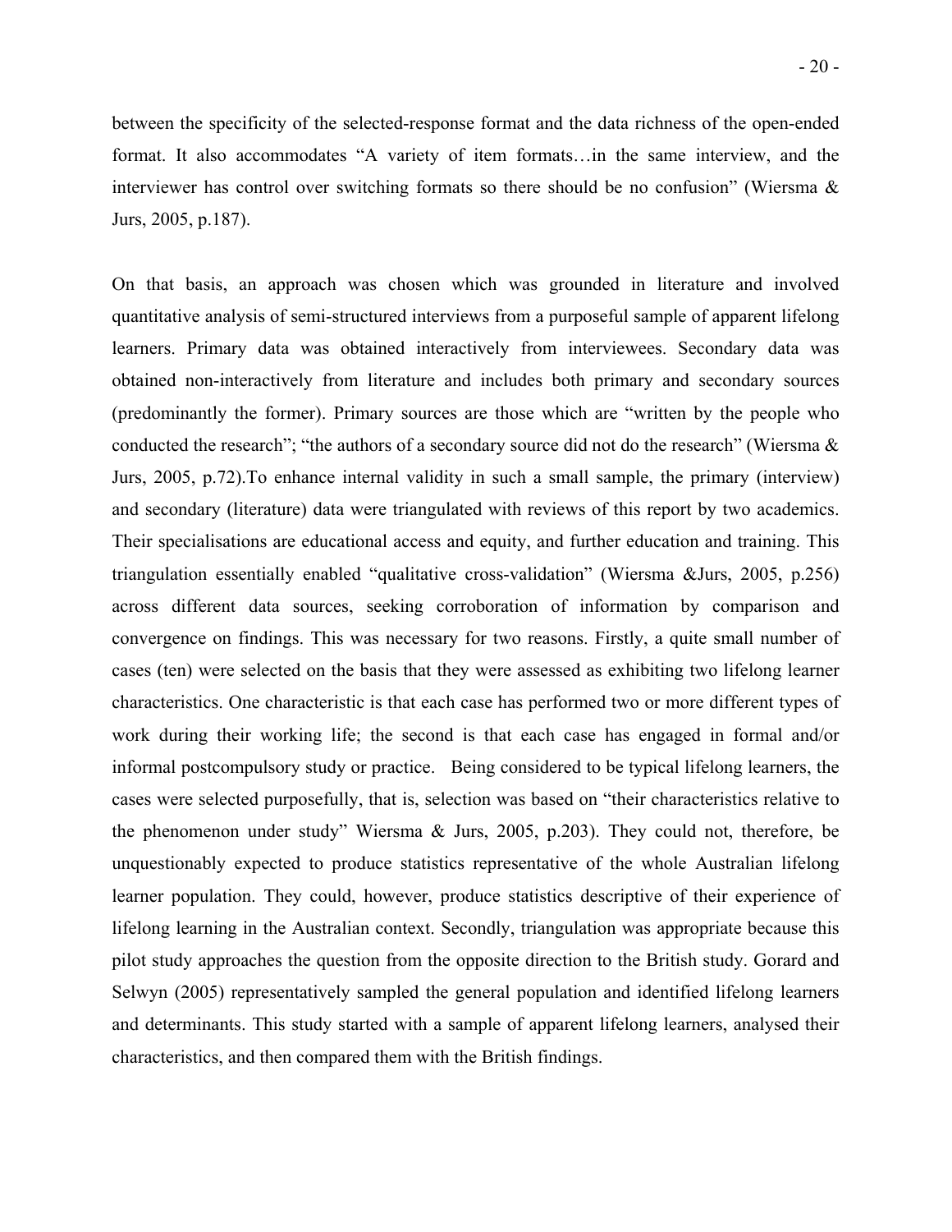between the specificity of the selected-response format and the data richness of the open-ended format. It also accommodates "A variety of item formats…in the same interview, and the interviewer has control over switching formats so there should be no confusion" (Wiersma & Jurs, 2005, p.187).

On that basis, an approach was chosen which was grounded in literature and involved quantitative analysis of semi-structured interviews from a purposeful sample of apparent lifelong learners. Primary data was obtained interactively from interviewees. Secondary data was obtained non-interactively from literature and includes both primary and secondary sources (predominantly the former). Primary sources are those which are "written by the people who conducted the research"; "the authors of a secondary source did not do the research" (Wiersma & Jurs, 2005, p.72).To enhance internal validity in such a small sample, the primary (interview) and secondary (literature) data were triangulated with reviews of this report by two academics. Their specialisations are educational access and equity, and further education and training. This triangulation essentially enabled "qualitative cross-validation" (Wiersma &Jurs, 2005, p.256) across different data sources, seeking corroboration of information by comparison and convergence on findings. This was necessary for two reasons. Firstly, a quite small number of cases (ten) were selected on the basis that they were assessed as exhibiting two lifelong learner characteristics. One characteristic is that each case has performed two or more different types of work during their working life; the second is that each case has engaged in formal and/or informal postcompulsory study or practice. Being considered to be typical lifelong learners, the cases were selected purposefully, that is, selection was based on "their characteristics relative to the phenomenon under study" Wiersma & Jurs, 2005, p.203). They could not, therefore, be unquestionably expected to produce statistics representative of the whole Australian lifelong learner population. They could, however, produce statistics descriptive of their experience of lifelong learning in the Australian context. Secondly, triangulation was appropriate because this pilot study approaches the question from the opposite direction to the British study. Gorard and Selwyn (2005) representatively sampled the general population and identified lifelong learners and determinants. This study started with a sample of apparent lifelong learners, analysed their characteristics, and then compared them with the British findings.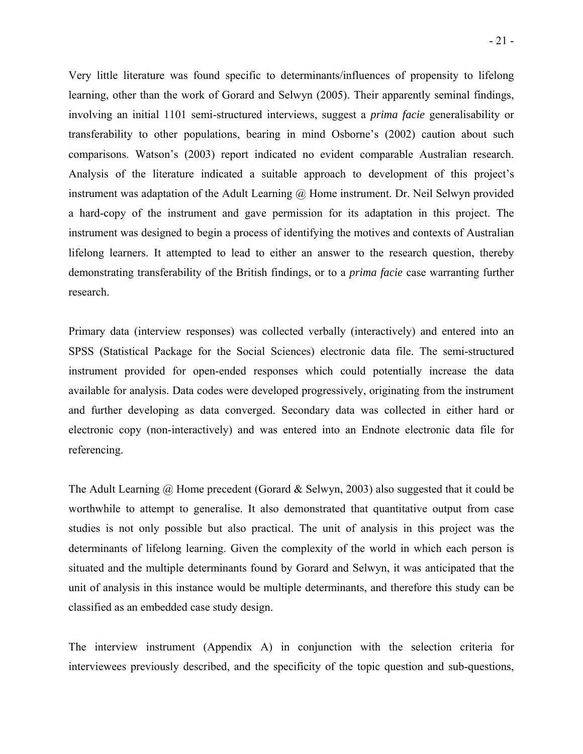Very little literature was found specific to determinants/influences of propensity to lifelong learning, other than the work of Gorard and Selwyn (2005). Their apparently seminal findings, involving an initial 1101 semi-structured interviews, suggest a *prima facie* generalisability or transferability to other populations, bearing in mind Osborne's (2002) caution about such comparisons. Watson's (2003) report indicated no evident comparable Australian research. Analysis of the literature indicated a suitable approach to development of this project's instrument was adaptation of the Adult Learning @ Home instrument. Dr. Neil Selwyn provided a hard-copy of the instrument and gave permission for its adaptation in this project. The instrument was designed to begin a process of identifying the motives and contexts of Australian lifelong learners. It attempted to lead to either an answer to the research question, thereby demonstrating transferability of the British findings, or to a *prima facie* case warranting further research.

Primary data (interview responses) was collected verbally (interactively) and entered into an SPSS (Statistical Package for the Social Sciences) electronic data file. The semi-structured instrument provided for open-ended responses which could potentially increase the data available for analysis. Data codes were developed progressively, originating from the instrument and further developing as data converged. Secondary data was collected in either hard or electronic copy (non-interactively) and was entered into an Endnote electronic data file for referencing.

The Adult Learning @ Home precedent (Gorard & Selwyn, 2003) also suggested that it could be worthwhile to attempt to generalise. It also demonstrated that quantitative output from case studies is not only possible but also practical. The unit of analysis in this project was the determinants of lifelong learning. Given the complexity of the world in which each person is situated and the multiple determinants found by Gorard and Selwyn, it was anticipated that the unit of analysis in this instance would be multiple determinants, and therefore this study can be classified as an embedded case study design.

The interview instrument (Appendix A) in conjunction with the selection criteria for interviewees previously described, and the specificity of the topic question and sub-questions,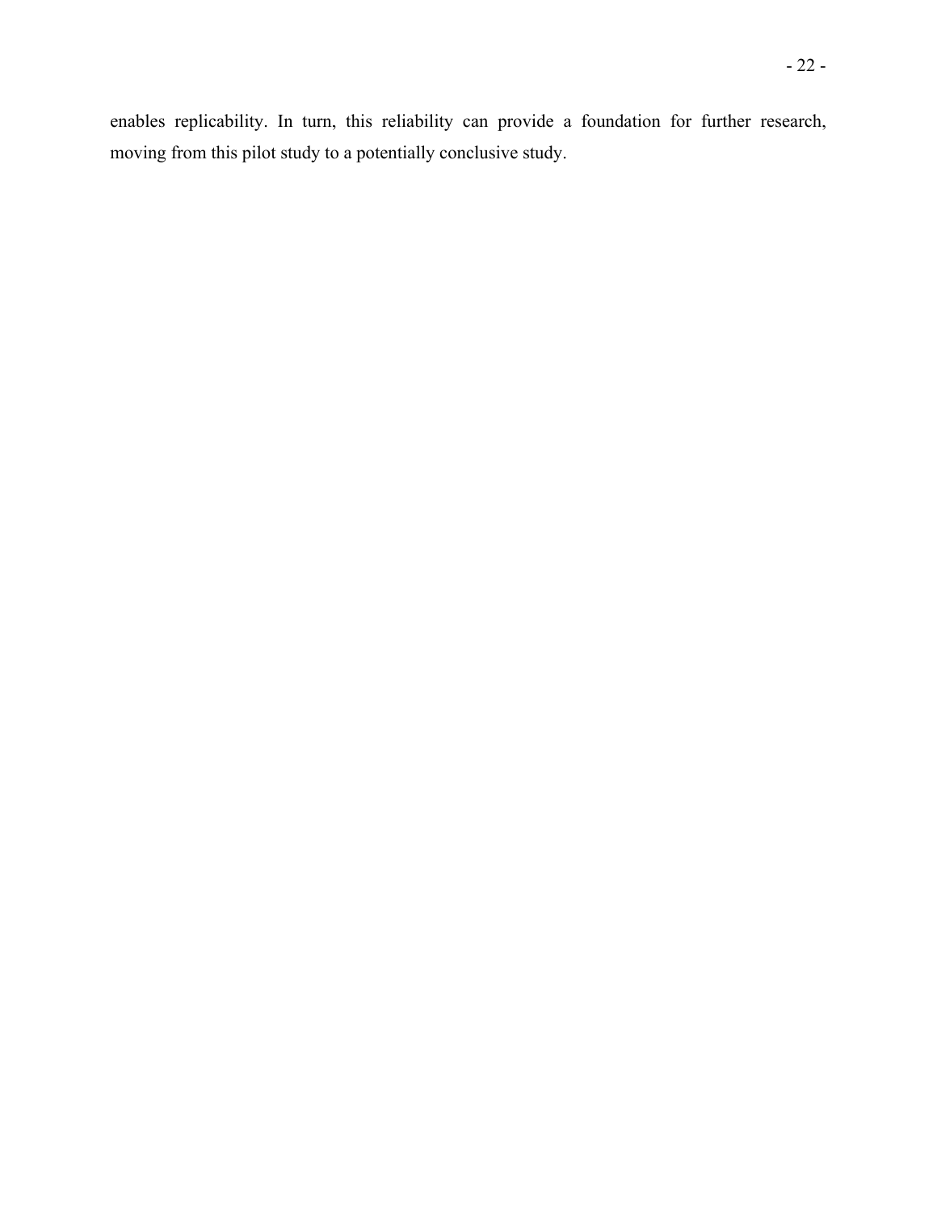enables replicability. In turn, this reliability can provide a foundation for further research, moving from this pilot study to a potentially conclusive study.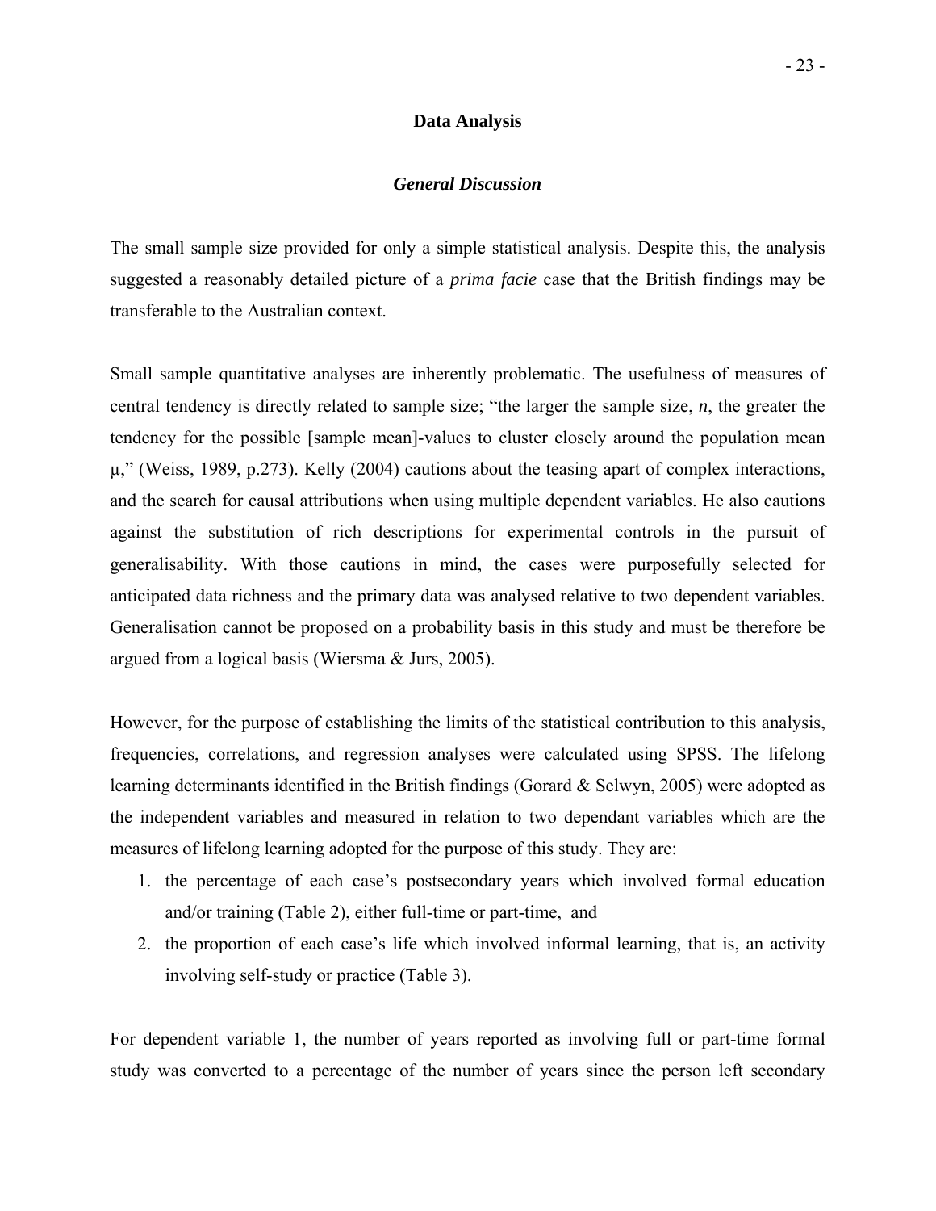## Data Analysis

### *General Discussion*

The small sample size provided for only a simple statistical analysis. Despite this, the analysis suggested a reasonably detailed picture of a *prima facie* case that the British findings may be transferable to the Australian context.

Small sample quantitative analyses are inherently problematic. The usefulness of measures of central tendency is directly related to sample size; "the larger the sample size, *n*, the greater the tendency for the possible [sample mean]-values to cluster closely around the population mean $\mu$," (Weiss, 1989, p.273). Kelly (2004) cautions about the teasing apart of complex interactions, and the search for causal attributions when using multiple dependent variables. He also cautions against the substitution of rich descriptions for experimental controls in the pursuit of generalisability. With those cautions in mind, the cases were purposefully selected for anticipated data richness and the primary data was analysed relative to two dependent variables. Generalisation cannot be proposed on a probability basis in this study and must be therefore be argued from a logical basis (Wiersma & Jurs, 2005).

However, for the purpose of establishing the limits of the statistical contribution to this analysis, frequencies, correlations, and regression analyses were calculated using SPSS. The lifelong learning determinants identified in the British findings (Gorard & Selwyn, 2005) were adopted as the independent variables and measured in relation to two dependant variables which are the measures of lifelong learning adopted for the purpose of this study. They are:

1. the percentage of each case's postsecondary years which involved formal education and/or training (Table 2), either full-time or part-time, and
2. the proportion of each case's life which involved informal learning, that is, an activity involving self-study or practice (Table 3).

For dependent variable 1, the number of years reported as involving full or part-time formal study was converted to a percentage of the number of years since the person left secondary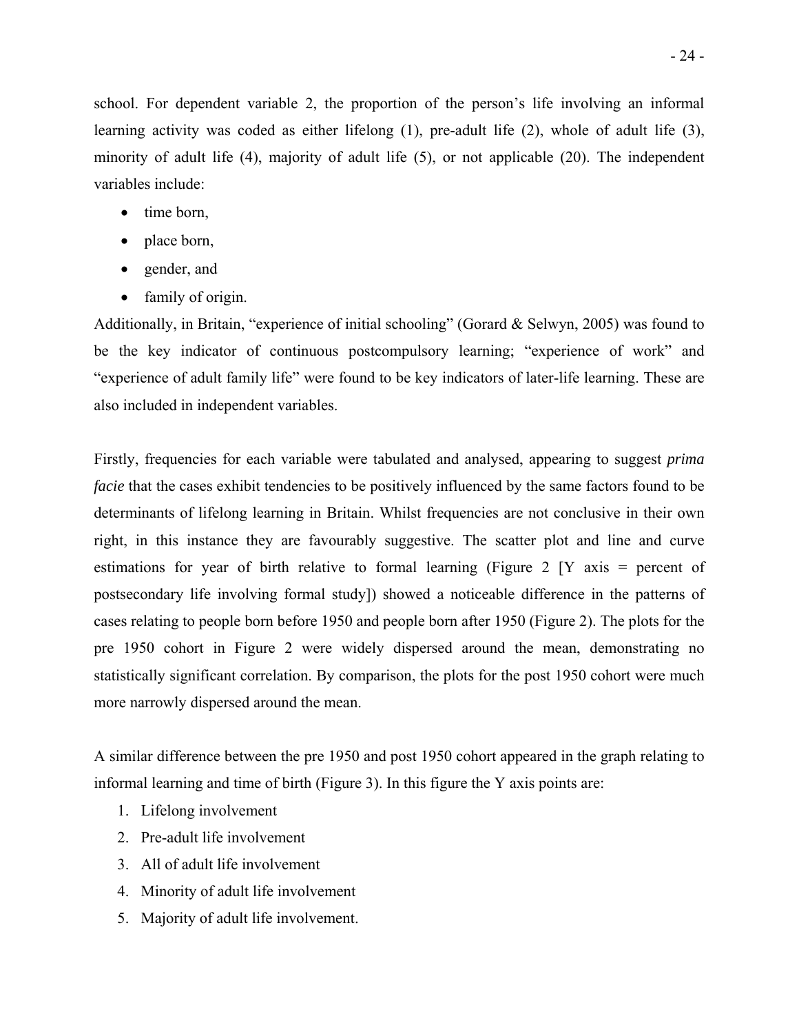school. For dependent variable 2, the proportion of the person's life involving an informal learning activity was coded as either lifelong (1), pre-adult life (2), whole of adult life (3), minority of adult life (4), majority of adult life (5), or not applicable (20). The independent variables include:

- time born,
- place born,
- gender, and
- family of origin.

Additionally, in Britain, "experience of initial schooling" (Gorard & Selwyn, 2005) was found to be the key indicator of continuous postcompulsory learning; "experience of work" and "experience of adult family life" were found to be key indicators of later-life learning. These are also included in independent variables.

Firstly, frequencies for each variable were tabulated and analysed, appearing to suggest *prima facie* that the cases exhibit tendencies to be positively influenced by the same factors found to be determinants of lifelong learning in Britain. Whilst frequencies are not conclusive in their own right, in this instance they are favourably suggestive. The scatter plot and line and curve estimations for year of birth relative to formal learning (Figure 2 [Y axis = percent of postsecondary life involving formal study]) showed a noticeable difference in the patterns of cases relating to people born before 1950 and people born after 1950 (Figure 2). The plots for the pre 1950 cohort in Figure 2 were widely dispersed around the mean, demonstrating no statistically significant correlation. By comparison, the plots for the post 1950 cohort were much more narrowly dispersed around the mean.

A similar difference between the pre 1950 and post 1950 cohort appeared in the graph relating to informal learning and time of birth (Figure 3). In this figure the Y axis points are:

1. Lifelong involvement
2. Pre-adult life involvement
3. All of adult life involvement
4. Minority of adult life involvement
5. Majority of adult life involvement.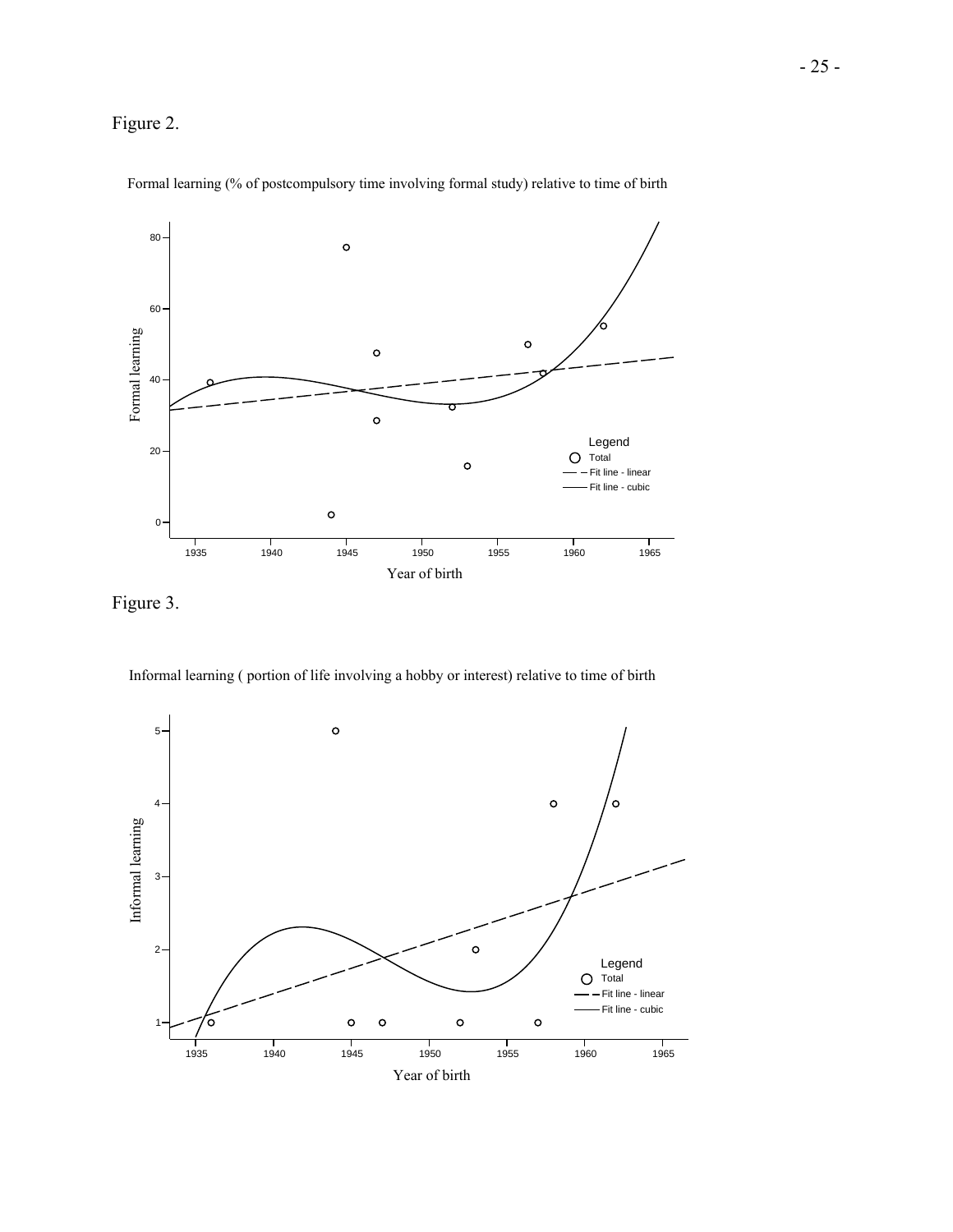Figure 2.

Formal learning (% of postcompulsory time involving formal study) relative to time of birth

Figure 3.

Informal learning ( portion of life involving a hobby or interest) relative to time of birth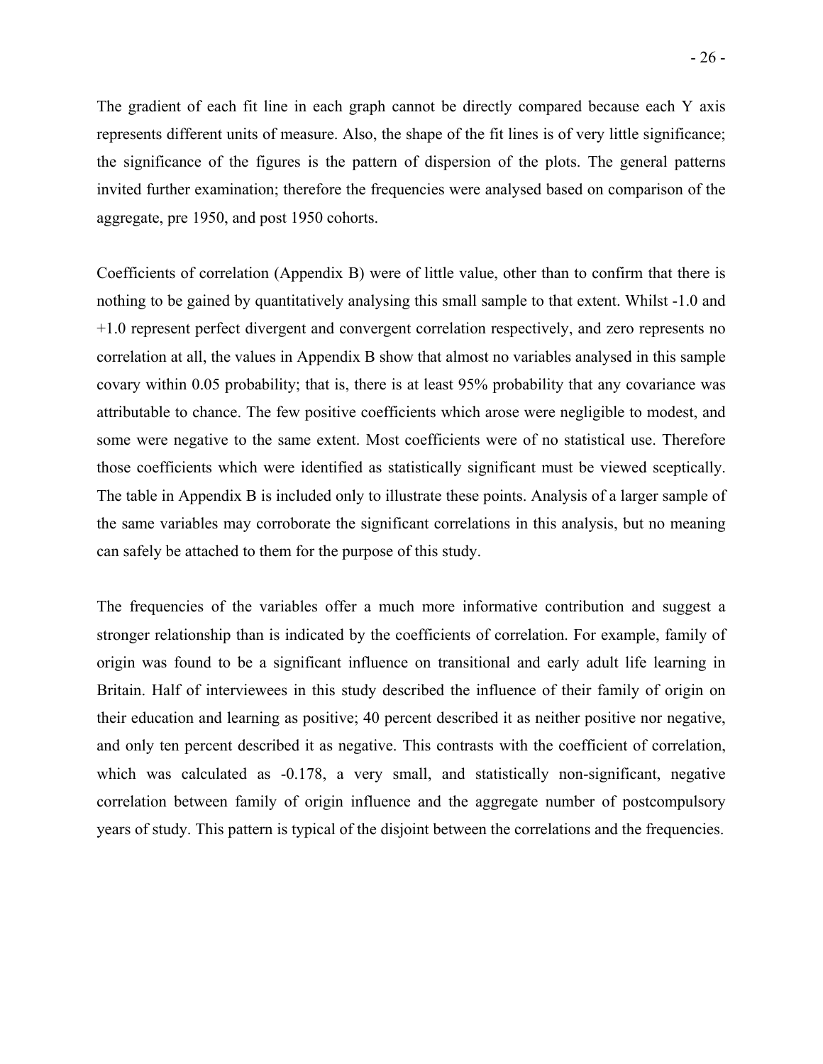The gradient of each fit line in each graph cannot be directly compared because each Y axis represents different units of measure. Also, the shape of the fit lines is of very little significance; the significance of the figures is the pattern of dispersion of the plots. The general patterns invited further examination; therefore the frequencies were analysed based on comparison of the aggregate, pre 1950, and post 1950 cohorts.

Coefficients of correlation (Appendix B) were of little value, other than to confirm that there is nothing to be gained by quantitatively analysing this small sample to that extent. Whilst -1.0 and +1.0 represent perfect divergent and convergent correlation respectively, and zero represents no correlation at all, the values in Appendix B show that almost no variables analysed in this sample covary within 0.05 probability; that is, there is at least 95% probability that any covariance was attributable to chance. The few positive coefficients which arose were negligible to modest, and some were negative to the same extent. Most coefficients were of no statistical use. Therefore those coefficients which were identified as statistically significant must be viewed sceptically. The table in Appendix B is included only to illustrate these points. Analysis of a larger sample of the same variables may corroborate the significant correlations in this analysis, but no meaning can safely be attached to them for the purpose of this study.

The frequencies of the variables offer a much more informative contribution and suggest a stronger relationship than is indicated by the coefficients of correlation. For example, family of origin was found to be a significant influence on transitional and early adult life learning in Britain. Half of interviewees in this study described the influence of their family of origin on their education and learning as positive; 40 percent described it as neither positive nor negative, and only ten percent described it as negative. This contrasts with the coefficient of correlation, which was calculated as -0.178, a very small, and statistically non-significant, negative correlation between family of origin influence and the aggregate number of postcompulsory years of study. This pattern is typical of the disjoint between the correlations and the frequencies.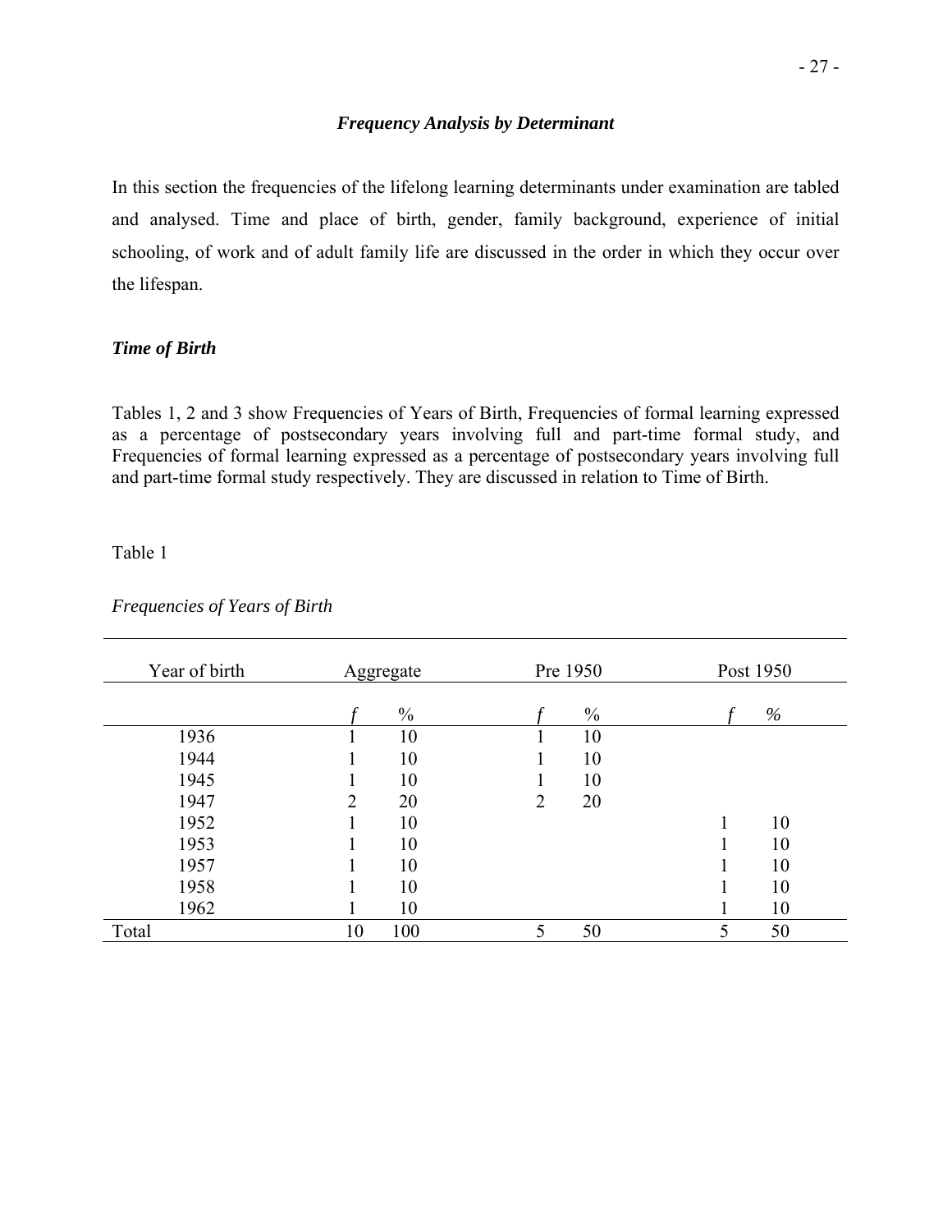### *Frequency Analysis by Determinant*

In this section the frequencies of the lifelong learning determinants under examination are tabled and analysed. Time and place of birth, gender, family background, experience of initial schooling, of work and of adult family life are discussed in the order in which they occur over the lifespan.

### *Time of Birth*

Tables 1, 2 and 3 show Frequencies of Years of Birth, Frequencies of formal learning expressed as a percentage of postsecondary years involving full and part-time formal study, and Frequencies of formal learning expressed as a percentage of postsecondary years involving full and part-time formal study respectively. They are discussed in relation to Time of Birth.

Table 1

*Frequencies of Years of Birth*

| Year of birth | Aggregate | | Pre 1950 | | Post 1950 | |
|---|---|---|---|---|---|---|
| | *f* | % | *f* | % | *f* | % |
| 1936 | 1 | 10 | 1 | 10 | | |
| 1944 | 1 | 10 | 1 | 10 | | |
| 1945 | 1 | 10 | 1 | 10 | | |
| 1947 | 2 | 20 | 2 | 20 | | |
| 1952 | 1 | 10 | | | 1 | 10 |
| 1953 | 1 | 10 | | | 1 | 10 |
| 1957 | 1 | 10 | | | 1 | 10 |
| 1958 | 1 | 10 | | | 1 | 10 |
| 1962 | 1 | 10 | | | 1 | 10 |
| Total | 10 | 100 | 5 | 50 | 5 | 50 |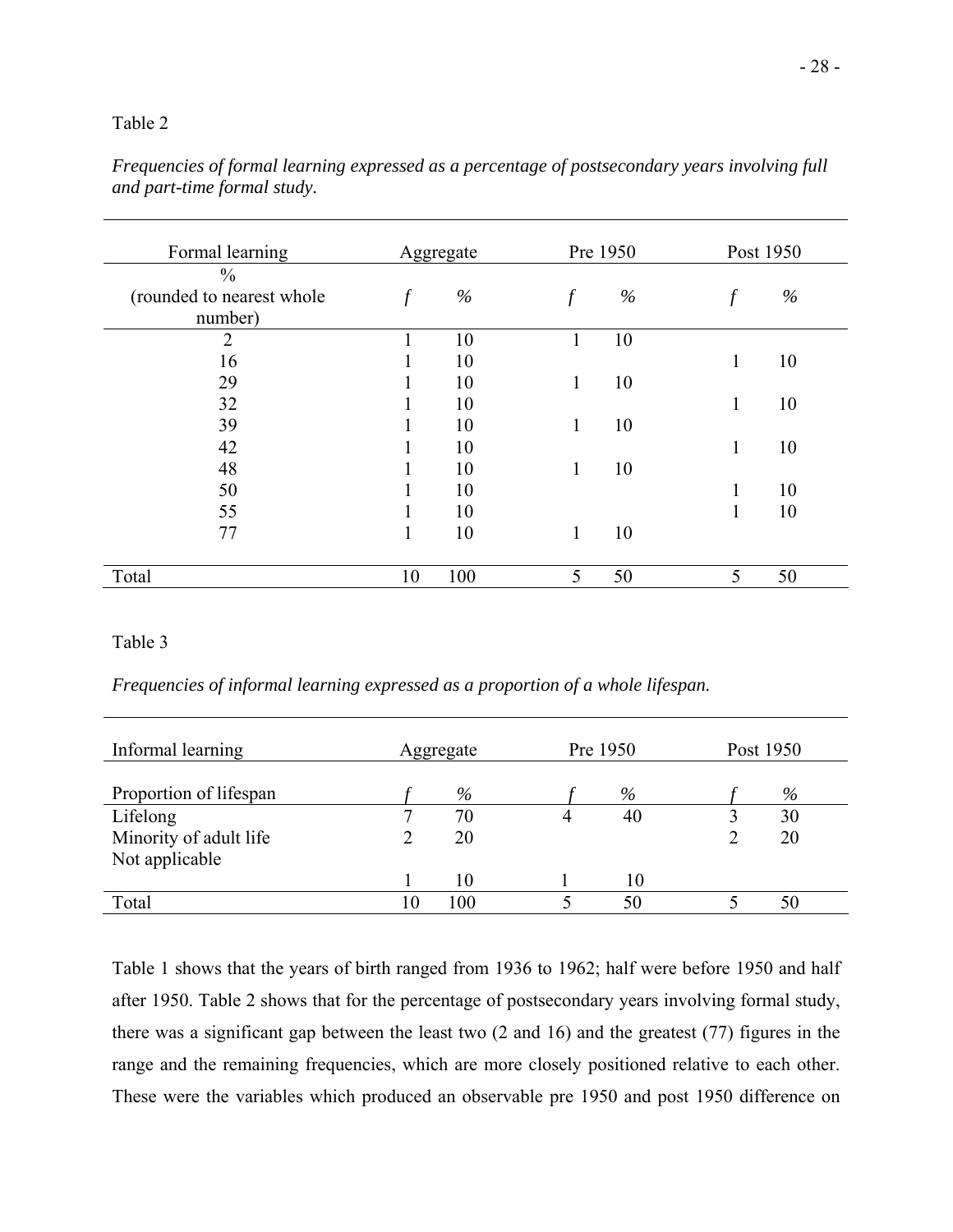Table 2

*Frequencies of formal learning expressed as a percentage of postsecondary years involving full and part-time formal study.*

| Formal learning | Aggregate | | Pre 1950 | | Post 1950 | |
|---|---|---|---|---|---|---|
| % (rounded to nearest whole number) | *f* | % | *f* | % | *f* | % |
| 2 | 1 | 10 | 1 | 10 | | |
| 16 | 1 | 10 | | | 1 | 10 |
| 29 | 1 | 10 | 1 | 10 | | |
| 32 | 1 | 10 | | | 1 | 10 |
| 39 | 1 | 10 | 1 | 10 | | |
| 42 | 1 | 10 | | | 1 | 10 |
| 48 | 1 | 10 | 1 | 10 | | |
| 50 | 1 | 10 | | | 1 | 10 |
| 55 | 1 | 10 | | | 1 | 10 |
| 77 | 1 | 10 | 1 | 10 | | |
| Total | 10 | 100 | 5 | 50 | 5 | 50 |

Table 3

*Frequencies of informal learning expressed as a proportion of a whole lifespan.*

| Informal learning | Aggregate | | Pre 1950 | | Post 1950 | |
|---|---|---|---|---|---|---|
| Proportion of lifespan | *f* | % | *f* | % | *f* | % |
| Lifelong | 7 | 70 | 4 | 40 | 3 | 30 |
| Minority of adult life | 2 | 20 | | | 2 | 20 |
| Not applicable | 1 | 10 | 1 | 10 | | |
| Total | 10 | 100 | 5 | 50 | 5 | 50 |

Table 1 shows that the years of birth ranged from 1936 to 1962; half were before 1950 and half after 1950. Table 2 shows that for the percentage of postsecondary years involving formal study, there was a significant gap between the least two (2 and 16) and the greatest (77) figures in the range and the remaining frequencies, which are more closely positioned relative to each other. These were the variables which produced an observable pre 1950 and post 1950 difference on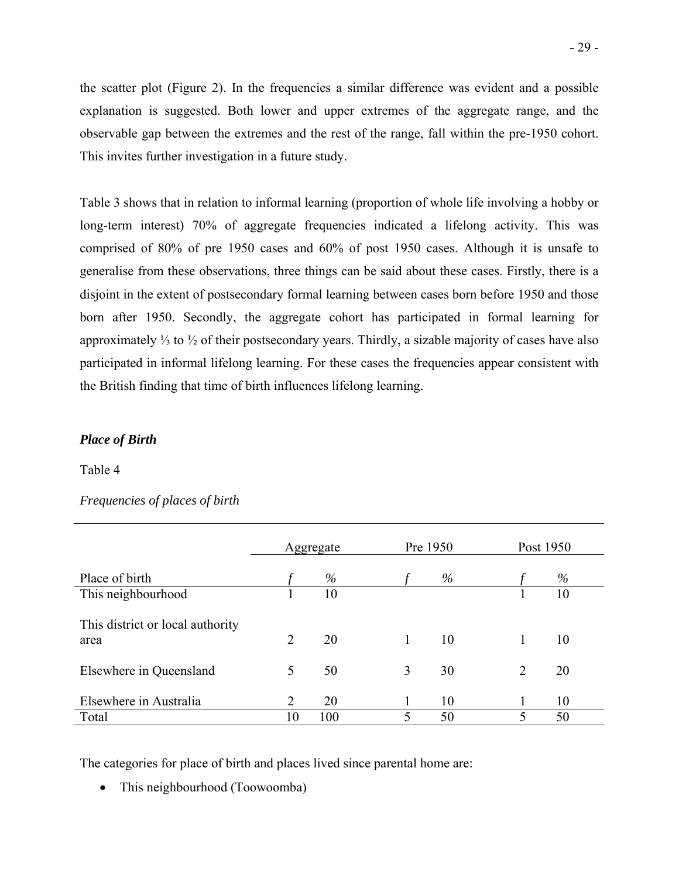the scatter plot (Figure 2). In the frequencies a similar difference was evident and a possible explanation is suggested. Both lower and upper extremes of the aggregate range, and the observable gap between the extremes and the rest of the range, fall within the pre-1950 cohort. This invites further investigation in a future study.

Table 3 shows that in relation to informal learning (proportion of whole life involving a hobby or long-term interest) 70% of aggregate frequencies indicated a lifelong activity. This was comprised of 80% of pre 1950 cases and 60% of post 1950 cases. Although it is unsafe to generalise from these observations, three things can be said about these cases. Firstly, there is a disjoint in the extent of postsecondary formal learning between cases born before 1950 and those born after 1950. Secondly, the aggregate cohort has participated in formal learning for approximately ⅓ to ½ of their postsecondary years. Thirdly, a sizable majority of cases have also participated in informal lifelong learning. For these cases the frequencies appear consistent with the British finding that time of birth influences lifelong learning.

### *Place of Birth*

Table 4

*Frequencies of places of birth*

| | Aggregate | | Pre 1950 | | Post 1950 | |
|---|---|---|---|---|---|---|
| Place of birth | *f* | % | *f* | % | *f* | % |
| This neighbourhood | 1 | 10 | | | 1 | 10 |
| This district or local authority area | 2 | 20 | 1 | 10 | 1 | 10 |
| Elsewhere in Queensland | 5 | 50 | 3 | 30 | 2 | 20 |
| Elsewhere in Australia | 2 | 20 | 1 | 10 | 1 | 10 |
| Total | 10 | 100 | 5 | 50 | 5 | 50 |

The categories for place of birth and places lived since parental home are:

- This neighbourhood (Toowoomba)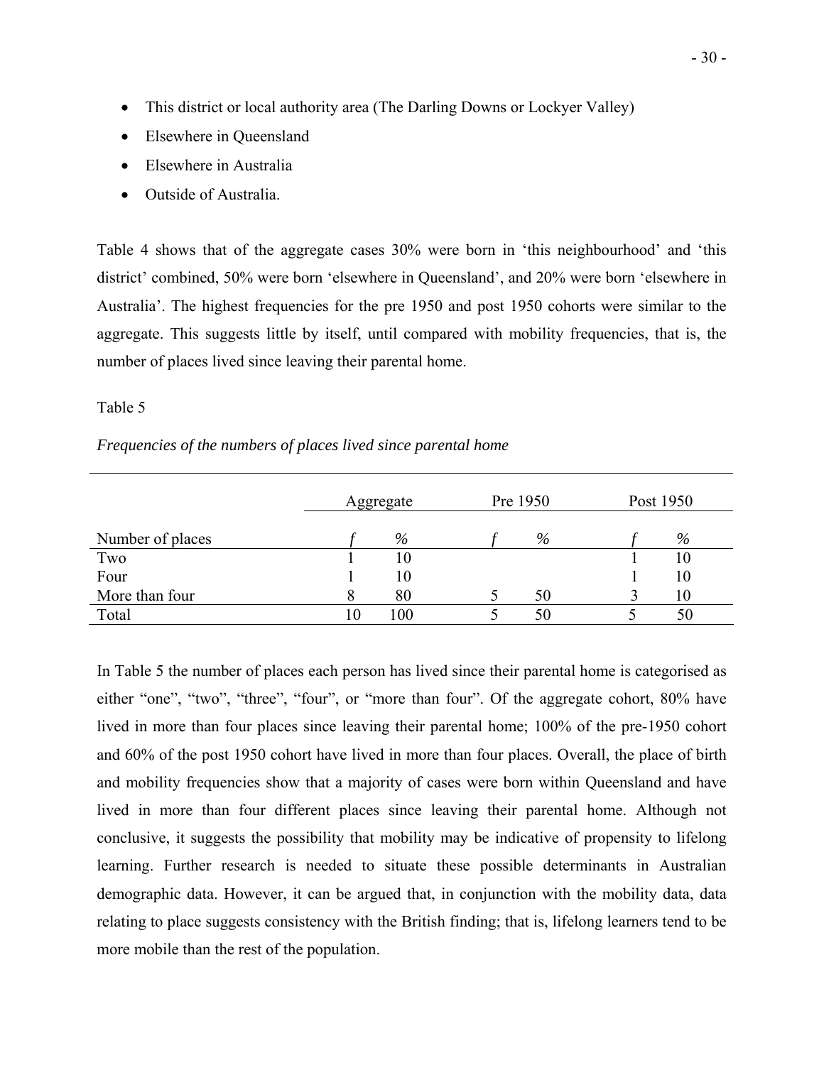- This district or local authority area (The Darling Downs or Lockyer Valley)
- Elsewhere in Queensland
- Elsewhere in Australia
- Outside of Australia.

Table 4 shows that of the aggregate cases 30% were born in 'this neighbourhood' and 'this district' combined, 50% were born 'elsewhere in Queensland', and 20% were born 'elsewhere in Australia'. The highest frequencies for the pre 1950 and post 1950 cohorts were similar to the aggregate. This suggests little by itself, until compared with mobility frequencies, that is, the number of places lived since leaving their parental home.

Table 5

*Frequencies of the numbers of places lived since parental home*

| | Aggregate | | Pre 1950 | | Post 1950 | |
|---|---|---|---|---|---|---|
| Number of places | *f* | % | *f* | % | *f* | % |
| Two | 1 | 10 | | | 1 | 10 |
| Four | 1 | 10 | | | 1 | 10 |
| More than four | 8 | 80 | 5 | 50 | 3 | 10 |
| Total | 10 | 100 | 5 | 50 | 5 | 50 |

In Table 5 the number of places each person has lived since their parental home is categorised as either "one", "two", "three", "four", or "more than four". Of the aggregate cohort, 80% have lived in more than four places since leaving their parental home; 100% of the pre-1950 cohort and 60% of the post 1950 cohort have lived in more than four places. Overall, the place of birth and mobility frequencies show that a majority of cases were born within Queensland and have lived in more than four different places since leaving their parental home. Although not conclusive, it suggests the possibility that mobility may be indicative of propensity to lifelong learning. Further research is needed to situate these possible determinants in Australian demographic data. However, it can be argued that, in conjunction with the mobility data, data relating to place suggests consistency with the British finding; that is, lifelong learners tend to be more mobile than the rest of the population.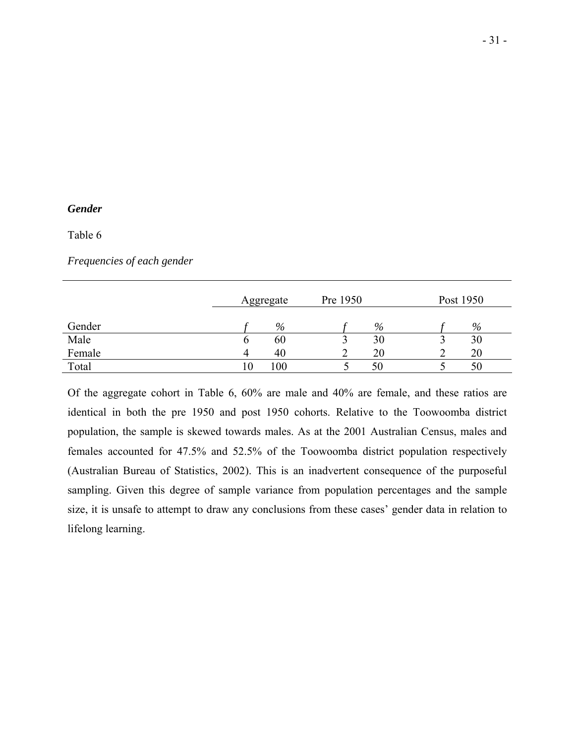***Gender***

Table 6

*Frequencies of each gender*

| | Aggregate | | Pre 1950 | | Post 1950 | |
|---|---|---|---|---|---|---|
| Gender | *f* | % | *f* | % | *f* | % |
| Male | 6 | 60 | 3 | 30 | 3 | 30 |
| Female | 4 | 40 | 2 | 20 | 2 | 20 |
| Total | 10 | 100 | 5 | 50 | 5 | 50 |

Of the aggregate cohort in Table 6, 60% are male and 40% are female, and these ratios are identical in both the pre 1950 and post 1950 cohorts. Relative to the Toowoomba district population, the sample is skewed towards males. As at the 2001 Australian Census, males and females accounted for 47.5% and 52.5% of the Toowoomba district population respectively (Australian Bureau of Statistics, 2002). This is an inadvertent consequence of the purposeful sampling. Given this degree of sample variance from population percentages and the sample size, it is unsafe to attempt to draw any conclusions from these cases' gender data in relation to lifelong learning.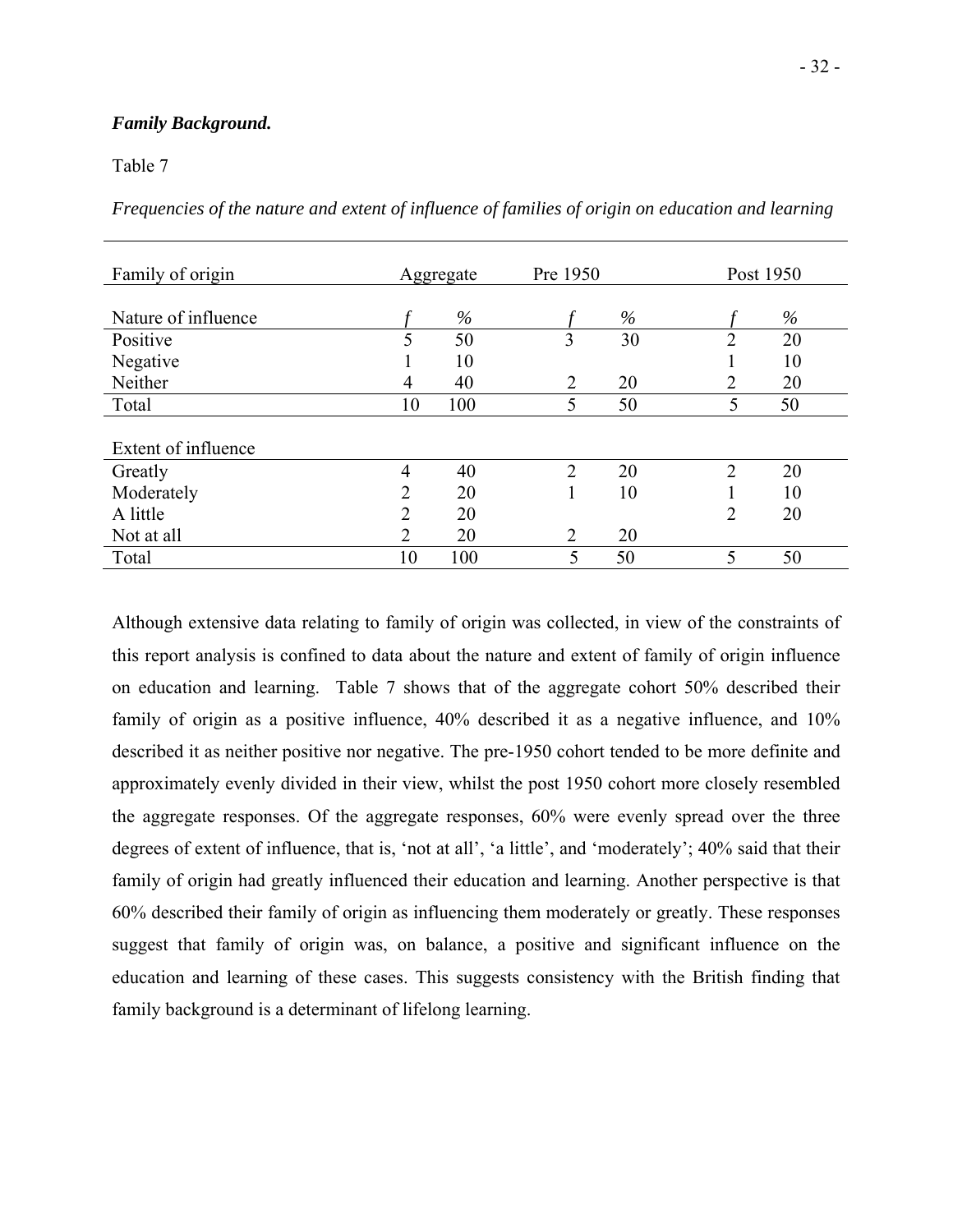***Family Background.***

Table 7

*Frequencies of the nature and extent of influence of families of origin on education and learning*

| Family of origin | Aggregate | | Pre 1950 | | Post 1950 | |
|---|---|---|---|---|---|---|
| Nature of influence | *f* | % | *f* | % | *f* | % |
| Positive | 5 | 50 | 3 | 30 | 2 | 20 |
| Negative | 1 | 10 | | | 1 | 10 |
| Neither | 4 | 40 | 2 | 20 | 2 | 20 |
| Total | 10 | 100 | 5 | 50 | 5 | 50 |
| Extent of influence | | | | | | |
| Greatly | 4 | 40 | 2 | 20 | 2 | 20 |
| Moderately | 2 | 20 | 1 | 10 | 1 | 10 |
| A little | 2 | 20 | | | 2 | 20 |
| Not at all | 2 | 20 | 2 | 20 | | |
| Total | 10 | 100 | 5 | 50 | 5 | 50 |

Although extensive data relating to family of origin was collected, in view of the constraints of this report analysis is confined to data about the nature and extent of family of origin influence on education and learning. Table 7 shows that of the aggregate cohort 50% described their family of origin as a positive influence, 40% described it as a negative influence, and 10% described it as neither positive nor negative. The pre-1950 cohort tended to be more definite and approximately evenly divided in their view, whilst the post 1950 cohort more closely resembled the aggregate responses. Of the aggregate responses, 60% were evenly spread over the three degrees of extent of influence, that is, 'not at all', 'a little', and 'moderately'; 40% said that their family of origin had greatly influenced their education and learning. Another perspective is that 60% described their family of origin as influencing them moderately or greatly. These responses suggest that family of origin was, on balance, a positive and significant influence on the education and learning of these cases. This suggests consistency with the British finding that family background is a determinant of lifelong learning.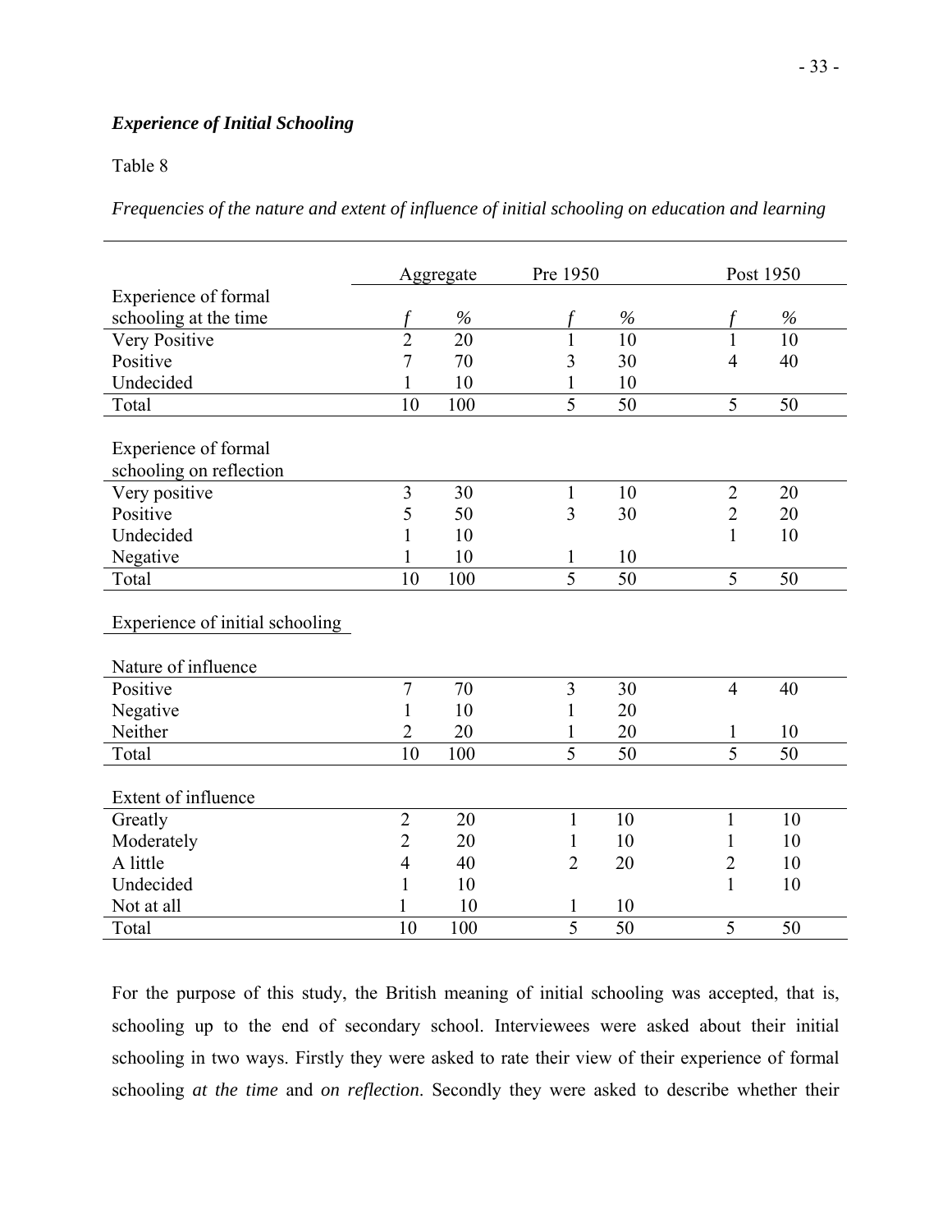***Experience of Initial Schooling***

Table 8

*Frequencies of the nature and extent of influence of initial schooling on education and learning*

| | Aggregate | | Pre 1950 | | Post 1950 | |
|---|---|---|---|---|---|---|
| Experience of formal schooling at the time | *f* | % | *f* | % | *f* | % |
| Very Positive | 2 | 20 | 1 | 10 | 1 | 10 |
| Positive | 7 | 70 | 3 | 30 | 4 | 40 |
| Undecided | 1 | 10 | 1 | 10 | | |
| Total | 10 | 100 | 5 | 50 | 5 | 50 |
| Experience of formal schooling on reflection | | | | | | |
| Very positive | 3 | 30 | 1 | 10 | 2 | 20 |
| Positive | 5 | 50 | 3 | 30 | 2 | 20 |
| Undecided | 1 | 10 | | | 1 | 10 |
| Negative | 1 | 10 | 1 | 10 | | |
| Total | 10 | 100 | 5 | 50 | 5 | 50 |
| Experience of initial schooling | | | | | | |
| Nature of influence | | | | | | |
| Positive | 7 | 70 | 3 | 30 | 4 | 40 |
| Negative | 1 | 10 | 1 | 20 | | |
| Neither | 2 | 20 | 1 | 20 | 1 | 10 |
| Total | 10 | 100 | 5 | 50 | 5 | 50 |
| Extent of influence | | | | | | |
| Greatly | 2 | 20 | 1 | 10 | 1 | 10 |
| Moderately | 2 | 20 | 1 | 10 | 1 | 10 |
| A little | 4 | 40 | 2 | 20 | 2 | 10 |
| Undecided | 1 | 10 | | | 1 | 10 |
| Not at all | 1 | 10 | 1 | 10 | | |
| Total | 10 | 100 | 5 | 50 | 5 | 50 |

For the purpose of this study, the British meaning of initial schooling was accepted, that is, schooling up to the end of secondary school. Interviewees were asked about their initial schooling in two ways. Firstly they were asked to rate their view of their experience of formal schooling *at the time* and *on reflection*. Secondly they were asked to describe whether their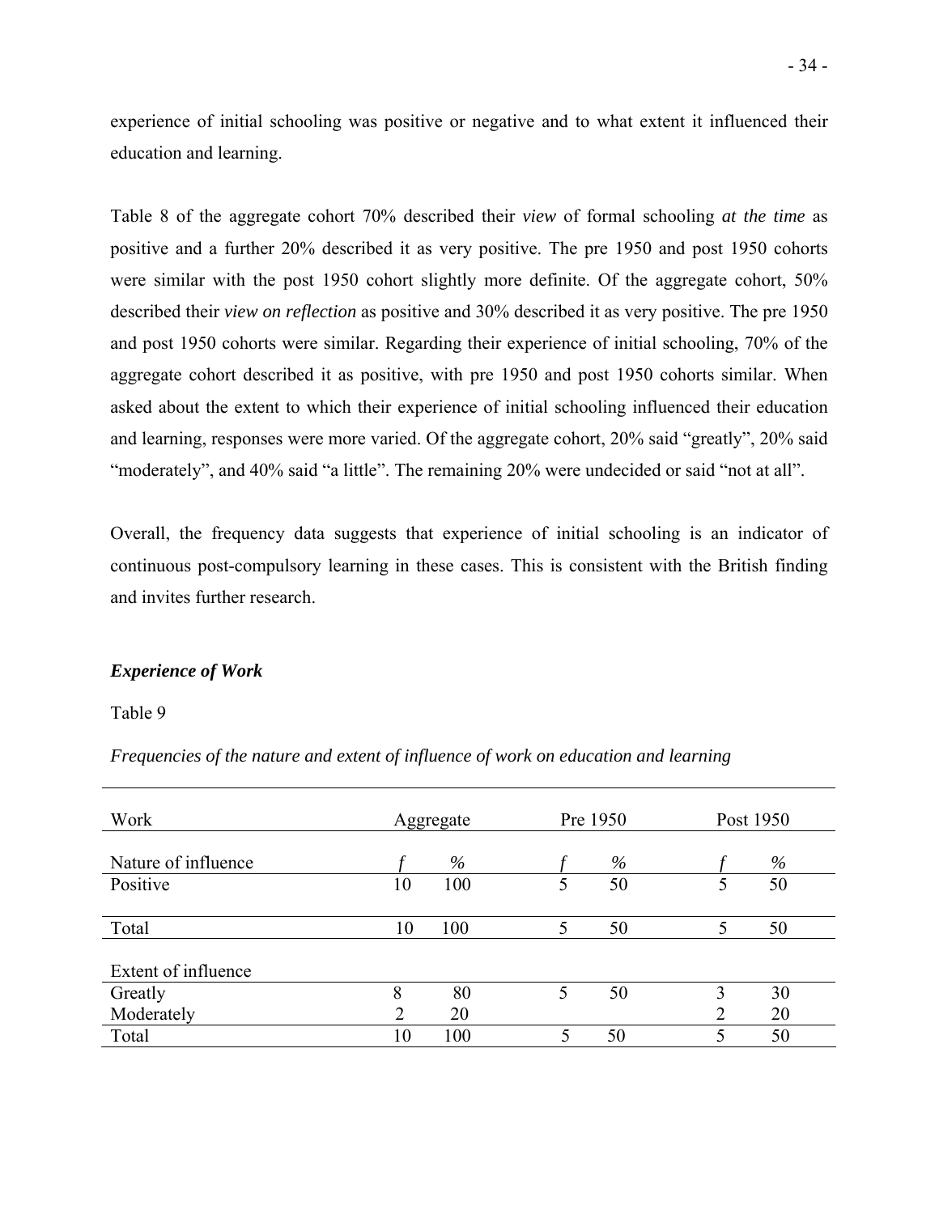experience of initial schooling was positive or negative and to what extent it influenced their education and learning.

Table 8 of the aggregate cohort 70% described their *view* of formal schooling *at the time* as positive and a further 20% described it as very positive. The pre 1950 and post 1950 cohorts were similar with the post 1950 cohort slightly more definite. Of the aggregate cohort, 50% described their *view on reflection* as positive and 30% described it as very positive. The pre 1950 and post 1950 cohorts were similar. Regarding their experience of initial schooling, 70% of the aggregate cohort described it as positive, with pre 1950 and post 1950 cohorts similar. When asked about the extent to which their experience of initial schooling influenced their education and learning, responses were more varied. Of the aggregate cohort, 20% said "greatly", 20% said "moderately", and 40% said "a little". The remaining 20% were undecided or said "not at all".

Overall, the frequency data suggests that experience of initial schooling is an indicator of continuous post-compulsory learning in these cases. This is consistent with the British finding and invites further research.

### *Experience of Work*

Table 9

*Frequencies of the nature and extent of influence of work on education and learning*

| Work | Aggregate | | Pre 1950 | | Post 1950 | |
|---|---|---|---|---|---|---|
| Nature of influence | *f* | % | *f* | % | *f* | % |
| Positive | 10 | 100 | 5 | 50 | 5 | 50 |
| Total | 10 | 100 | 5 | 50 | 5 | 50 |
| Extent of influence | | | | | | |
| Greatly | 8 | 80 | 5 | 50 | 3 | 30 |
| Moderately | 2 | 20 | | | 2 | 20 |
| Total | 10 | 100 | 5 | 50 | 5 | 50 |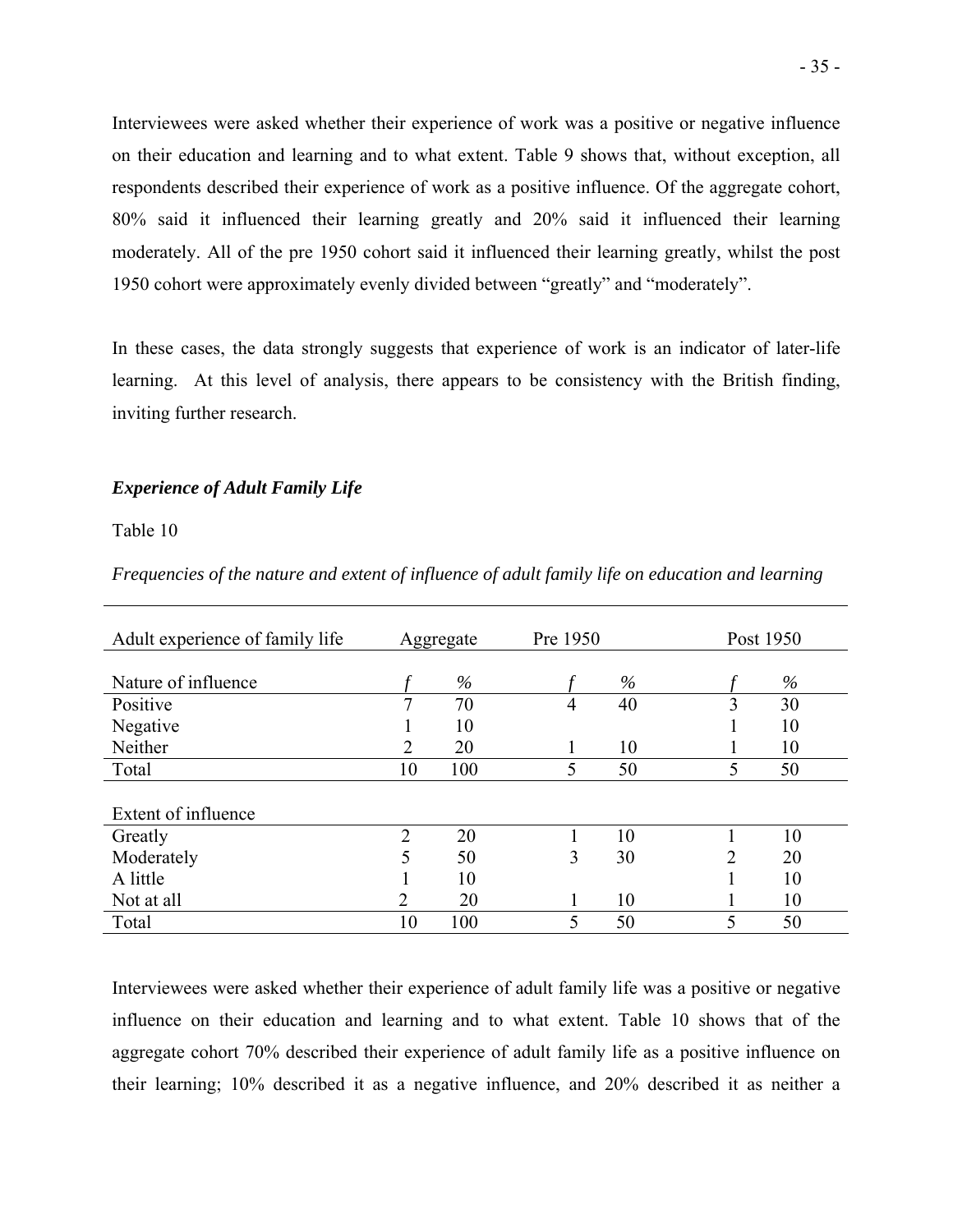Interviewees were asked whether their experience of work was a positive or negative influence on their education and learning and to what extent. Table 9 shows that, without exception, all respondents described their experience of work as a positive influence. Of the aggregate cohort, 80% said it influenced their learning greatly and 20% said it influenced their learning moderately. All of the pre 1950 cohort said it influenced their learning greatly, whilst the post 1950 cohort were approximately evenly divided between "greatly" and "moderately".

In these cases, the data strongly suggests that experience of work is an indicator of later-life learning. At this level of analysis, there appears to be consistency with the British finding, inviting further research.

### *Experience of Adult Family Life*

Table 10

*Frequencies of the nature and extent of influence of adult family life on education and learning*

| Adult experience of family life | Aggregate | | Pre 1950 | | Post 1950 | |
|---|---|---|---|---|---|---|
| Nature of influence | *f* | % | *f* | % | *f* | % |
| Positive | 7 | 70 | 4 | 40 | 3 | 30 |
| Negative | 1 | 10 | | | 1 | 10 |
| Neither | 2 | 20 | 1 | 10 | 1 | 10 |
| Total | 10 | 100 | 5 | 50 | 5 | 50 |
| Extent of influence | | | | | | |
| Greatly | 2 | 20 | 1 | 10 | 1 | 10 |
| Moderately | 5 | 50 | 3 | 30 | 2 | 20 |
| A little | 1 | 10 | | | 1 | 10 |
| Not at all | 2 | 20 | 1 | 10 | 1 | 10 |
| Total | 10 | 100 | 5 | 50 | 5 | 50 |

Interviewees were asked whether their experience of adult family life was a positive or negative influence on their education and learning and to what extent. Table 10 shows that of the aggregate cohort 70% described their experience of adult family life as a positive influence on their learning; 10% described it as a negative influence, and 20% described it as neither a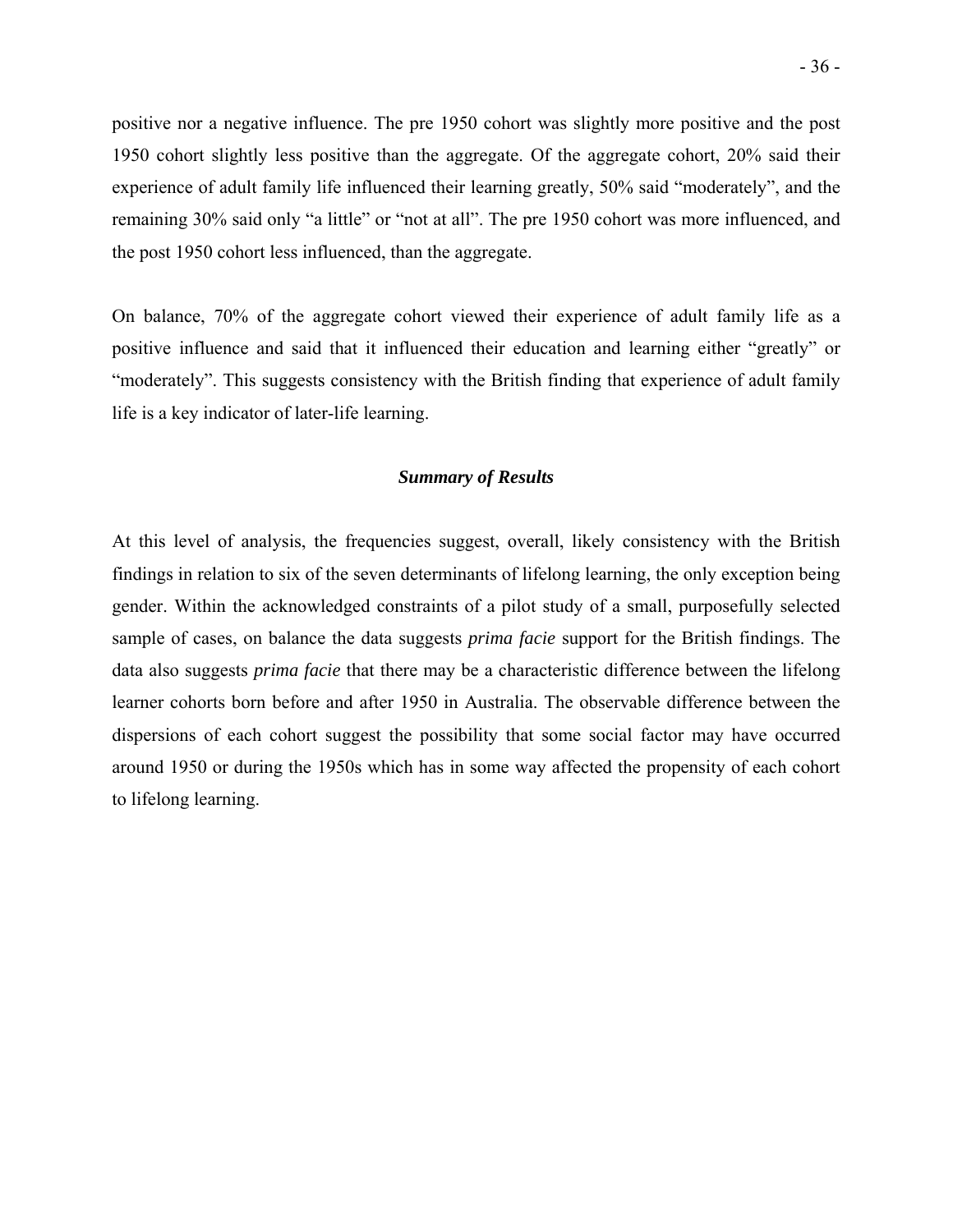positive nor a negative influence. The pre 1950 cohort was slightly more positive and the post 1950 cohort slightly less positive than the aggregate. Of the aggregate cohort, 20% said their experience of adult family life influenced their learning greatly, 50% said "moderately", and the remaining 30% said only "a little" or "not at all". The pre 1950 cohort was more influenced, and the post 1950 cohort less influenced, than the aggregate.

On balance, 70% of the aggregate cohort viewed their experience of adult family life as a positive influence and said that it influenced their education and learning either "greatly" or "moderately". This suggests consistency with the British finding that experience of adult family life is a key indicator of later-life learning.

### *Summary of Results*

At this level of analysis, the frequencies suggest, overall, likely consistency with the British findings in relation to six of the seven determinants of lifelong learning, the only exception being gender. Within the acknowledged constraints of a pilot study of a small, purposefully selected sample of cases, on balance the data suggests *prima facie* support for the British findings. The data also suggests *prima facie* that there may be a characteristic difference between the lifelong learner cohorts born before and after 1950 in Australia. The observable difference between the dispersions of each cohort suggest the possibility that some social factor may have occurred around 1950 or during the 1950s which has in some way affected the propensity of each cohort to lifelong learning.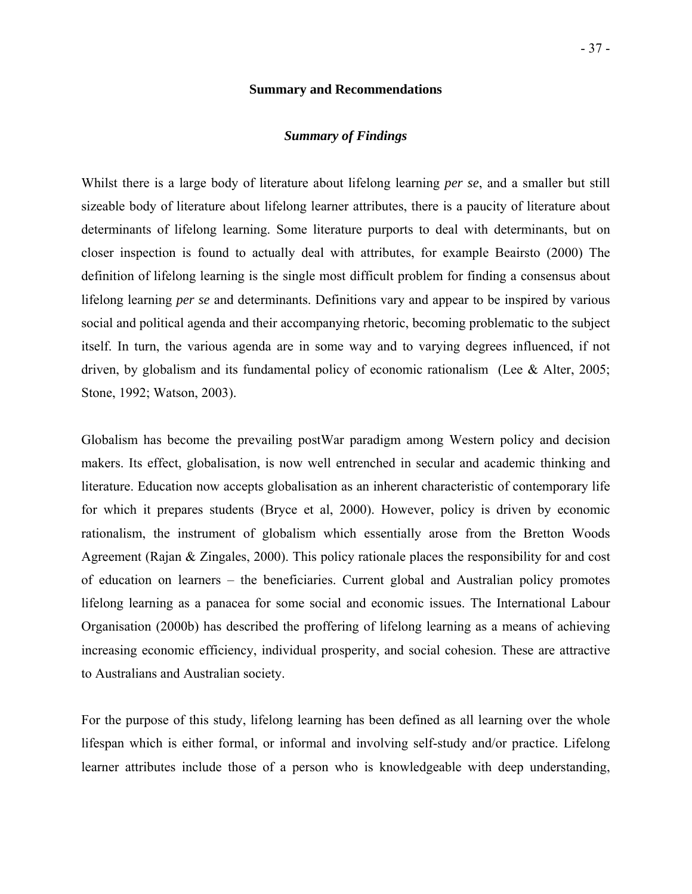## Summary and Recommendations

### *Summary of Findings*

Whilst there is a large body of literature about lifelong learning *per se*, and a smaller but still sizeable body of literature about lifelong learner attributes, there is a paucity of literature about determinants of lifelong learning. Some literature purports to deal with determinants, but on closer inspection is found to actually deal with attributes, for example Beairsto (2000) The definition of lifelong learning is the single most difficult problem for finding a consensus about lifelong learning *per se* and determinants. Definitions vary and appear to be inspired by various social and political agenda and their accompanying rhetoric, becoming problematic to the subject itself. In turn, the various agenda are in some way and to varying degrees influenced, if not driven, by globalism and its fundamental policy of economic rationalism (Lee & Alter, 2005; Stone, 1992; Watson, 2003).

Globalism has become the prevailing postWar paradigm among Western policy and decision makers. Its effect, globalisation, is now well entrenched in secular and academic thinking and literature. Education now accepts globalisation as an inherent characteristic of contemporary life for which it prepares students (Bryce et al, 2000). However, policy is driven by economic rationalism, the instrument of globalism which essentially arose from the Bretton Woods Agreement (Rajan & Zingales, 2000). This policy rationale places the responsibility for and cost of education on learners – the beneficiaries. Current global and Australian policy promotes lifelong learning as a panacea for some social and economic issues. The International Labour Organisation (2000b) has described the proffering of lifelong learning as a means of achieving increasing economic efficiency, individual prosperity, and social cohesion. These are attractive to Australians and Australian society.

For the purpose of this study, lifelong learning has been defined as all learning over the whole lifespan which is either formal, or informal and involving self-study and/or practice. Lifelong learner attributes include those of a person who is knowledgeable with deep understanding,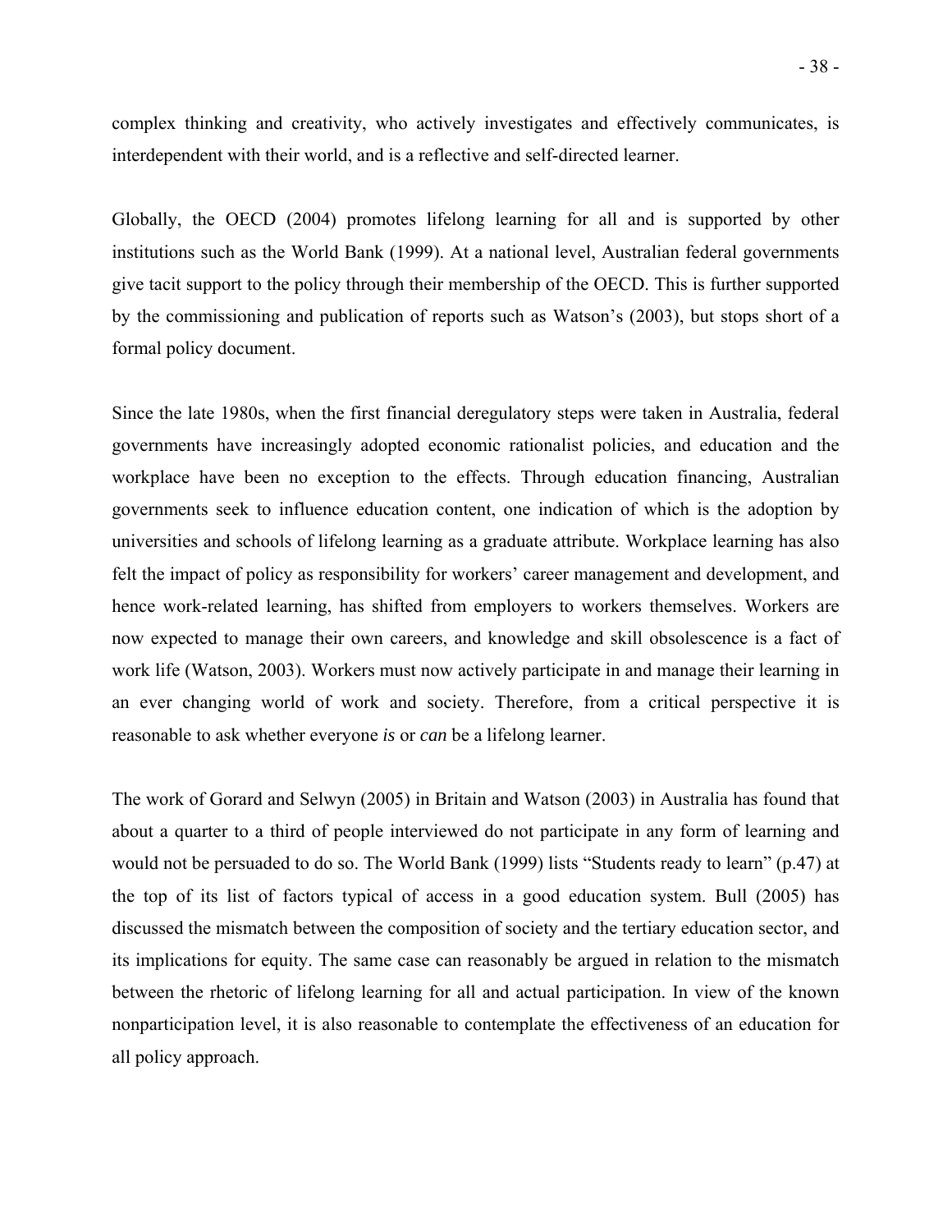complex thinking and creativity, who actively investigates and effectively communicates, is interdependent with their world, and is a reflective and self-directed learner.

Globally, the OECD (2004) promotes lifelong learning for all and is supported by other institutions such as the World Bank (1999). At a national level, Australian federal governments give tacit support to the policy through their membership of the OECD. This is further supported by the commissioning and publication of reports such as Watson's (2003), but stops short of a formal policy document.

Since the late 1980s, when the first financial deregulatory steps were taken in Australia, federal governments have increasingly adopted economic rationalist policies, and education and the workplace have been no exception to the effects. Through education financing, Australian governments seek to influence education content, one indication of which is the adoption by universities and schools of lifelong learning as a graduate attribute. Workplace learning has also felt the impact of policy as responsibility for workers' career management and development, and hence work-related learning, has shifted from employers to workers themselves. Workers are now expected to manage their own careers, and knowledge and skill obsolescence is a fact of work life (Watson, 2003). Workers must now actively participate in and manage their learning in an ever changing world of work and society. Therefore, from a critical perspective it is reasonable to ask whether everyone *is* or *can* be a lifelong learner.

The work of Gorard and Selwyn (2005) in Britain and Watson (2003) in Australia has found that about a quarter to a third of people interviewed do not participate in any form of learning and would not be persuaded to do so. The World Bank (1999) lists "Students ready to learn" (p.47) at the top of its list of factors typical of access in a good education system. Bull (2005) has discussed the mismatch between the composition of society and the tertiary education sector, and its implications for equity. The same case can reasonably be argued in relation to the mismatch between the rhetoric of lifelong learning for all and actual participation. In view of the known nonparticipation level, it is also reasonable to contemplate the effectiveness of an education for all policy approach.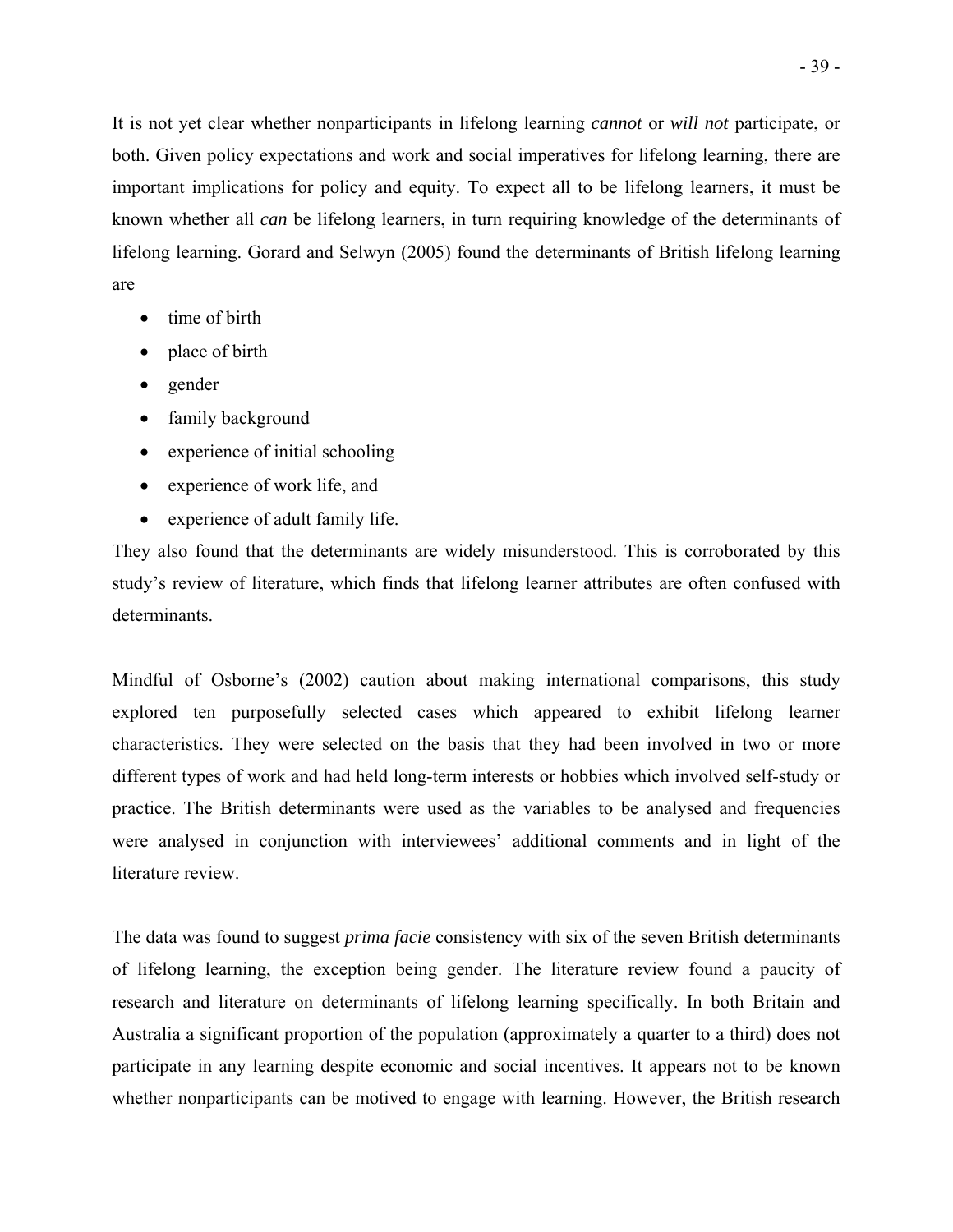It is not yet clear whether nonparticipants in lifelong learning *cannot* or *will not* participate, or both. Given policy expectations and work and social imperatives for lifelong learning, there are important implications for policy and equity. To expect all to be lifelong learners, it must be known whether all *can* be lifelong learners, in turn requiring knowledge of the determinants of lifelong learning. Gorard and Selwyn (2005) found the determinants of British lifelong learning are

- time of birth
- place of birth
- gender
- family background
- experience of initial schooling
- experience of work life, and
- experience of adult family life.

They also found that the determinants are widely misunderstood. This is corroborated by this study's review of literature, which finds that lifelong learner attributes are often confused with determinants.

Mindful of Osborne's (2002) caution about making international comparisons, this study explored ten purposefully selected cases which appeared to exhibit lifelong learner characteristics. They were selected on the basis that they had been involved in two or more different types of work and had held long-term interests or hobbies which involved self-study or practice. The British determinants were used as the variables to be analysed and frequencies were analysed in conjunction with interviewees' additional comments and in light of the literature review.

The data was found to suggest *prima facie* consistency with six of the seven British determinants of lifelong learning, the exception being gender. The literature review found a paucity of research and literature on determinants of lifelong learning specifically. In both Britain and Australia a significant proportion of the population (approximately a quarter to a third) does not participate in any learning despite economic and social incentives. It appears not to be known whether nonparticipants can be motived to engage with learning. However, the British research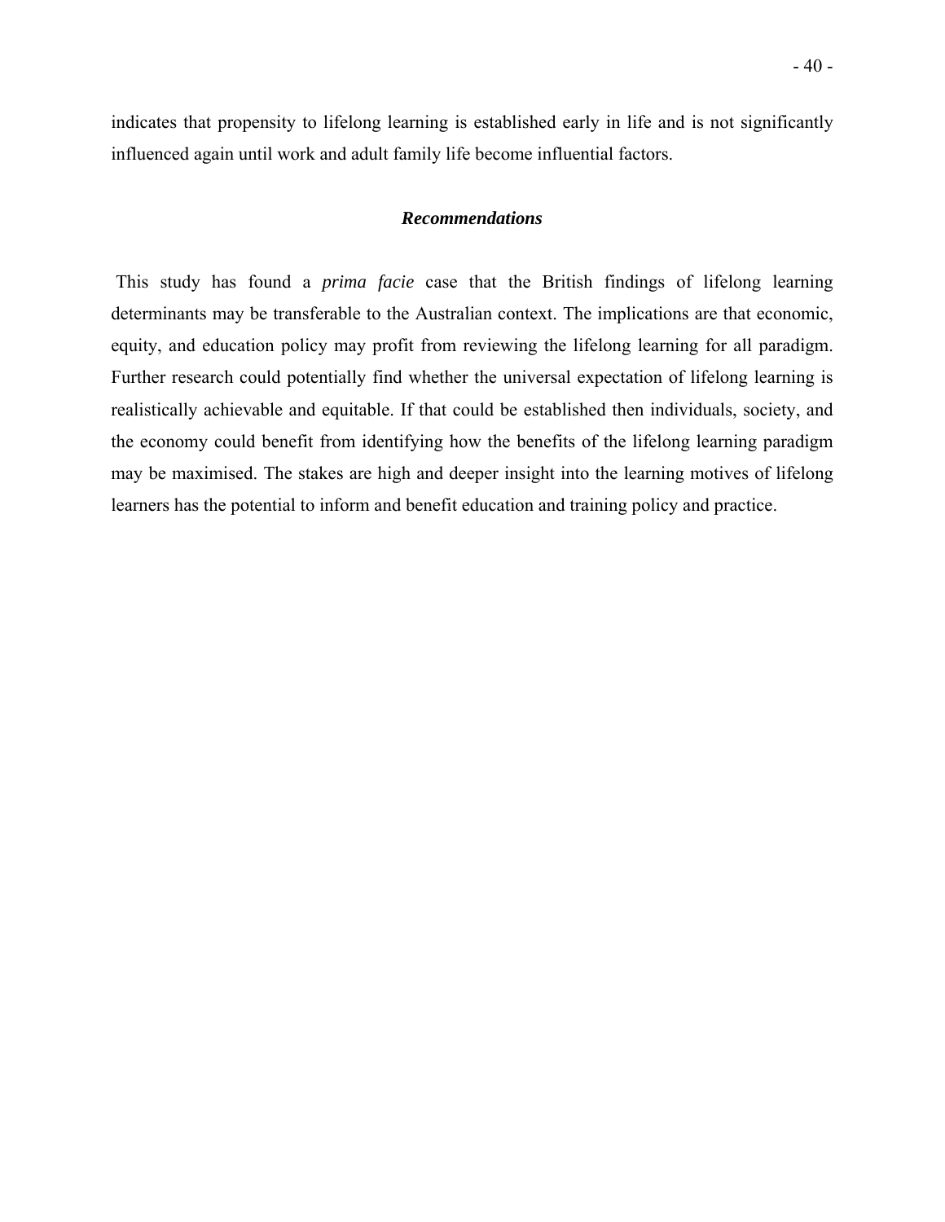indicates that propensity to lifelong learning is established early in life and is not significantly influenced again until work and adult family life become influential factors.

### ***Recommendations***

This study has found a *prima facie* case that the British findings of lifelong learning determinants may be transferable to the Australian context. The implications are that economic, equity, and education policy may profit from reviewing the lifelong learning for all paradigm. Further research could potentially find whether the universal expectation of lifelong learning is realistically achievable and equitable. If that could be established then individuals, society, and the economy could benefit from identifying how the benefits of the lifelong learning paradigm may be maximised. The stakes are high and deeper insight into the learning motives of lifelong learners has the potential to inform and benefit education and training policy and practice.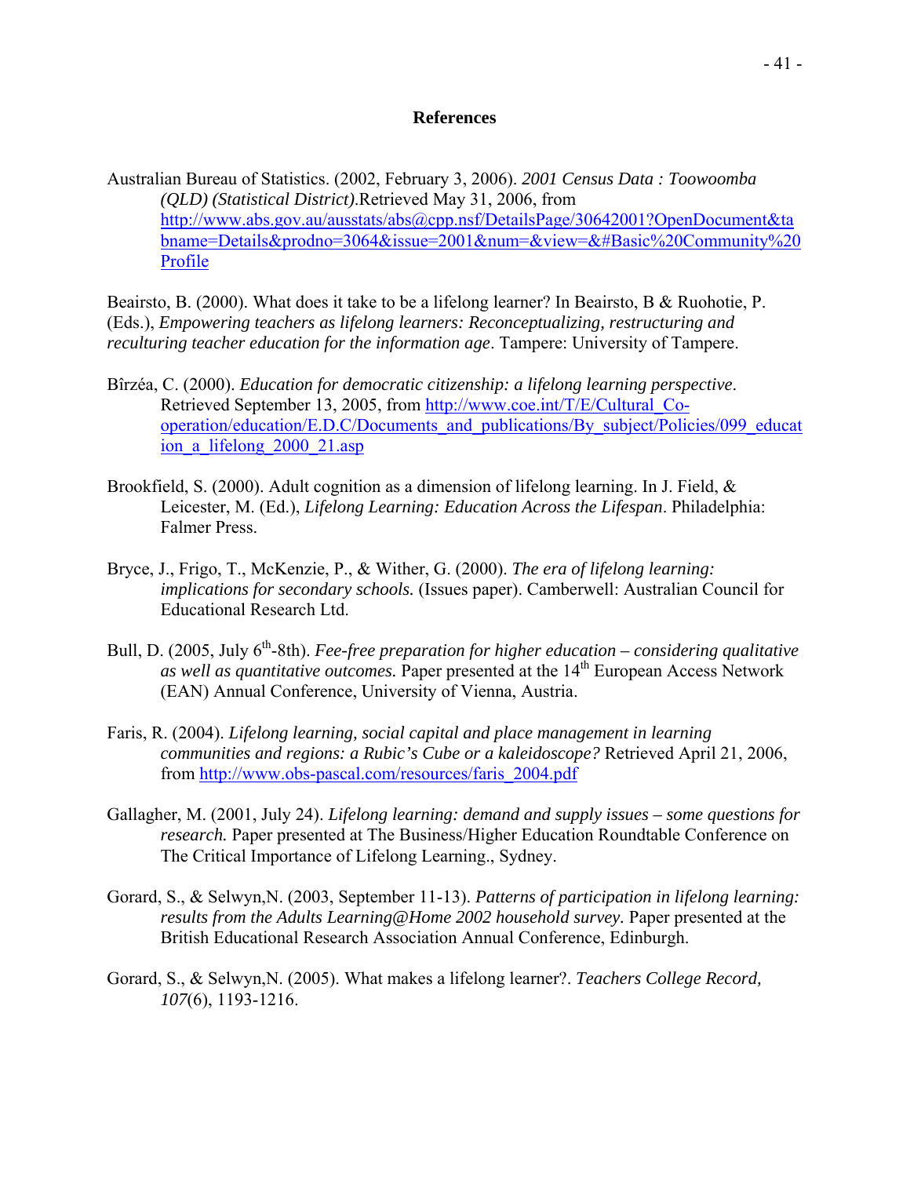## References

Australian Bureau of Statistics. (2002, February 3, 2006). *2001 Census Data : Toowoomba (QLD) (Statistical District).*Retrieved May 31, 2006, from http://www.abs.gov.au/ausstats/abs@cpp.nsf/DetailsPage/30642001?OpenDocument&tabname=Details&prodno=3064&issue=2001&num=&view=&#Basic%20Community%20Profile

Beairsto, B. (2000). What does it take to be a lifelong learner? In Beairsto, B & Ruohotie, P. (Eds.), *Empowering teachers as lifelong learners: Reconceptualizing, restructuring and reculturing teacher education for the information age*. Tampere: University of Tampere.

Bîrzéa, C. (2000). *Education for democratic citizenship: a lifelong learning perspective*. Retrieved September 13, 2005, from http://www.coe.int/T/E/Cultural_Co-operation/education/E.D.C/Documents_and_publications/By_subject/Policies/099_education_a_lifelong_2000_21.asp

Brookfield, S. (2000). Adult cognition as a dimension of lifelong learning. In J. Field, & Leicester, M. (Ed.), *Lifelong Learning: Education Across the Lifespan*. Philadelphia: Falmer Press.

Bryce, J., Frigo, T., McKenzie, P., & Wither, G. (2000). *The era of lifelong learning: implications for secondary schools.* (Issues paper). Camberwell: Australian Council for Educational Research Ltd.

Bull, D. (2005, July 6th-8th). *Fee-free preparation for higher education – considering qualitative as well as quantitative outcomes.* Paper presented at the 14th European Access Network (EAN) Annual Conference, University of Vienna, Austria.

Faris, R. (2004). *Lifelong learning, social capital and place management in learning communities and regions: a Rubic's Cube or a kaleidoscope?* Retrieved April 21, 2006, from http://www.obs-pascal.com/resources/faris_2004.pdf

Gallagher, M. (2001, July 24). *Lifelong learning: demand and supply issues – some questions for research.* Paper presented at The Business/Higher Education Roundtable Conference on The Critical Importance of Lifelong Learning., Sydney.

Gorard, S., & Selwyn,N. (2003, September 11-13). *Patterns of participation in lifelong learning: results from the Adults Learning@Home 2002 household survey.* Paper presented at the British Educational Research Association Annual Conference, Edinburgh.

Gorard, S., & Selwyn,N. (2005). What makes a lifelong learner?. *Teachers College Record, 107*(6), 1193-1216.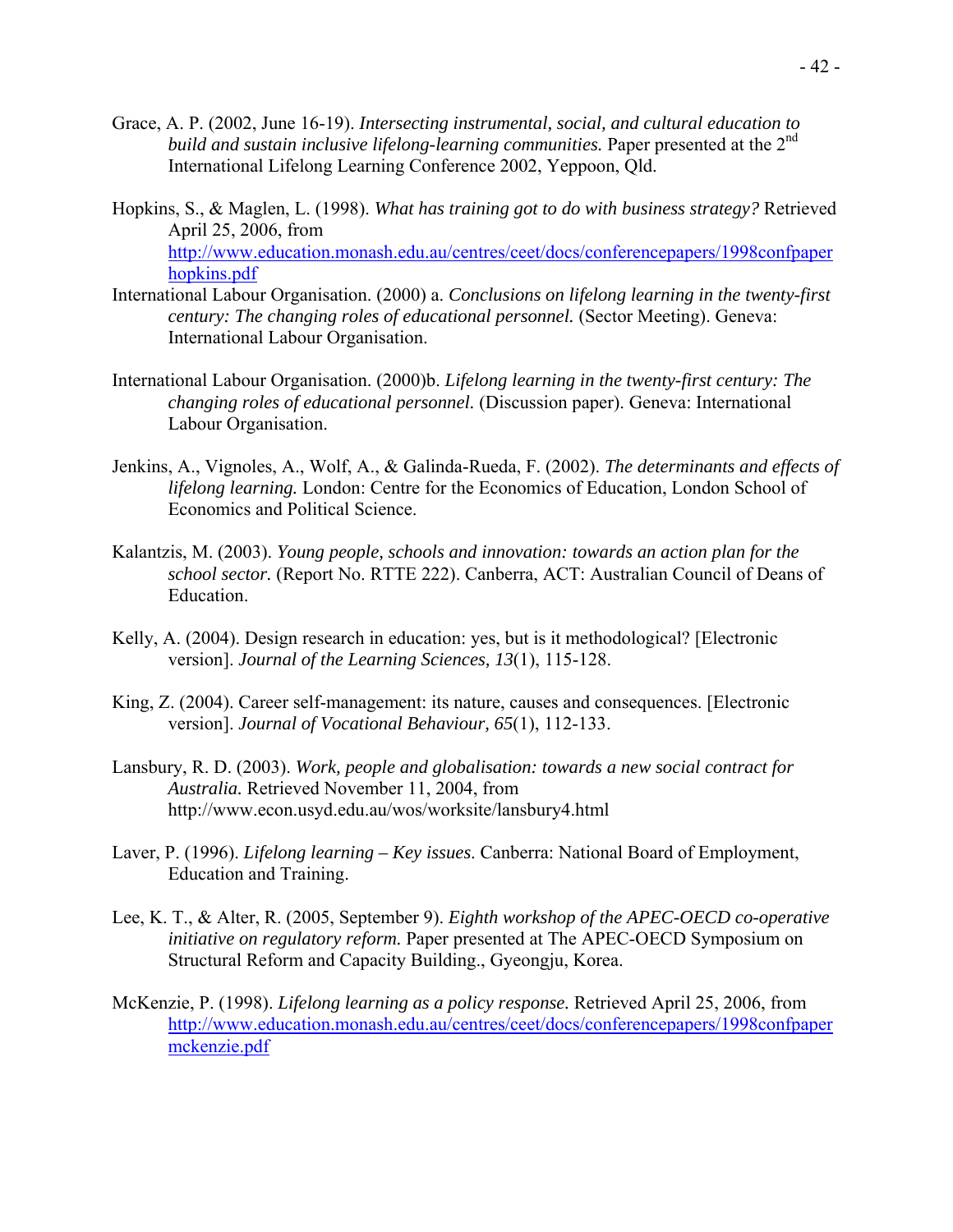Grace, A. P. (2002, June 16-19). *Intersecting instrumental, social, and cultural education to build and sustain inclusive lifelong-learning communities.* Paper presented at the 2nd International Lifelong Learning Conference 2002, Yeppoon, Qld.

Hopkins, S., & Maglen, L. (1998). *What has training got to do with business strategy?* Retrieved April 25, 2006, from http://www.education.monash.edu.au/centres/ceet/docs/conferencepapers/1998confpaperhopkins.pdf

International Labour Organisation. (2000) a. *Conclusions on lifelong learning in the twenty-first century: The changing roles of educational personnel.* (Sector Meeting). Geneva: International Labour Organisation.

International Labour Organisation. (2000)b. *Lifelong learning in the twenty-first century: The changing roles of educational personnel.* (Discussion paper). Geneva: International Labour Organisation.

Jenkins, A., Vignoles, A., Wolf, A., & Galinda-Rueda, F. (2002). *The determinants and effects of lifelong learning.* London: Centre for the Economics of Education, London School of Economics and Political Science.

Kalantzis, M. (2003). *Young people, schools and innovation: towards an action plan for the school sector.* (Report No. RTTE 222). Canberra, ACT: Australian Council of Deans of Education.

Kelly, A. (2004). Design research in education: yes, but is it methodological? [Electronic version]. *Journal of the Learning Sciences, 13*(1), 115-128.

King, Z. (2004). Career self-management: its nature, causes and consequences. [Electronic version]. *Journal of Vocational Behaviour, 65*(1), 112-133.

Lansbury, R. D. (2003). *Work, people and globalisation: towards a new social contract for Australia.* Retrieved November 11, 2004, from http://www.econ.usyd.edu.au/wos/worksite/lansbury4.html

Laver, P. (1996). *Lifelong learning – Key issues.* Canberra: National Board of Employment, Education and Training.

Lee, K. T., & Alter, R. (2005, September 9). *Eighth workshop of the APEC-OECD co-operative initiative on regulatory reform.* Paper presented at The APEC-OECD Symposium on Structural Reform and Capacity Building., Gyeongju, Korea.

McKenzie, P. (1998). *Lifelong learning as a policy response.* Retrieved April 25, 2006, from http://www.education.monash.edu.au/centres/ceet/docs/conferencepapers/1998confpapermckenzie.pdf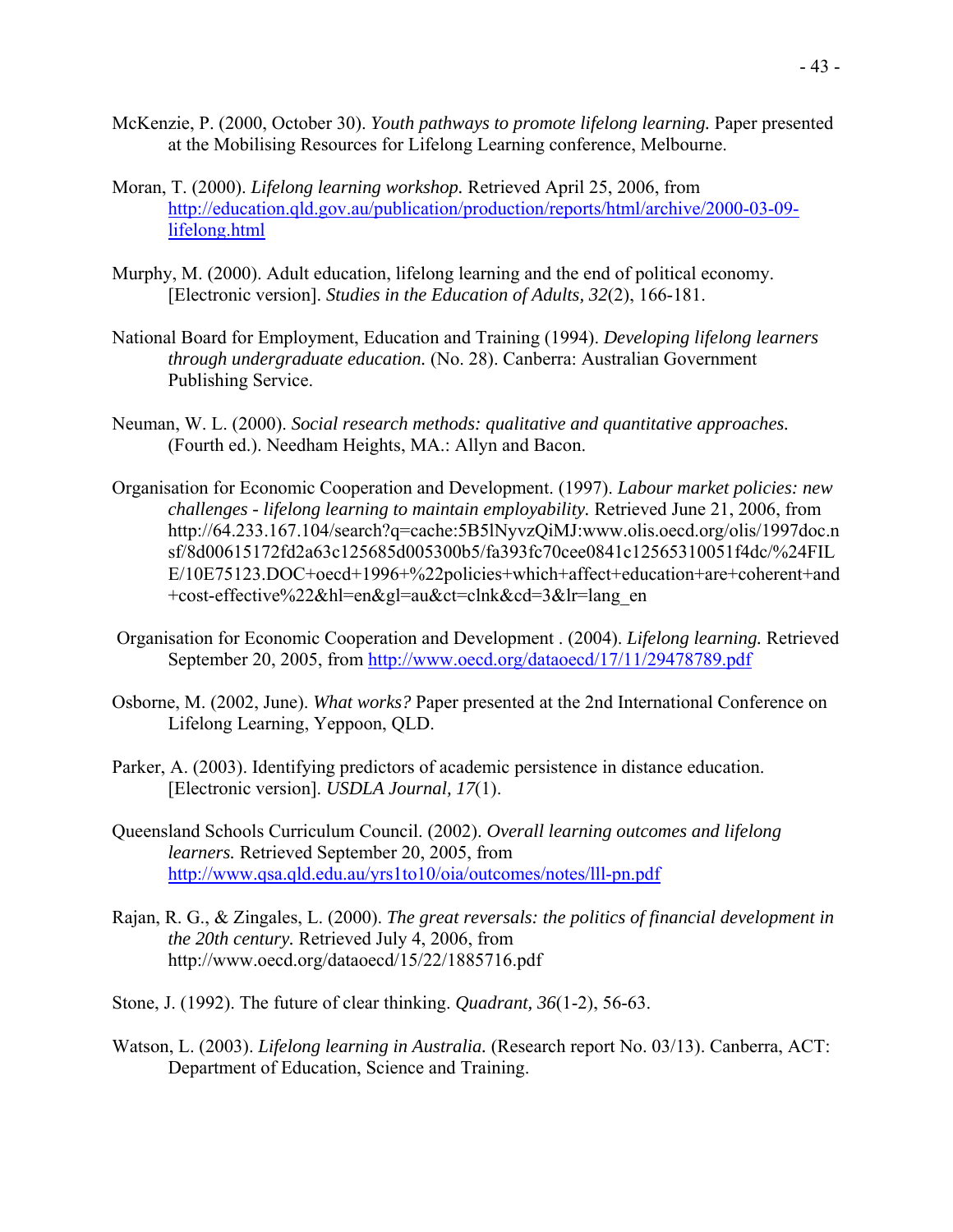McKenzie, P. (2000, October 30). *Youth pathways to promote lifelong learning.* Paper presented at the Mobilising Resources for Lifelong Learning conference, Melbourne.

Moran, T. (2000). *Lifelong learning workshop.* Retrieved April 25, 2006, from http://education.qld.gov.au/publication/production/reports/html/archive/2000-03-09-lifelong.html

Murphy, M. (2000). Adult education, lifelong learning and the end of political economy. [Electronic version]. *Studies in the Education of Adults, 32*(2), 166-181.

National Board for Employment, Education and Training (1994). *Developing lifelong learners through undergraduate education.* (No. 28). Canberra: Australian Government Publishing Service.

Neuman, W. L. (2000). *Social research methods: qualitative and quantitative approaches.* (Fourth ed.). Needham Heights, MA.: Allyn and Bacon.

Organisation for Economic Cooperation and Development. (1997). *Labour market policies: new challenges - lifelong learning to maintain employability.* Retrieved June 21, 2006, from http://64.233.167.104/search?q=cache:5B5lNyvzQiMJ:www.olis.oecd.org/olis/1997doc.nsf/8d00615172fd2a63c125685d005300b5/fa393fc70cee0841c12565310051f4dc/%24FILE/10E75123.DOC+oecd+1996+%22policies+which+affect+education+are+coherent+and+cost-effective%22&hl=en&gl=au&ct=clnk&cd=3&lr=lang_en

Organisation for Economic Cooperation and Development . (2004). *Lifelong learning.* Retrieved September 20, 2005, from http://www.oecd.org/dataoecd/17/11/29478789.pdf

Osborne, M. (2002, June). *What works?* Paper presented at the 2nd International Conference on Lifelong Learning, Yeppoon, QLD.

Parker, A. (2003). Identifying predictors of academic persistence in distance education. [Electronic version]. *USDLA Journal, 17*(1).

Queensland Schools Curriculum Council. (2002). *Overall learning outcomes and lifelong learners.* Retrieved September 20, 2005, from http://www.qsa.qld.edu.au/yrs1to10/oia/outcomes/notes/lll-pn.pdf

Rajan, R. G., & Zingales, L. (2000). *The great reversals: the politics of financial development in the 20th century.* Retrieved July 4, 2006, from http://www.oecd.org/dataoecd/15/22/1885716.pdf

Stone, J. (1992). The future of clear thinking. *Quadrant, 36*(1-2), 56-63.

Watson, L. (2003). *Lifelong learning in Australia.* (Research report No. 03/13). Canberra, ACT: Department of Education, Science and Training.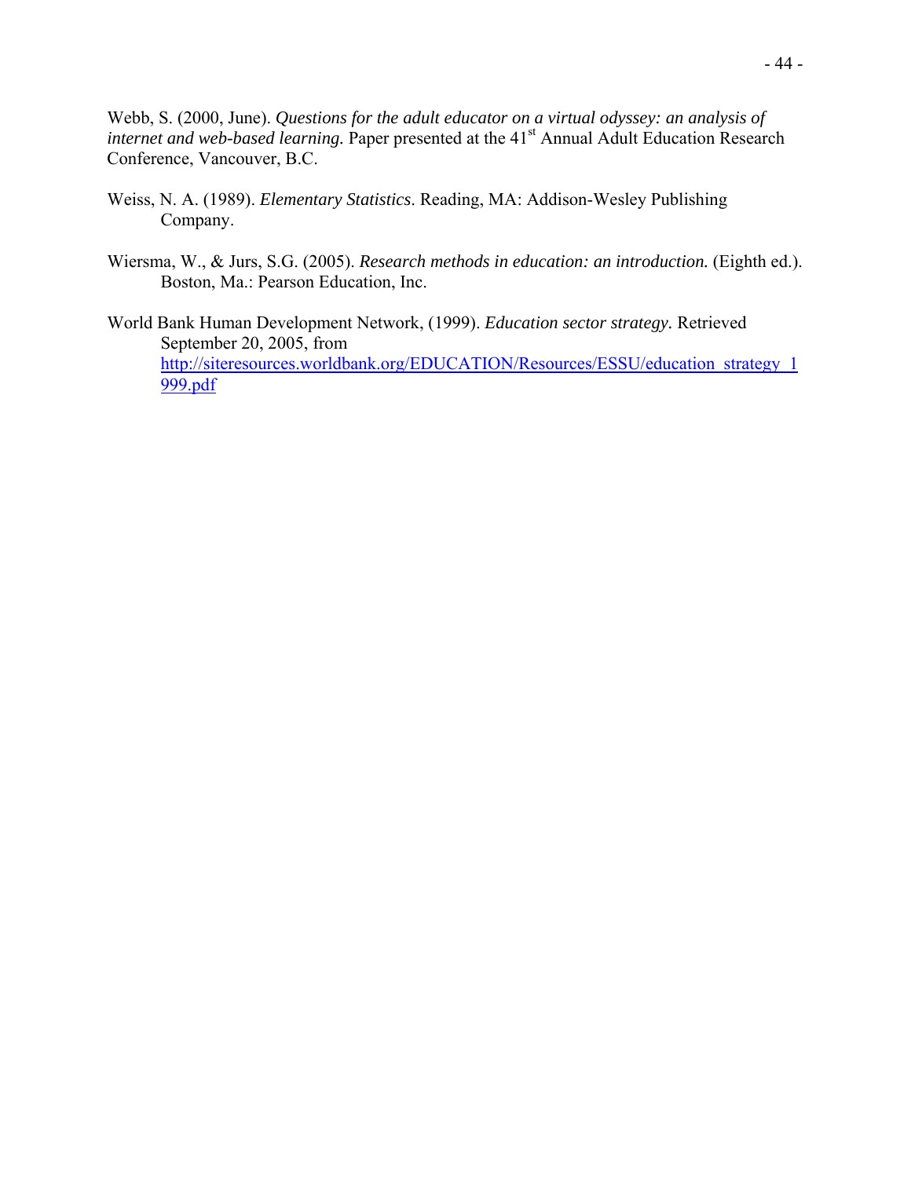Webb, S. (2000, June). *Questions for the adult educator on a virtual odyssey: an analysis of internet and web-based learning.* Paper presented at the 41st Annual Adult Education Research Conference, Vancouver, B.C.

Weiss, N. A. (1989). *Elementary Statistics*. Reading, MA: Addison-Wesley Publishing Company.

Wiersma, W., & Jurs, S.G. (2005). *Research methods in education: an introduction.* (Eighth ed.). Boston, Ma.: Pearson Education, Inc.

World Bank Human Development Network, (1999). *Education sector strategy.* Retrieved September 20, 2005, from http://siteresources.worldbank.org/EDUCATION/Resources/ESSU/education_strategy_1999.pdf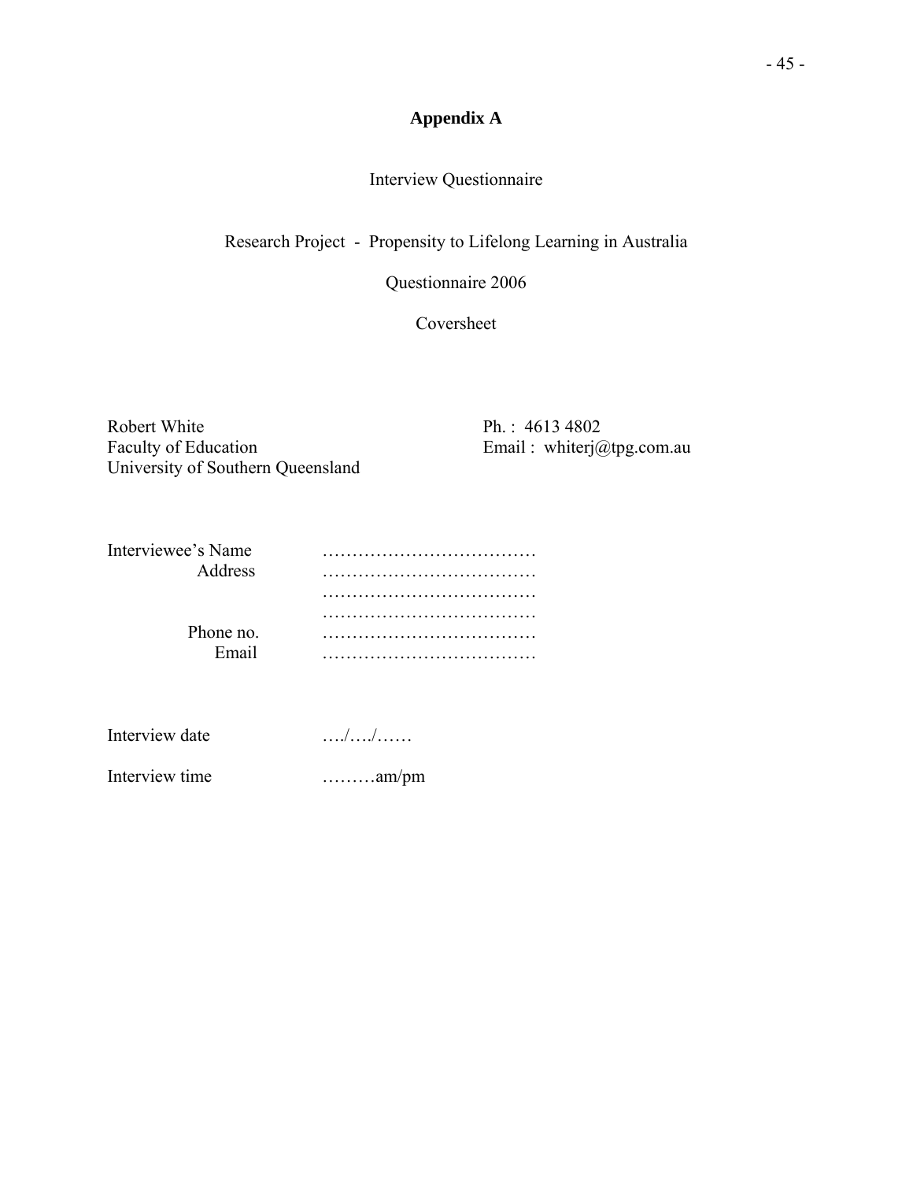# Appendix A

Interview Questionnaire

Research Project - Propensity to Lifelong Learning in Australia

Questionnaire 2006

Coversheet

Robert White  
Faculty of Education  
University of Southern Queensland

Ph. : 4613 4802  
Email : whiterj@tpg.com.au

Interviewee's Name ………………………………  
Address ………………………………  
………………………………  
………………………………  
Phone no. ………………………………  
Email ………………………………

Interview date …./…./……

Interview time ………am/pm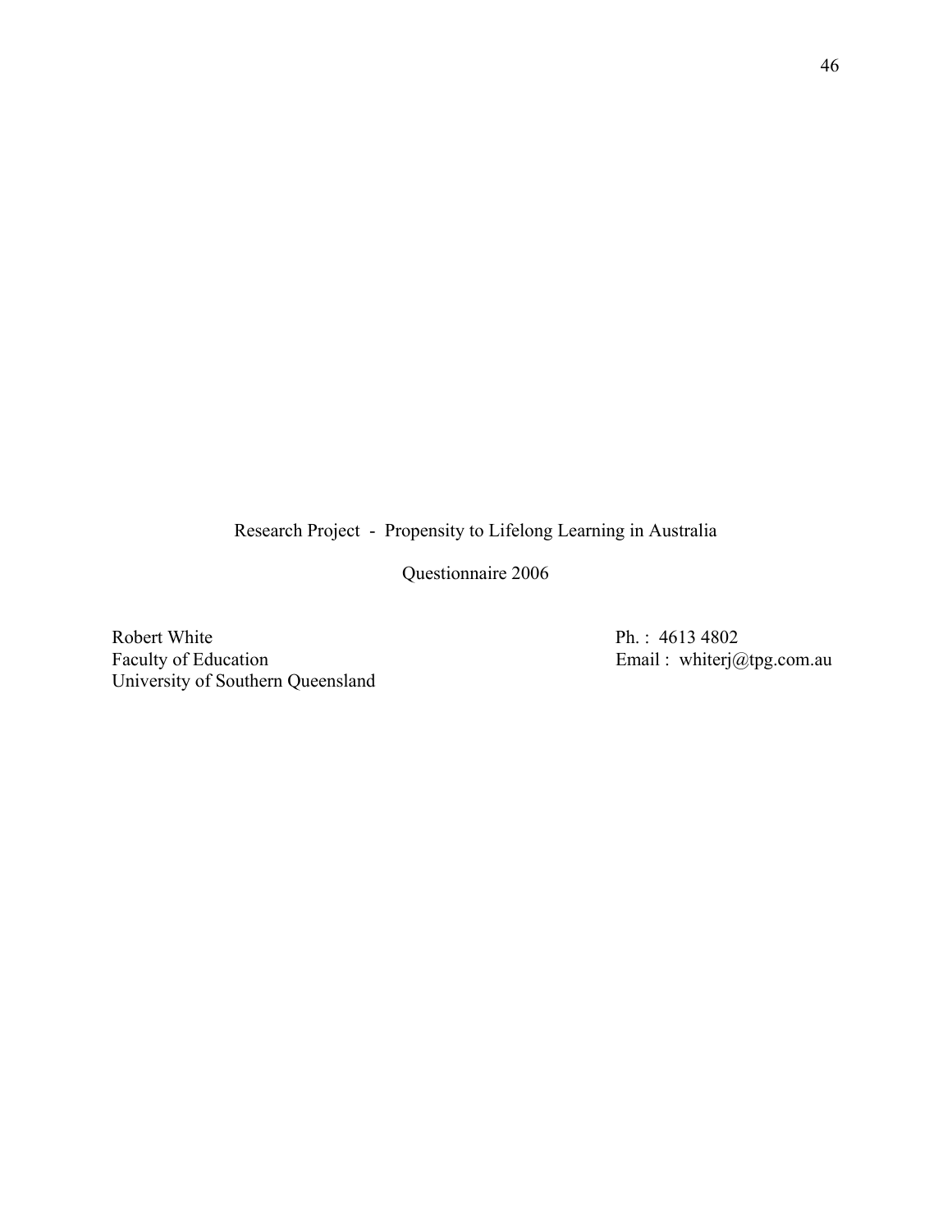Research Project - Propensity to Lifelong Learning in Australia

Questionnaire 2006

Robert White
Faculty of Education
University of Southern Queensland

Ph. : 4613 4802
Email : whiterj@tpg.com.au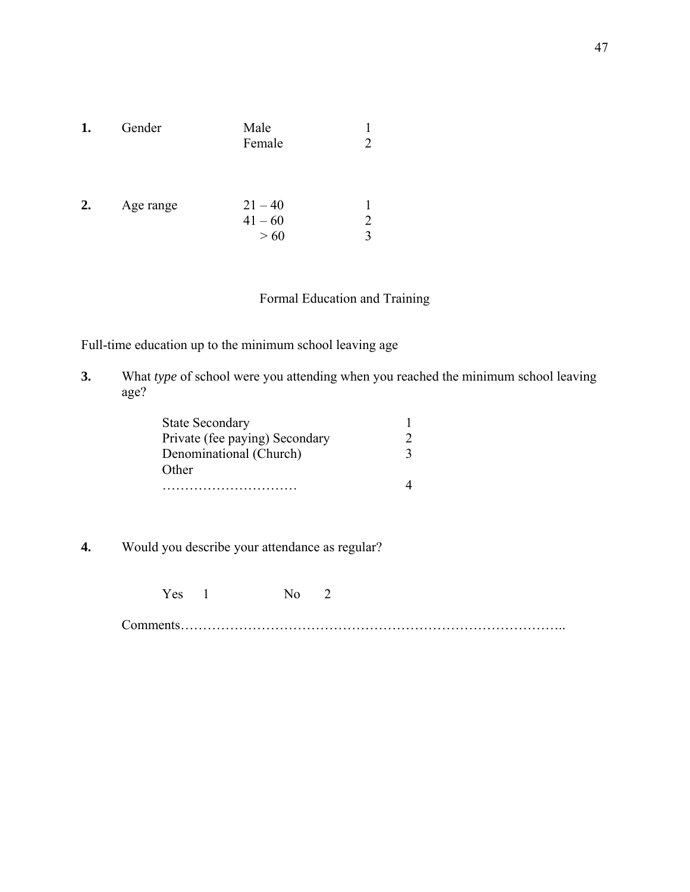**1.** Gender

| | |
|---|---|
| Male | 1 |
| Female | 2 |

**2.** Age range

| | |
|---|---|
| 21 – 40 | 1 |
| 41 – 60 | 2 |
| > 60 | 3 |

Formal Education and Training

Full-time education up to the minimum school leaving age

**3.** What *type* of school were you attending when you reached the minimum school leaving age?

| | |
|---|---|
| State Secondary | 1 |
| Private (fee paying) Secondary | 2 |
| Denominational (Church) | 3 |
| Other ………………………… | 4 |

**4.** Would you describe your attendance as regular?

Yes 1 No 2

Comments……………………………………………………………………….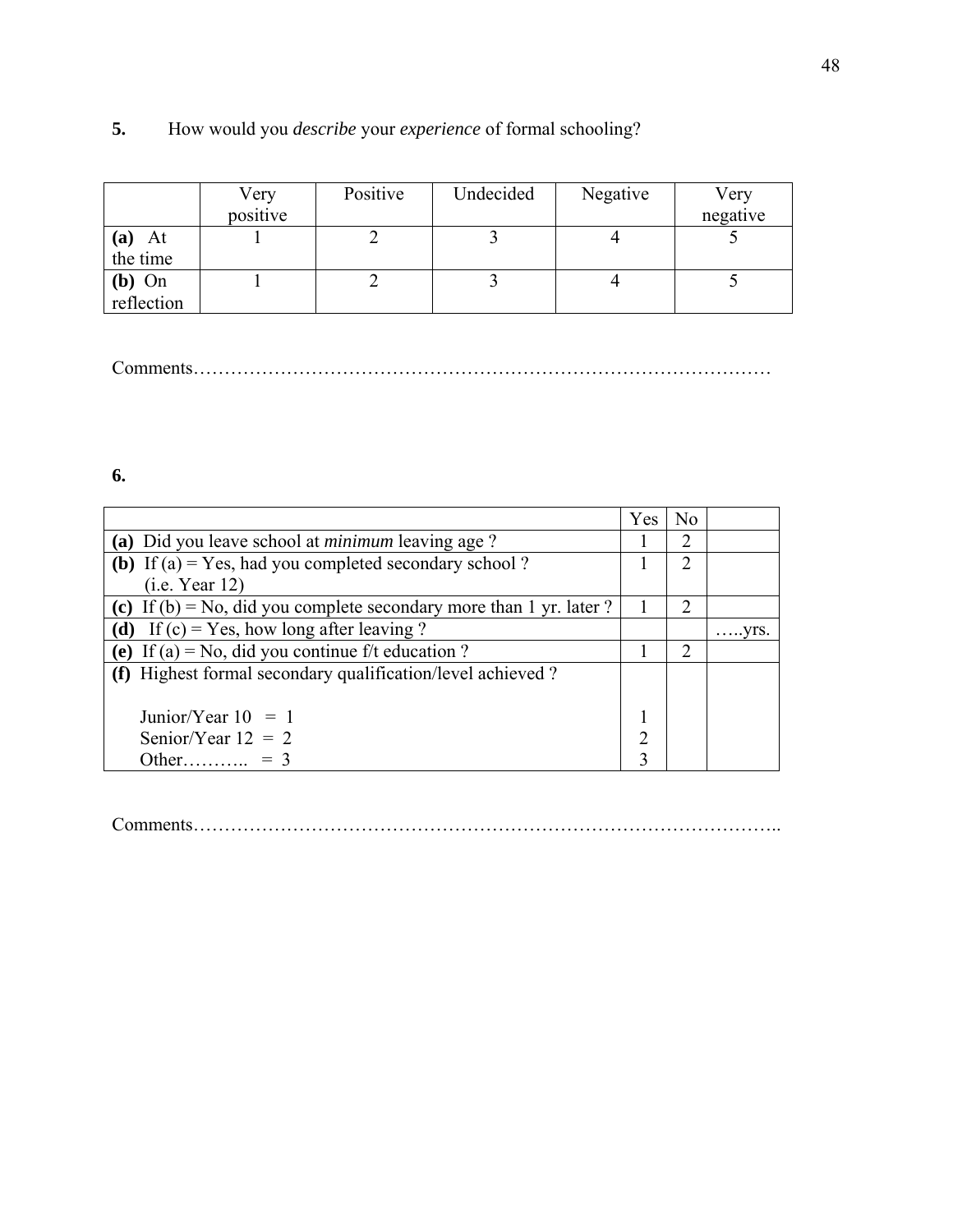**5.** How would you *describe* your *experience* of formal schooling?

| | Very positive | Positive | Undecided | Negative | Very negative |
|---|---|---|---|---|---|
| **(a)** At the time | 1 | 2 | 3 | 4 | 5 |
| **(b)** On reflection | 1 | 2 | 3 | 4 | 5 |

Comments………………………………………………………………………………

**6.**

| | Yes | No | |
|---|---|---|---|
| **(a)** Did you leave school at *minimum* leaving age ? | 1 | 2 | |
| **(b)** If (a) = Yes, had you completed secondary school ? (i.e. Year 12) | 1 | 2 | |
| **(c)** If (b) = No, did you complete secondary more than 1 yr. later ? | 1 | 2 | |
| **(d)** If (c) = Yes, how long after leaving ? | | | …..yrs. |
| **(e)** If (a) = No, did you continue f/t education ? | 1 | 2 | |
| **(f)** Highest formal secondary qualification/level achieved ? | | | |
| Junior/Year 10 = 1 | 1 | | |
| Senior/Year 12 = 2 | 2 | | |
| Other……….. = 3 | 3 | | |

Comments……………………………………………………………………………………..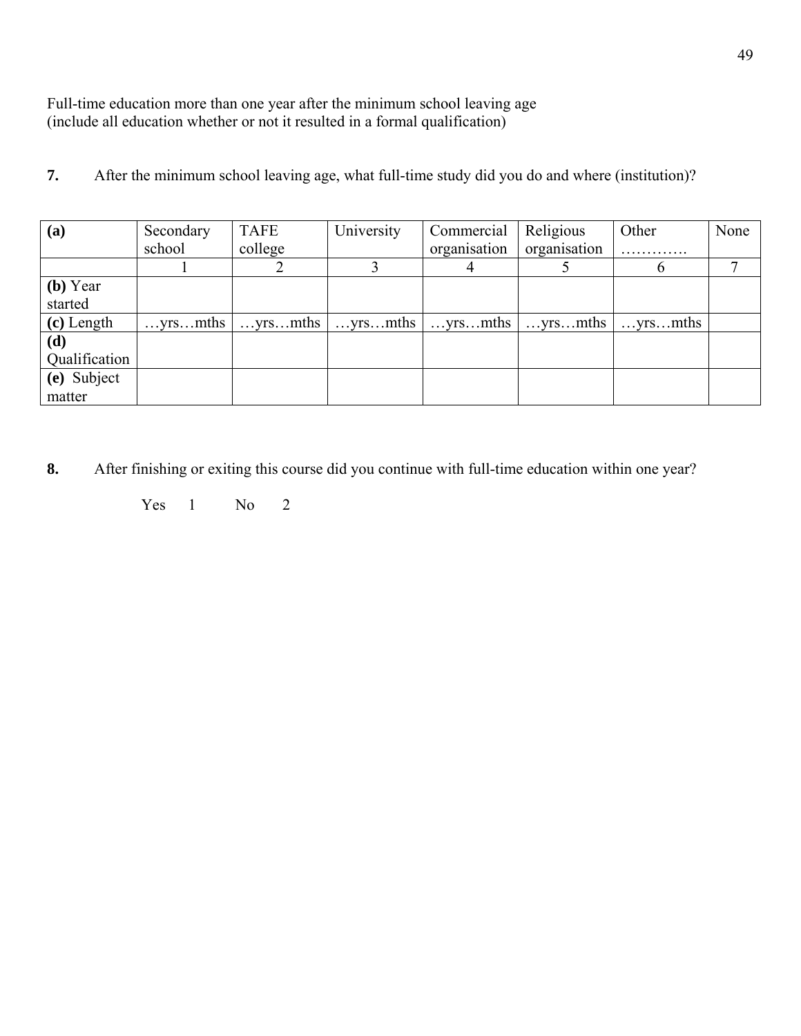Full-time education more than one year after the minimum school leaving age
(include all education whether or not it resulted in a formal qualification)

**7.** After the minimum school leaving age, what full-time study did you do and where (institution)?

| **(a)** | Secondary school | TAFE college | University | Commercial organisation | Religious organisation | Other ………… | None |
|---|---|---|---|---|---|---|---|
| | 1 | 2 | 3 | 4 | 5 | 6 | 7 |
| **(b)** Year started | | | | | | | |
| **(c)** Length | …yrs…mths | …yrs…mths | …yrs…mths | …yrs…mths | …yrs…mths | …yrs…mths | |
| **(d)** Qualification | | | | | | | |
| **(e)** Subject matter | | | | | | | |

**8.** After finishing or exiting this course did you continue with full-time education within one year?

Yes 1 No 2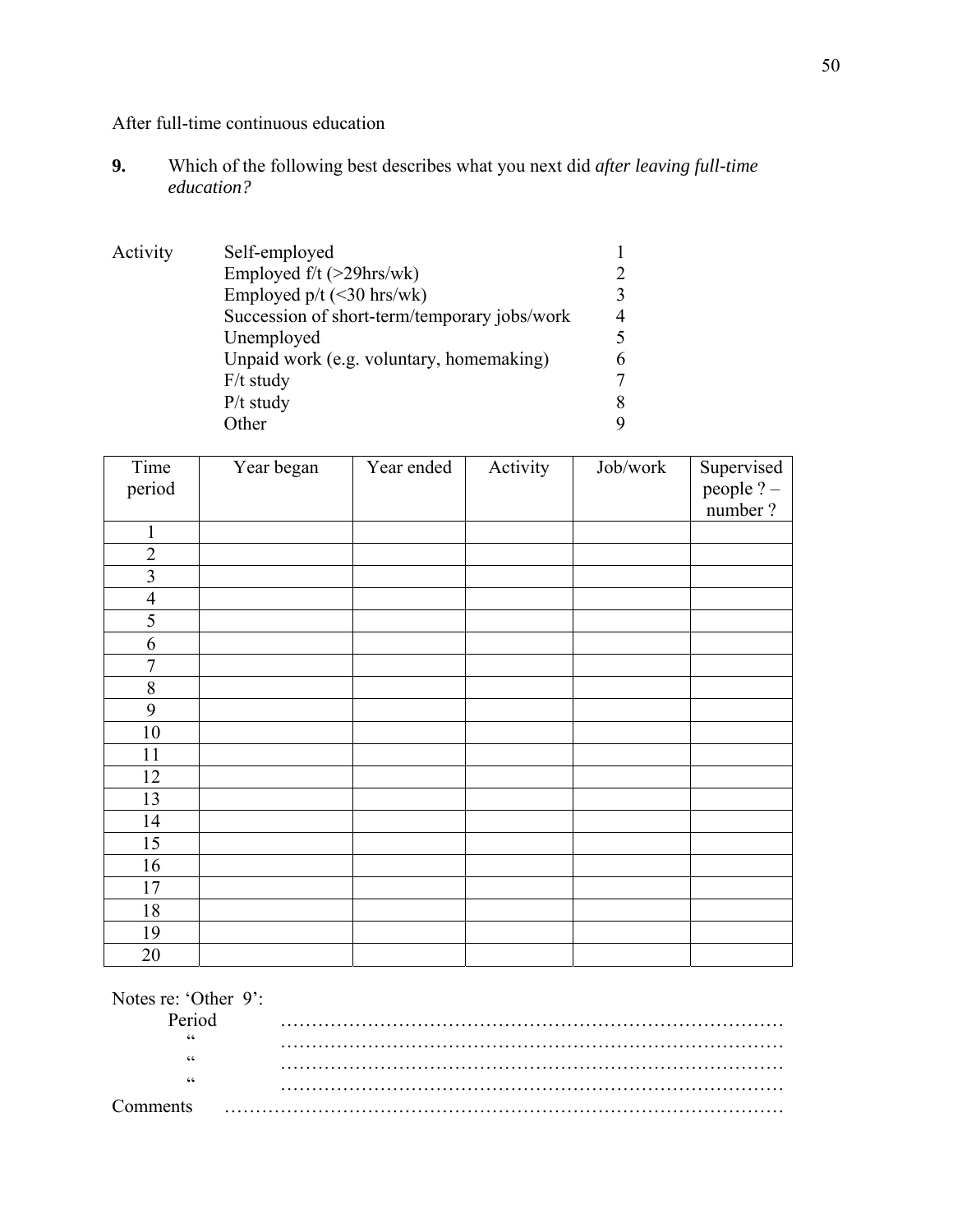After full-time continuous education

**9.** Which of the following best describes what you next did *after leaving full-time education?*

| Activity | | |
|---|---|---|
| | Self-employed | 1 |
| | Employed f/t (>29hrs/wk) | 2 |
| | Employed p/t (<30 hrs/wk) | 3 |
| | Succession of short-term/temporary jobs/work | 4 |
| | Unemployed | 5 |
| | Unpaid work (e.g. voluntary, homemaking) | 6 |
| | F/t study | 7 |
| | P/t study | 8 |
| | Other | 9 |

| Time period | Year began | Year ended | Activity | Job/work | Supervised people ? – number ? |
|---|---|---|---|---|---|
| 1 | | | | | |
| 2 | | | | | |
| 3 | | | | | |
| 4 | | | | | |
| 5 | | | | | |
| 6 | | | | | |
| 7 | | | | | |
| 8 | | | | | |
| 9 | | | | | |
| 10 | | | | | |
| 11 | | | | | |
| 12 | | | | | |
| 13 | | | | | |
| 14 | | | | | |
| 15 | | | | | |
| 16 | | | | | |
| 17 | | | | | |
| 18 | | | | | |
| 19 | | | | | |
| 20 | | | | | |

Notes re: 'Other 9':

Period ……………………………………………………………………

" ……………………………………………………………………

" ……………………………………………………………………

" ……………………………………………………………………

Comments ……………………………………………………………………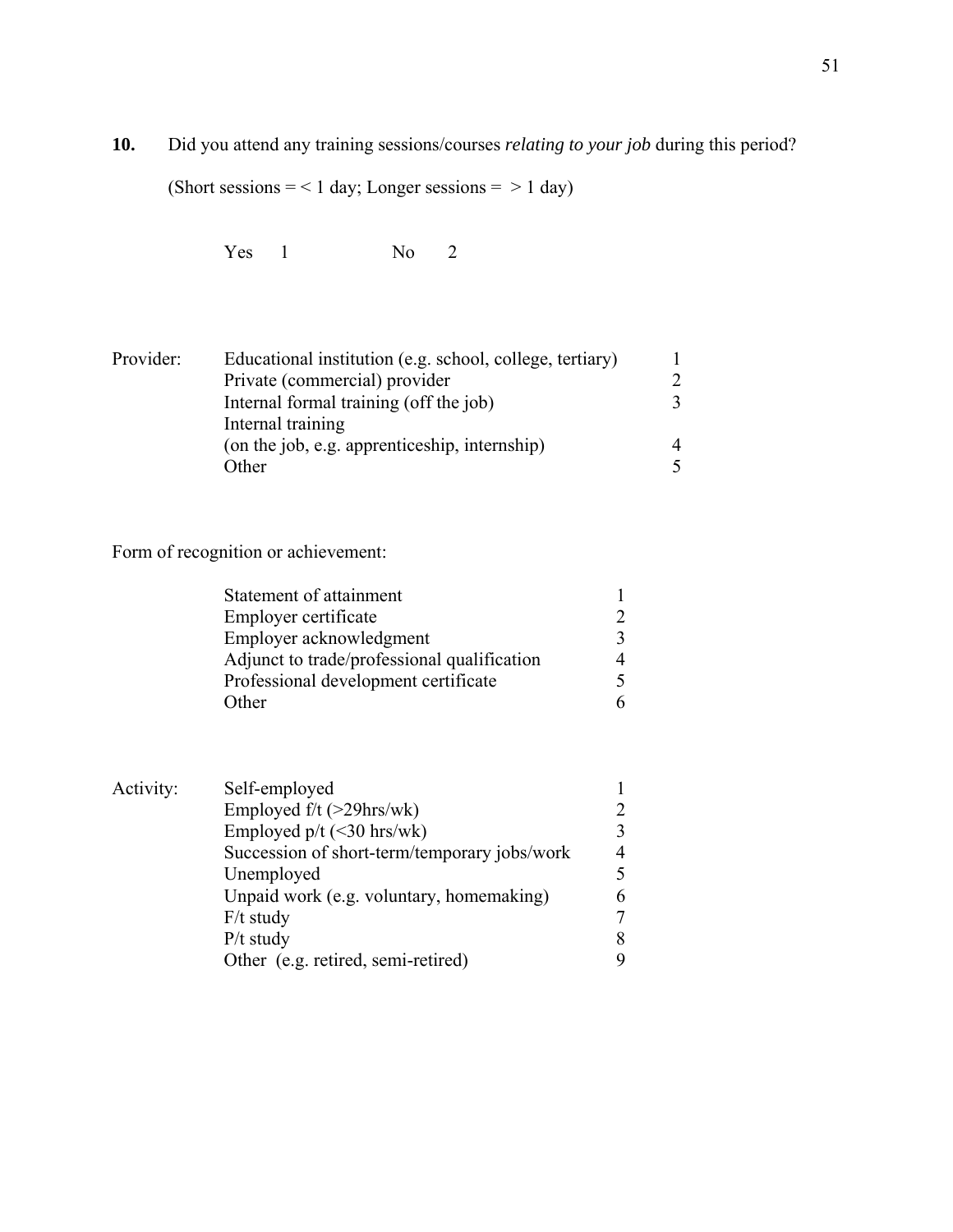**10.** Did you attend any training sessions/courses *relating to your job* during this period?

(Short sessions = < 1 day; Longer sessions = > 1 day)

Yes 1 No 2

| Provider: | | |
|---|---|---|
| | Educational institution (e.g. school, college, tertiary) | 1 |
| | Private (commercial) provider | 2 |
| | Internal formal training (off the job) | 3 |
| | Internal training (on the job, e.g. apprenticeship, internship) | 4 |
| | Other | 5 |

Form of recognition or achievement:

| | |
|---|---|
| Statement of attainment | 1 |
| Employer certificate | 2 |
| Employer acknowledgment | 3 |
| Adjunct to trade/professional qualification | 4 |
| Professional development certificate | 5 |
| Other | 6 |

| Activity: | | |
|---|---|---|
| | Self-employed | 1 |
| | Employed f/t (>29hrs/wk) | 2 |
| | Employed p/t (<30 hrs/wk) | 3 |
| | Succession of short-term/temporary jobs/work | 4 |
| | Unemployed | 5 |
| | Unpaid work (e.g. voluntary, homemaking) | 6 |
| | F/t study | 7 |
| | P/t study | 8 |
| | Other (e.g. retired, semi-retired) | 9 |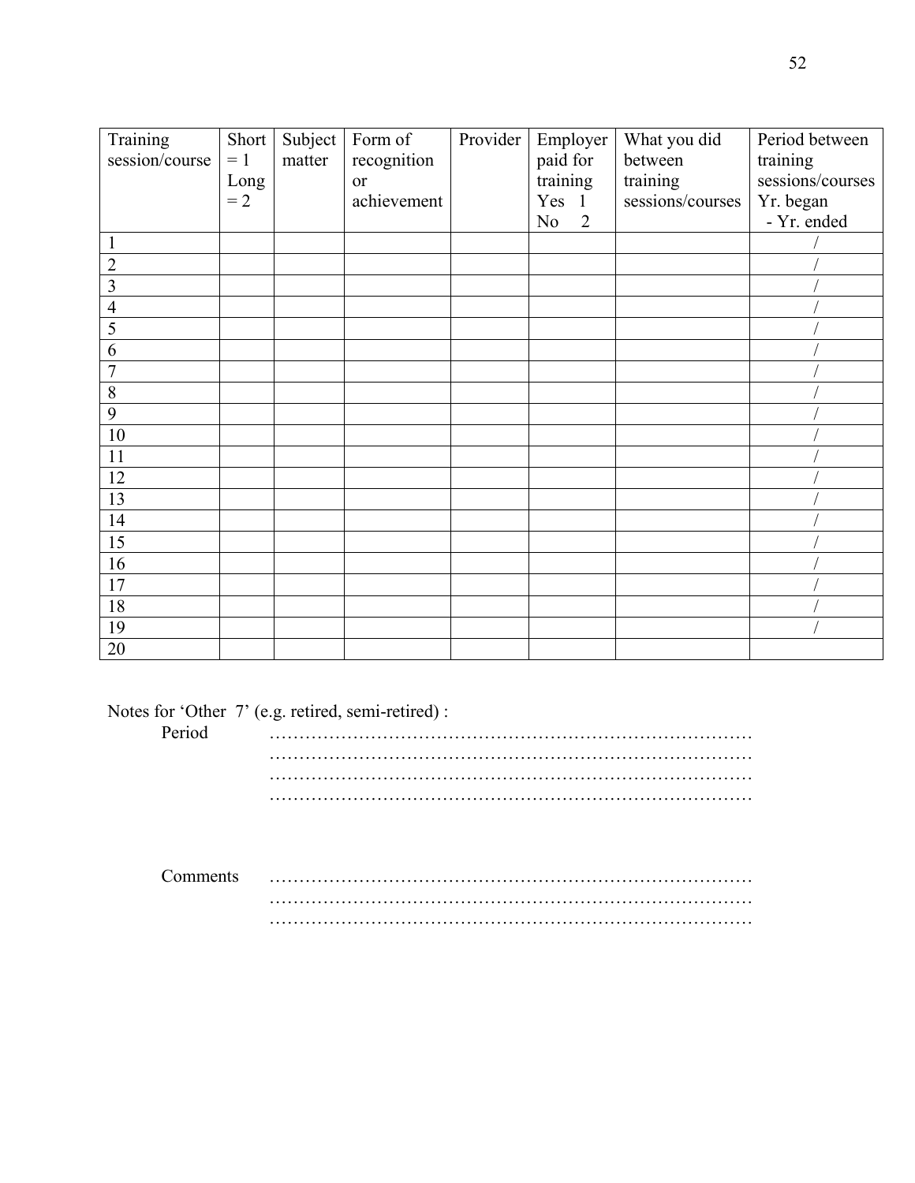| Training session/course | Short = 1 Long = 2 | Subject matter | Form of recognition or achievement | Provider | Employer paid for training Yes 1 No 2 | What you did between training sessions/courses | Period between training sessions/courses Yr. began - Yr. ended |
|---|---|---|---|---|---|---|---|
| 1 | | | | | | | / |
| 2 | | | | | | | / |
| 3 | | | | | | | / |
| 4 | | | | | | | / |
| 5 | | | | | | | / |
| 6 | | | | | | | / |
| 7 | | | | | | | / |
| 8 | | | | | | | / |
| 9 | | | | | | | / |
| 10 | | | | | | | / |
| 11 | | | | | | | / |
| 12 | | | | | | | / |
| 13 | | | | | | | / |
| 14 | | | | | | | / |
| 15 | | | | | | | / |
| 16 | | | | | | | / |
| 17 | | | | | | | / |
| 18 | | | | | | | / |
| 19 | | | | | | | / |
| 20 | | | | | | | |

Notes for 'Other 7' (e.g. retired, semi-retired) :

Period ……………………………………………………………………
……………………………………………………………………
……………………………………………………………………
……………………………………………………………………

Comments ……………………………………………………………………
……………………………………………………………………
……………………………………………………………………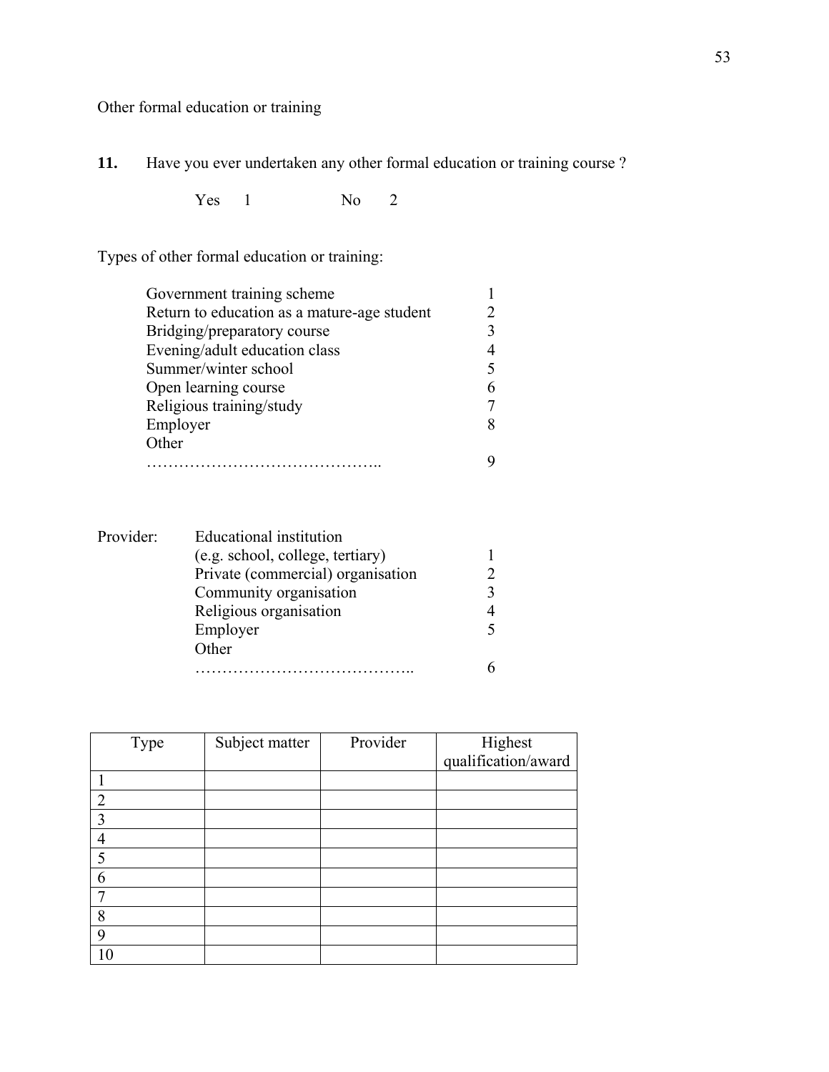Other formal education or training

**11.** Have you ever undertaken any other formal education or training course ?

Yes 1 No 2

Types of other formal education or training:

| | |
|---|---|
| Government training scheme | 1 |
| Return to education as a mature-age student | 2 |
| Bridging/preparatory course | 3 |
| Evening/adult education class | 4 |
| Summer/winter school | 5 |
| Open learning course | 6 |
| Religious training/study | 7 |
| Employer | 8 |
| Other …………………………………….. | 9 |

Provider:

| | |
|---|---|
| Educational institution (e.g. school, college, tertiary) | 1 |
| Private (commercial) organisation | 2 |
| Community organisation | 3 |
| Religious organisation | 4 |
| Employer | 5 |
| Other ………………………………….. | 6 |

| Type | Subject matter | Provider | Highest qualification/award |
|---|---|---|---|
| 1 | | | |
| 2 | | | |
| 3 | | | |
| 4 | | | |
| 5 | | | |
| 6 | | | |
| 7 | | | |
| 8 | | | |
| 9 | | | |
| 10 | | | |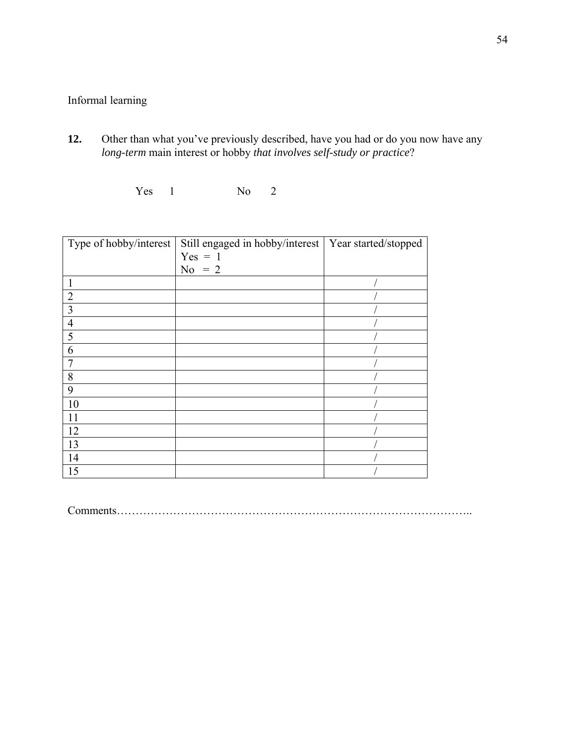Informal learning

**12.** Other than what you've previously described, have you had or do you now have any *long-term* main interest or hobby *that involves self-study or practice*?

Yes 1 No 2

| Type of hobby/interest | Still engaged in hobby/interest<br>Yes = 1<br>No = 2 | Year started/stopped |
|---|---|---|
| 1 | | / |
| 2 | | / |
| 3 | | / |
| 4 | | / |
| 5 | | / |
| 6 | | / |
| 7 | | / |
| 8 | | / |
| 9 | | / |
| 10 | | / |
| 11 | | / |
| 12 | | / |
| 13 | | / |
| 14 | | / |
| 15 | | / |

Comments…………………………………………………………………………………..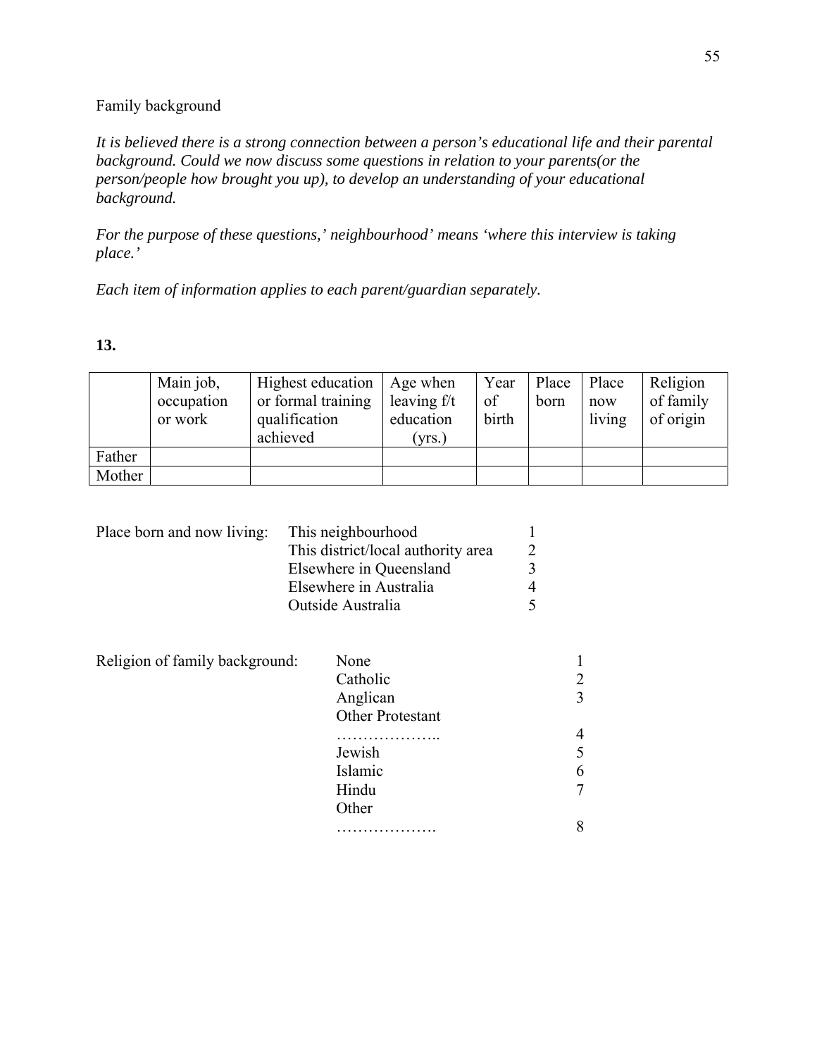Family background

*It is believed there is a strong connection between a person's educational life and their parental background. Could we now discuss some questions in relation to your parents(or the person/people how brought you up), to develop an understanding of your educational background.*

*For the purpose of these questions,' neighbourhood' means 'where this interview is taking place.'*

*Each item of information applies to each parent/guardian separately.*

**13.**

| | Main job, occupation or work | Highest education or formal training qualification achieved | Age when leaving f/t education (yrs.) | Year of birth | Place born | Place now living | Religion of family of origin |
|---|---|---|---|---|---|---|---|
| Father | | | | | | | |
| Mother | | | | | | | |

| Place born and now living: | | |
|---|---|---|
| | This neighbourhood | 1 |
| | This district/local authority area | 2 |
| | Elsewhere in Queensland | 3 |
| | Elsewhere in Australia | 4 |
| | Outside Australia | 5 |

| Religion of family background: | | |
|---|---|---|
| | None | 1 |
| | Catholic | 2 |
| | Anglican | 3 |
| | Other Protestant ……………….. | 4 |
| | Jewish | 5 |
| | Islamic | 6 |
| | Hindu | 7 |
| | Other ………………. | 8 |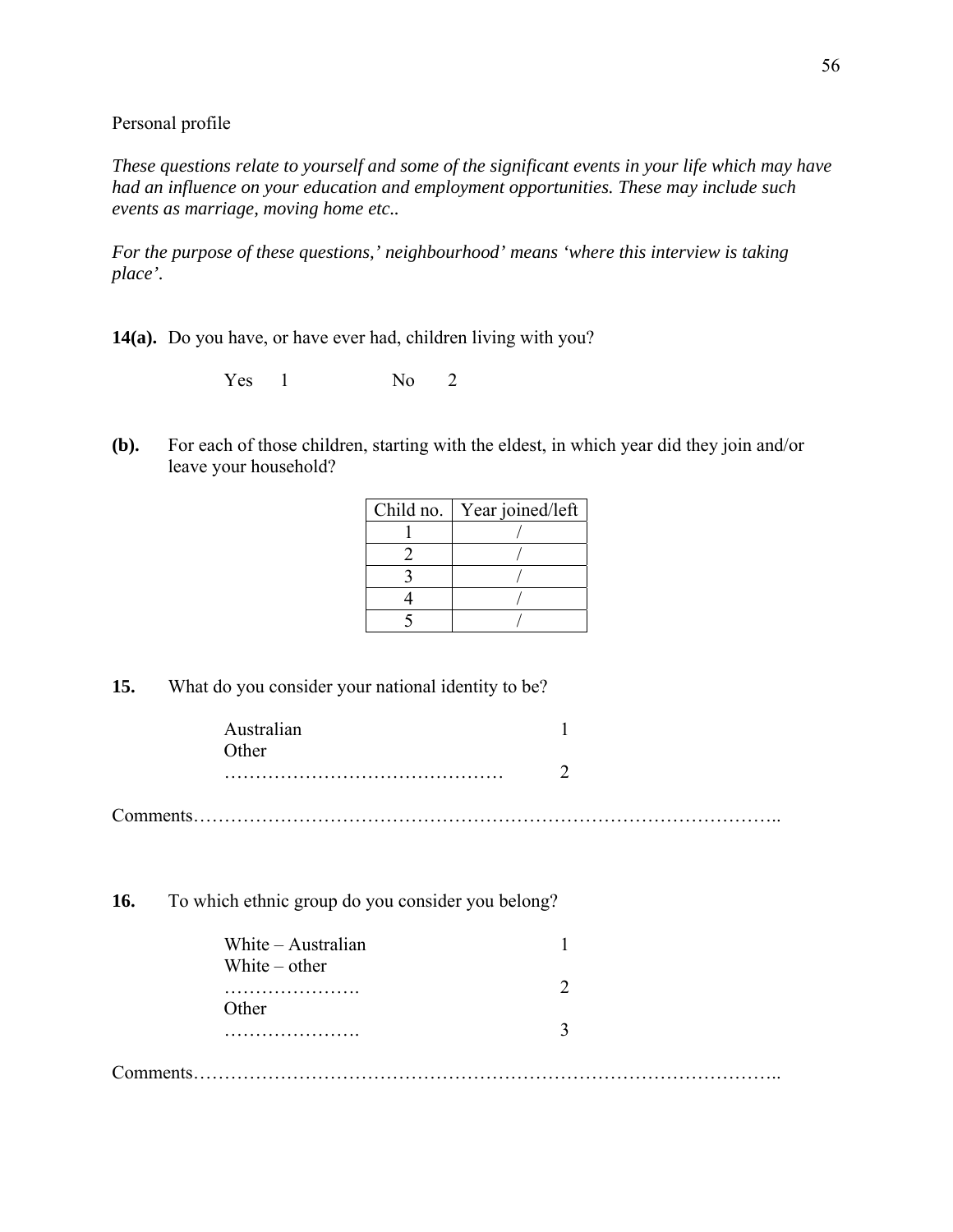Personal profile

*These questions relate to yourself and some of the significant events in your life which may have had an influence on your education and employment opportunities. These may include such events as marriage, moving home etc..*

*For the purpose of these questions,' neighbourhood' means 'where this interview is taking place'.*

**14(a).** Do you have, or have ever had, children living with you?

Yes 1 No 2

**(b).** For each of those children, starting with the eldest, in which year did they join and/or leave your household?

| Child no. | Year joined/left |
|---|---|
| 1 | / |
| 2 | / |
| 3 | / |
| 4 | / |
| 5 | / |

**15.** What do you consider your national identity to be?

Australian 1
Other
……………………………………… 2

Comments……………………………………………………………………………..

**16.** To which ethnic group do you consider you belong?

White – Australian 1
White – other
…………………. 2
Other
…………………. 3

Comments……………………………………………………………………………..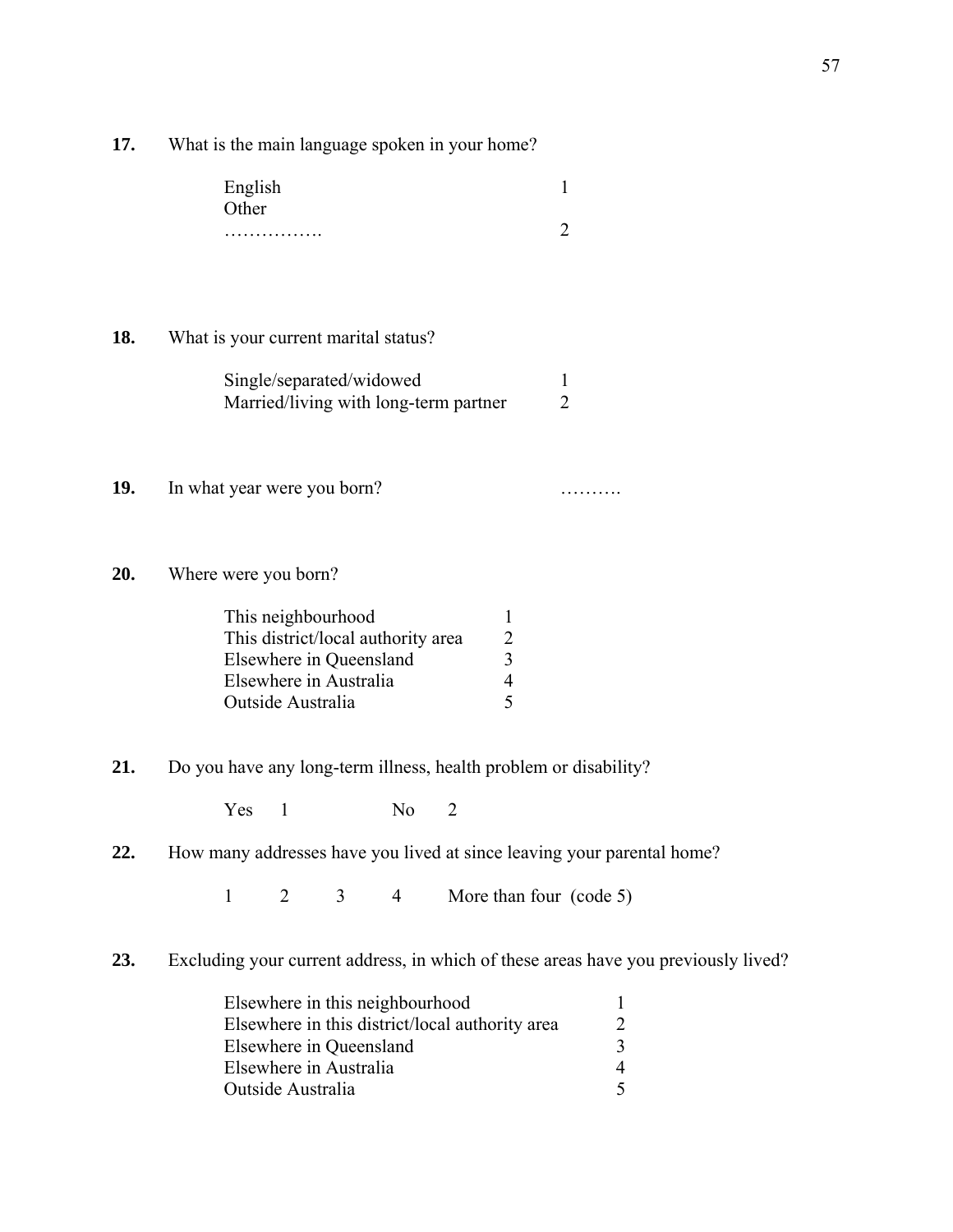**17.** What is the main language spoken in your home?

| | |
|---|---|
| English | 1 |
| Other ……………. | 2 |

**18.** What is your current marital status?

| | |
|---|---|
| Single/separated/widowed | 1 |
| Married/living with long-term partner | 2 |

**19.** In what year were you born? ……….

**20.** Where were you born?

| | |
|---|---|
| This neighbourhood | 1 |
| This district/local authority area | 2 |
| Elsewhere in Queensland | 3 |
| Elsewhere in Australia | 4 |
| Outside Australia | 5 |

**21.** Do you have any long-term illness, health problem or disability?

Yes 1 No 2

**22.** How many addresses have you lived at since leaving your parental home?

1 2 3 4 More than four (code 5)

**23.** Excluding your current address, in which of these areas have you previously lived?

| | |
|---|---|
| Elsewhere in this neighbourhood | 1 |
| Elsewhere in this district/local authority area | 2 |
| Elsewhere in Queensland | 3 |
| Elsewhere in Australia | 4 |
| Outside Australia | 5 |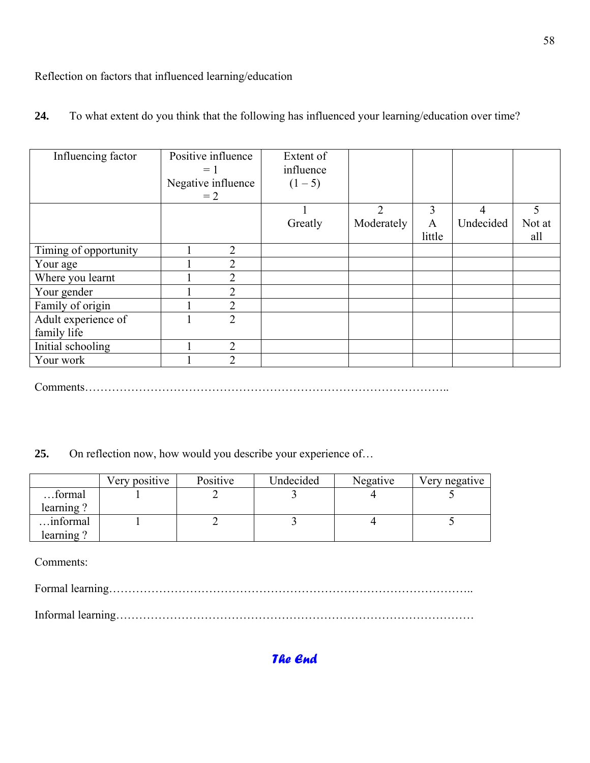Reflection on factors that influenced learning/education

**24.** To what extent do you think that the following has influenced your learning/education over time?

| Influencing factor | Positive influence = 1<br>Negative influence = 2 | Extent of influence (1 – 5) | | | | |
|---|---|---|---|---|---|---|
| | | 1<br>Greatly | 2<br>Moderately | 3<br>A little | 4<br>Undecided | 5<br>Not at all |
| Timing of opportunity | 1 2 | | | | | |
| Your age | 1 2 | | | | | |
| Where you learnt | 1 2 | | | | | |
| Your gender | 1 2 | | | | | |
| Family of origin | 1 2 | | | | | |
| Adult experience of family life | 1 2 | | | | | |
| Initial schooling | 1 2 | | | | | |
| Your work | 1 2 | | | | | |

Comments……………………………………………………………………………………..

**25.** On reflection now, how would you describe your experience of…

| | Very positive | Positive | Undecided | Negative | Very negative |
|---|---|---|---|---|---|
| …formal learning ? | 1 | 2 | 3 | 4 | 5 |
| …informal learning ? | 1 | 2 | 3 | 4 | 5 |

Comments:

Formal learning…………………………………………………………………………………..

Informal learning………………………………………………………………………………

***The End***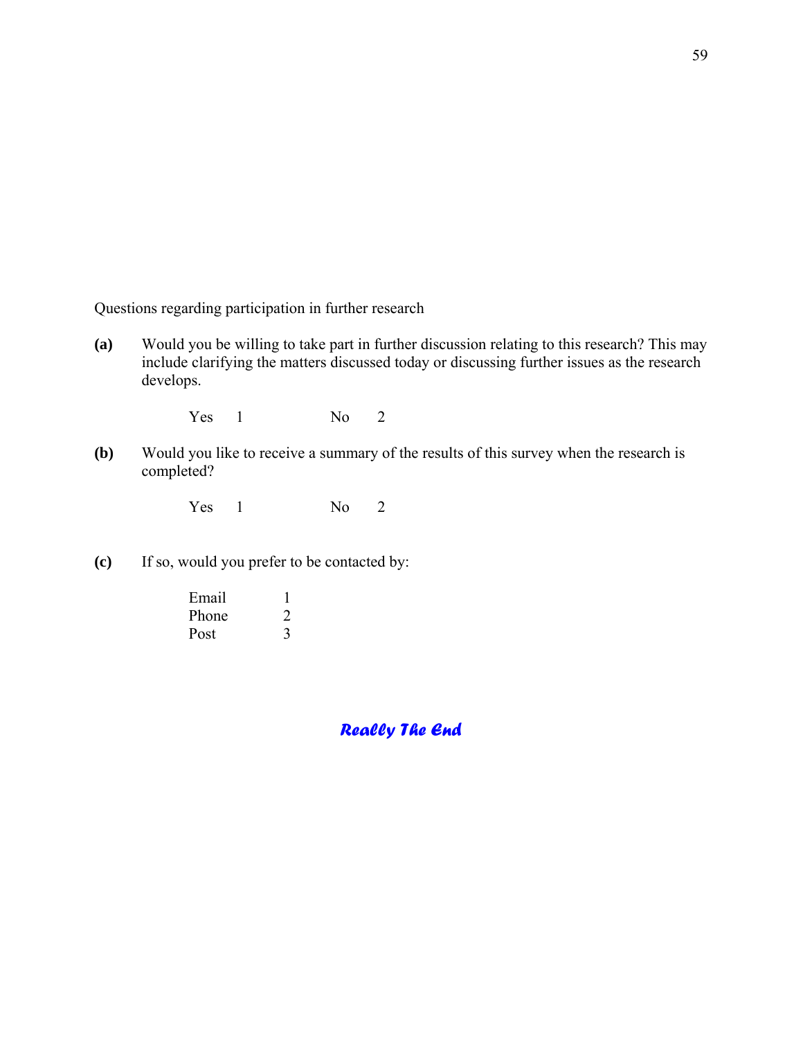Questions regarding participation in further research

**(a)** Would you be willing to take part in further discussion relating to this research? This may include clarifying the matters discussed today or discussing further issues as the research develops.

Yes 1 No 2

**(b)** Would you like to receive a summary of the results of this survey when the research is completed?

Yes 1 No 2

**(c)** If so, would you prefer to be contacted by:

Email 1
Phone 2
Post 3

***Really The End***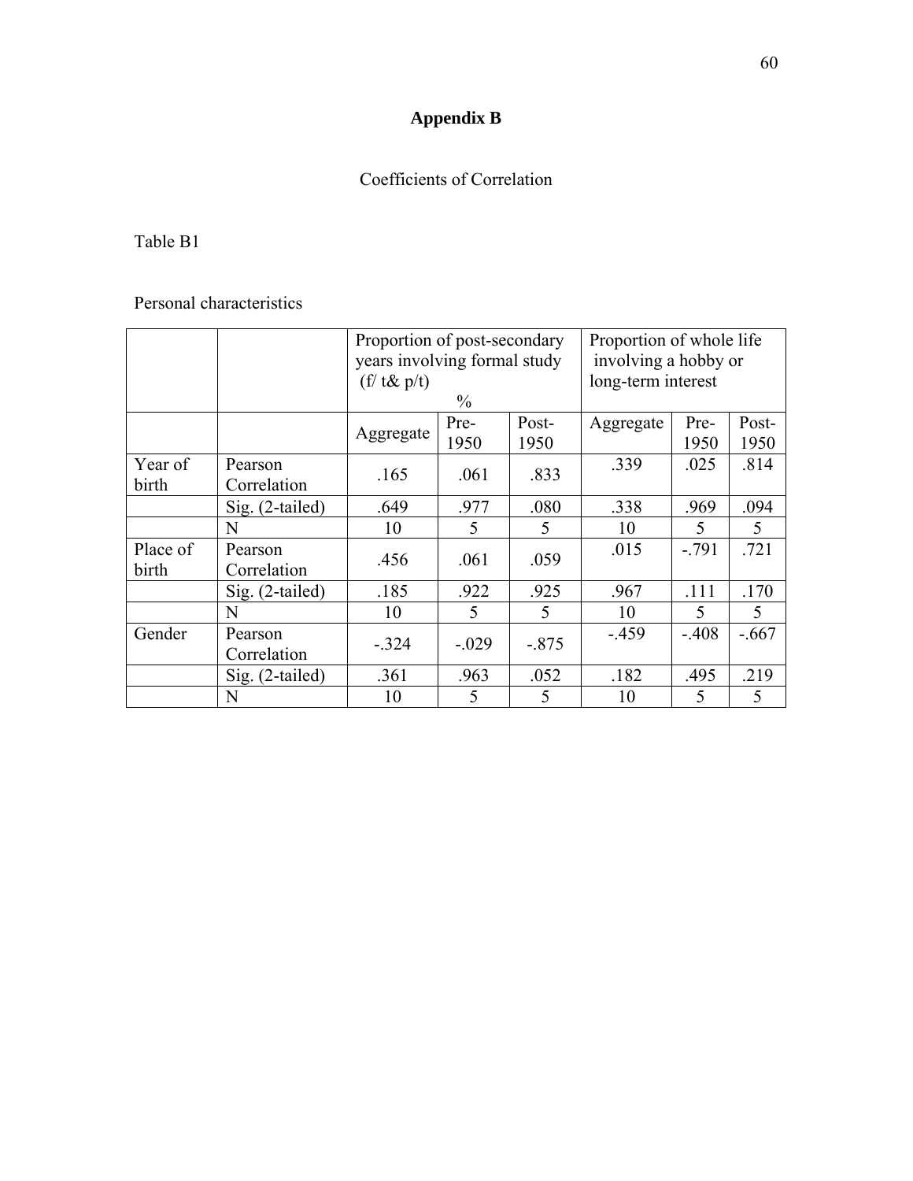# Appendix B

Coefficients of Correlation

Table B1

Personal characteristics

| | | Proportion of post-secondary years involving formal study (f/ t& p/t) % | | | Proportion of whole life involving a hobby or long-term interest | | |
|---|---|---|---|---|---|---|---|
| | | Aggregate | Pre-1950 | Post-1950 | Aggregate | Pre-1950 | Post-1950 |
| Year of birth | Pearson Correlation | .165 | .061 | .833 | .339 | .025 | .814 |
| | Sig. (2-tailed) | .649 | .977 | .080 | .338 | .969 | .094 |
| | N | 10 | 5 | 5 | 10 | 5 | 5 |
| Place of birth | Pearson Correlation | .456 | .061 | .059 | .015 | -.791 | .721 |
| | Sig. (2-tailed) | .185 | .922 | .925 | .967 | .111 | .170 |
| | N | 10 | 5 | 5 | 10 | 5 | 5 |
| Gender | Pearson Correlation | -.324 | -.029 | -.875 | -.459 | -.408 | -.667 |
| | Sig. (2-tailed) | .361 | .963 | .052 | .182 | .495 | .219 |
| | N | 10 | 5 | 5 | 10 | 5 | 5 |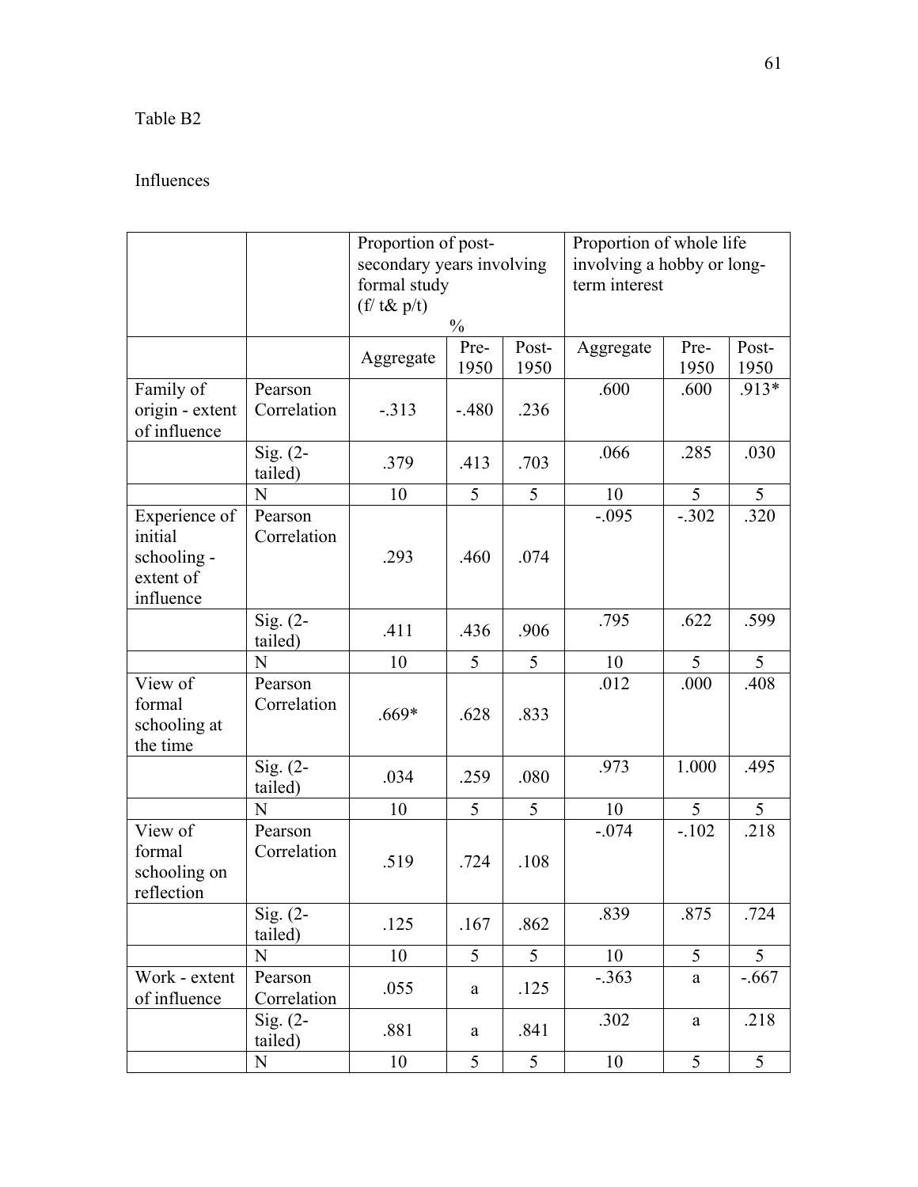Table B2

Influences

| | | Proportion of post-secondary years involving formal study (f/ t& p/t) % | | | Proportion of whole life involving a hobby or long-term interest | | |
|---|---|---|---|---|---|---|---|
| | | Aggregate | Pre-1950 | Post-1950 | Aggregate | Pre-1950 | Post-1950 |
| Family of origin - extent of influence | Pearson Correlation | -.313 | -.480 | .236 | .600 | .600 | .913* |
| | Sig. (2-tailed) | .379 | .413 | .703 | .066 | .285 | .030 |
| | N | 10 | 5 | 5 | 10 | 5 | 5 |
| Experience of initial schooling - extent of influence | Pearson Correlation | .293 | .460 | .074 | -.095 | -.302 | .320 |
| | Sig. (2-tailed) | .411 | .436 | .906 | .795 | .622 | .599 |
| | N | 10 | 5 | 5 | 10 | 5 | 5 |
| View of formal schooling at the time | Pearson Correlation | .669* | .628 | .833 | .012 | .000 | .408 |
| | Sig. (2-tailed) | .034 | .259 | .080 | .973 | 1.000 | .495 |
| | N | 10 | 5 | 5 | 10 | 5 | 5 |
| View of formal schooling on reflection | Pearson Correlation | .519 | .724 | .108 | -.074 | -.102 | .218 |
| | Sig. (2-tailed) | .125 | .167 | .862 | .839 | .875 | .724 |
| | N | 10 | 5 | 5 | 10 | 5 | 5 |
| Work - extent of influence | Pearson Correlation | .055 | a | .125 | -.363 | a | -.667 |
| | Sig. (2-tailed) | .881 | a | .841 | .302 | a | .218 |
| | N | 10 | 5 | 5 | 10 | 5 | 5 |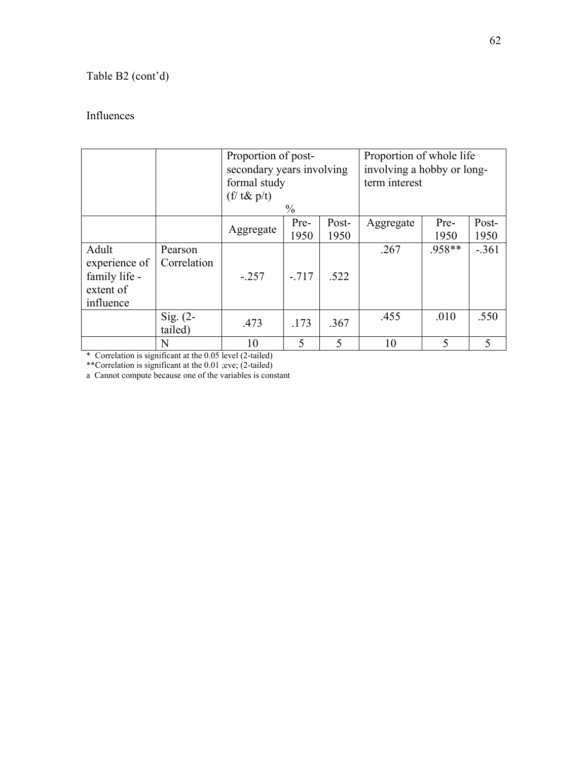Table B2 (cont'd)

Influences

| | | Proportion of post-secondary years involving formal study (f/ t& p/t) % | | | Proportion of whole life involving a hobby or long-term interest | | |
|---|---|---|---|---|---|---|---|
| | | Aggregate | Pre-1950 | Post-1950 | Aggregate | Pre-1950 | Post-1950 |
| Adult experience of family life - extent of influence | Pearson Correlation | -.257 | -.717 | .522 | .267 | .958** | -.361 |
| | Sig. (2-tailed) | .473 | .173 | .367 | .455 | .010 | .550 |
| | N | 10 | 5 | 5 | 10 | 5 | 5 |

\* Correlation is significant at the 0.05 level (2-tailed)

**Correlation is significant at the 0.01 ;eve; (2-tailed)

a Cannot compute because one of the variables is constant